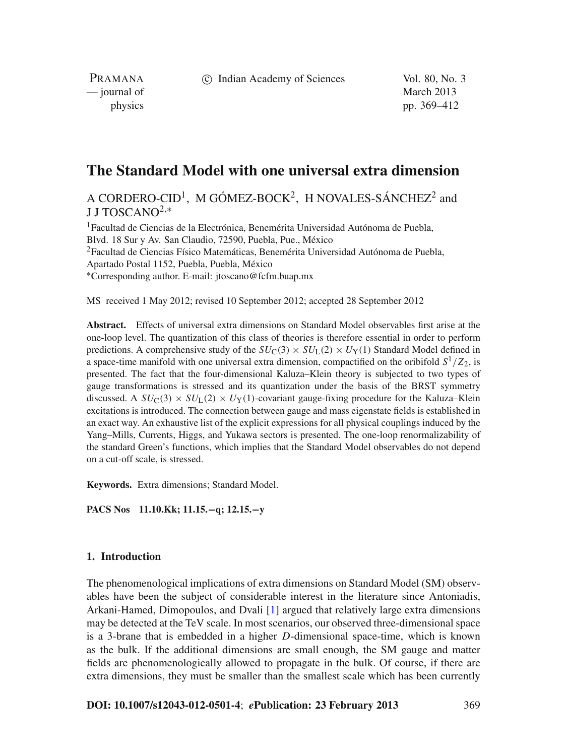# The Standard Model with one universal extra dimension

A CORDERO-CID[1], M GÓMEZ-BOCK[2], H NOVALES-SÁNCHEZ[2] and J J TOSCANO[2,*]

[1]Facultad de Ciencias de la Electrónica, Benemérita Universidad Autónoma de Puebla, Blvd. 18 Sur y Av. San Claudio, 72590, Puebla, Pue., México

[2]Facultad de Ciencias Físico Matemáticas, Benemérita Universidad Autónoma de Puebla, Apartado Postal 1152, Puebla, Puebla, México

[*]Corresponding author. E-mail: jtoscano@fcfm.buap.mx

MS received 1 May 2012; revised 10 September 2012; accepted 28 September 2012

**Abstract.** Effects of universal extra dimensions on Standard Model observables first arise at the one-loop level. The quantization of this class of theories is therefore essential in order to perform predictions. A comprehensive study of the $SU_{\mathrm{C}}(3) \times SU_{\mathrm{L}}(2) \times U_{\mathrm{Y}}(1)$ Standard Model defined in a space-time manifold with one universal extra dimension, compactified on the oribifold $S^1/Z_2$, is presented. The fact that the four-dimensional Kaluza–Klein theory is subjected to two types of gauge transformations is stressed and its quantization under the basis of the BRST symmetry discussed. A $SU_{\mathrm{C}}(3) \times SU_{\mathrm{L}}(2) \times U_{\mathrm{Y}}(1)$-covariant gauge-fixing procedure for the Kaluza–Klein excitations is introduced. The connection between gauge and mass eigenstate fields is established in an exact way. An exhaustive list of the explicit expressions for all physical couplings induced by the Yang–Mills, Currents, Higgs, and Yukawa sectors is presented. The one-loop renormalizability of the standard Green's functions, which implies that the Standard Model observables do not depend on a cut-off scale, is stressed.

**Keywords.** Extra dimensions; Standard Model.

**PACS Nos** **11.10.Kk; 11.15.−q; 12.15.−y**

## 1. Introduction

The phenomenological implications of extra dimensions on Standard Model (SM) observables have been the subject of considerable interest in the literature since Antoniadis, Arkani-Hamed, Dimopoulos, and Dvali [1] argued that relatively large extra dimensions may be detected at the TeV scale. In most scenarios, our observed three-dimensional space is a 3-brane that is embedded in a higher $D$-dimensional space-time, which is known as the bulk. If the additional dimensions are small enough, the SM gauge and matter fields are phenomenologically allowed to propagate in the bulk. Of course, if there are extra dimensions, they must be smaller than the smallest scale which has been currently

**DOI: 10.1007/s12043-012-0501-4**; ***e*Publication: 23 February 2013**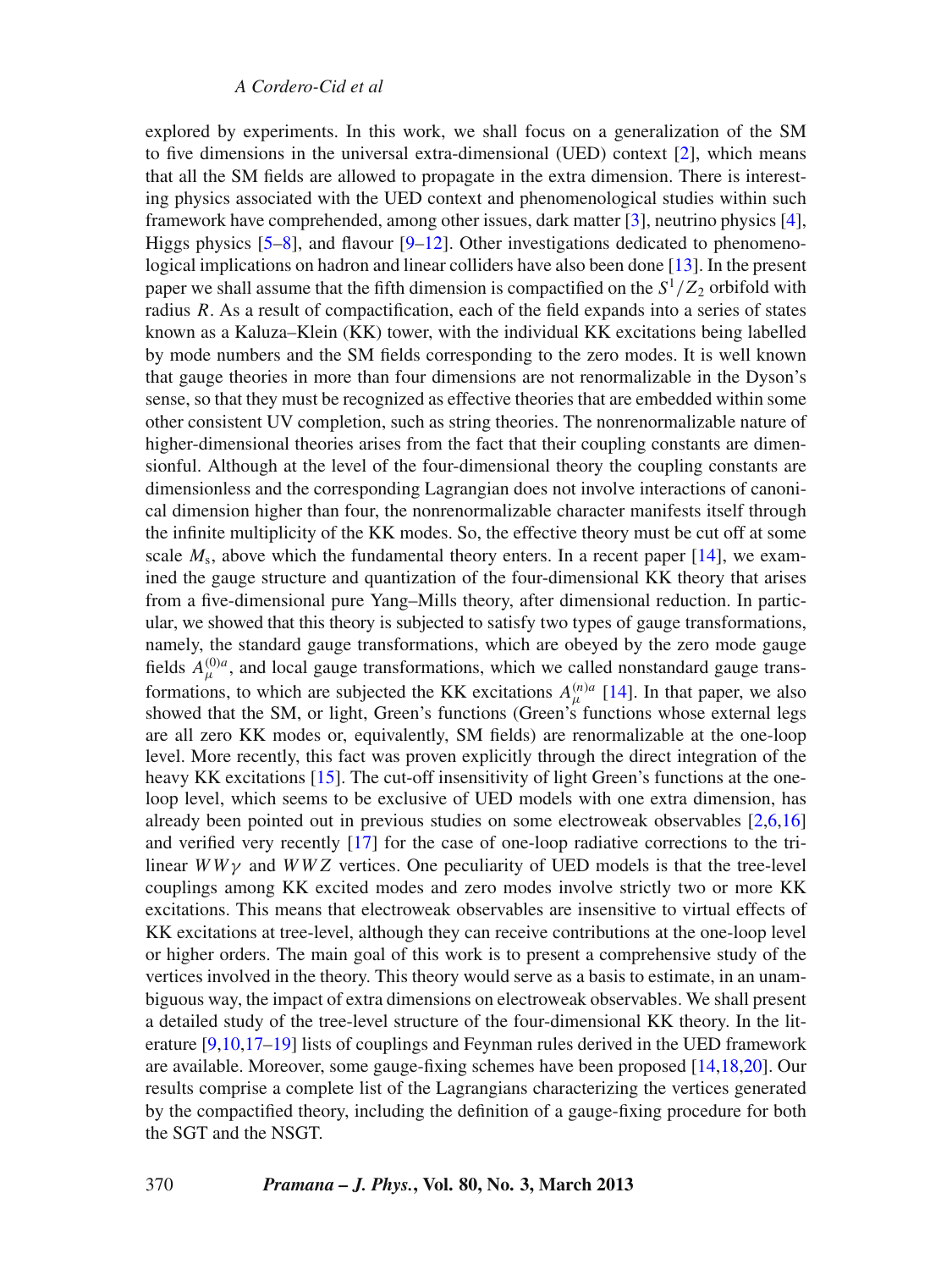explored by experiments. In this work, we shall focus on a generalization of the SM to five dimensions in the universal extra-dimensional (UED) context [2], which means that all the SM fields are allowed to propagate in the extra dimension. There is interesting physics associated with the UED context and phenomenological studies within such framework have comprehended, among other issues, dark matter [3], neutrino physics [4], Higgs physics [5–8], and flavour [9–12]. Other investigations dedicated to phenomenological implications on hadron and linear colliders have also been done [13]. In the present paper we shall assume that the fifth dimension is compactified on the $S^1/Z_2$ orbifold with radius $R$. As a result of compactification, each of the field expands into a series of states known as a Kaluza–Klein (KK) tower, with the individual KK excitations being labelled by mode numbers and the SM fields corresponding to the zero modes. It is well known that gauge theories in more than four dimensions are not renormalizable in the Dyson's sense, so that they must be recognized as effective theories that are embedded within some other consistent UV completion, such as string theories. The nonrenormalizable nature of higher-dimensional theories arises from the fact that their coupling constants are dimensionful. Although at the level of the four-dimensional theory the coupling constants are dimensionless and the corresponding Lagrangian does not involve interactions of canonical dimension higher than four, the nonrenormalizable character manifests itself through the infinite multiplicity of the KK modes. So, the effective theory must be cut off at some scale $M_s$, above which the fundamental theory enters. In a recent paper [14], we examined the gauge structure and quantization of the four-dimensional KK theory that arises from a five-dimensional pure Yang–Mills theory, after dimensional reduction. In particular, we showed that this theory is subjected to satisfy two types of gauge transformations, namely, the standard gauge transformations, which are obeyed by the zero mode gauge fields $A_\mu^{(0)a}$, and local gauge transformations, which we called nonstandard gauge transformations, to which are subjected the KK excitations $A_\mu^{(n)a}$ [14]. In that paper, we also showed that the SM, or light, Green's functions (Green's functions whose external legs are all zero KK modes or, equivalently, SM fields) are renormalizable at the one-loop level. More recently, this fact was proven explicitly through the direct integration of the heavy KK excitations [15]. The cut-off insensitivity of light Green's functions at the one-loop level, which seems to be exclusive of UED models with one extra dimension, has already been pointed out in previous studies on some electroweak observables [2,6,16] and verified very recently [17] for the case of one-loop radiative corrections to the trilinear $WW\gamma$ and $WWZ$ vertices. One peculiarity of UED models is that the tree-level couplings among KK excited modes and zero modes involve strictly two or more KK excitations. This means that electroweak observables are insensitive to virtual effects of KK excitations at tree-level, although they can receive contributions at the one-loop level or higher orders. The main goal of this work is to present a comprehensive study of the vertices involved in the theory. This theory would serve as a basis to estimate, in an unambiguous way, the impact of extra dimensions on electroweak observables. We shall present a detailed study of the tree-level structure of the four-dimensional KK theory. In the literature [9,10,17–19] lists of couplings and Feynman rules derived in the UED framework are available. Moreover, some gauge-fixing schemes have been proposed [14,18,20]. Our results comprise a complete list of the Lagrangians characterizing the vertices generated by the compactified theory, including the definition of a gauge-fixing procedure for both the SGT and the NSGT.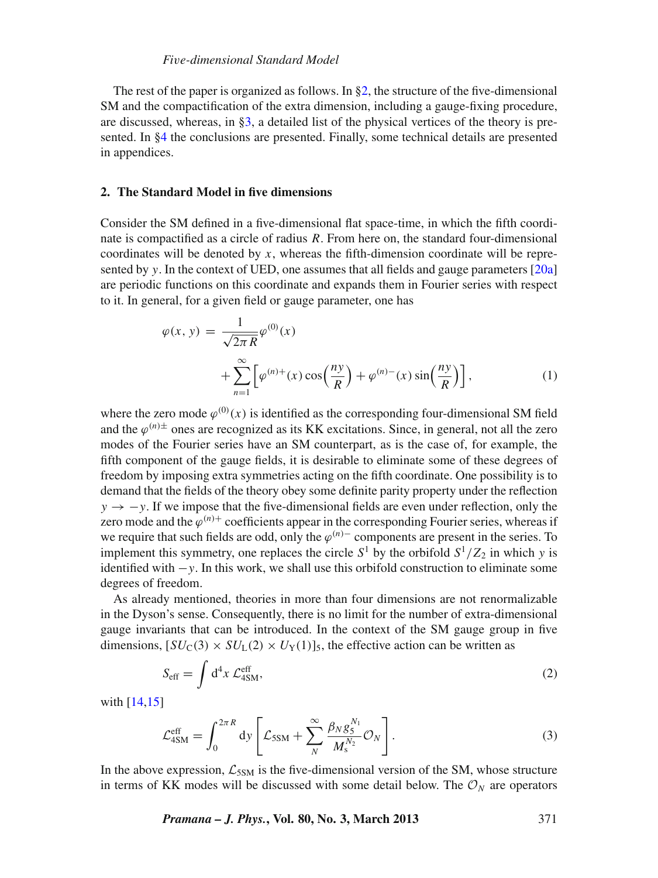The rest of the paper is organized as follows. In §2, the structure of the five-dimensional SM and the compactification of the extra dimension, including a gauge-fixing procedure, are discussed, whereas, in §3, a detailed list of the physical vertices of the theory is presented. In §4 the conclusions are presented. Finally, some technical details are presented in appendices.

## 2. The Standard Model in five dimensions

Consider the SM defined in a five-dimensional flat space-time, in which the fifth coordinate is compactified as a circle of radius $R$. From here on, the standard four-dimensional coordinates will be denoted by $x$, whereas the fifth-dimension coordinate will be represented by $y$. In the context of UED, one assumes that all fields and gauge parameters [20a] are periodic functions on this coordinate and expands them in Fourier series with respect to it. In general, for a given field or gauge parameter, one has

$$\varphi(x, y) = \frac{1}{\sqrt{2\pi R}}\varphi^{(0)}(x) + \sum_{n=1}^{\infty}\left[\varphi^{(n)+}(x)\cos\left(\frac{ny}{R}\right) + \varphi^{(n)-}(x)\sin\left(\frac{ny}{R}\right)\right], \tag{1}$$

where the zero mode $\varphi^{(0)}(x)$ is identified as the corresponding four-dimensional SM field and the $\varphi^{(n)\pm}$ ones are recognized as its KK excitations. Since, in general, not all the zero modes of the Fourier series have an SM counterpart, as is the case of, for example, the fifth component of the gauge fields, it is desirable to eliminate some of these degrees of freedom by imposing extra symmetries acting on the fifth coordinate. One possibility is to demand that the fields of the theory obey some definite parity property under the reflection $y \to -y$. If we impose that the five-dimensional fields are even under reflection, only the zero mode and the $\varphi^{(n)+}$ coefficients appear in the corresponding Fourier series, whereas if we require that such fields are odd, only the $\varphi^{(n)-}$ components are present in the series. To implement this symmetry, one replaces the circle $S^1$ by the orbifold $S^1/Z_2$ in which $y$ is identified with $-y$. In this work, we shall use this orbifold construction to eliminate some degrees of freedom.

As already mentioned, theories in more than four dimensions are not renormalizable in the Dyson's sense. Consequently, there is no limit for the number of extra-dimensional gauge invariants that can be introduced. In the context of the SM gauge group in five dimensions, $[SU_{\rm C}(3) \times SU_{\rm L}(2) \times U_{\rm Y}(1)]_5$, the effective action can be written as

$$S_{\rm eff} = \int {\rm d}^4x\, \mathcal{L}^{\rm eff}_{\rm 4SM}, \tag{2}$$

with [14,15]

$$\mathcal{L}^{\rm eff}_{\rm 4SM} = \int_0^{2\pi R} {\rm d}y \left[\mathcal{L}_{\rm 5SM} + \sum_{N}^{\infty} \frac{\beta_N g_5^{N_1}}{M_{\rm s}^{N_2}}\mathcal{O}_N\right]. \tag{3}$$

In the above expression, $\mathcal{L}_{\rm 5SM}$ is the five-dimensional version of the SM, whose structure in terms of KK modes will be discussed with some detail below. The $\mathcal{O}_N$ are operators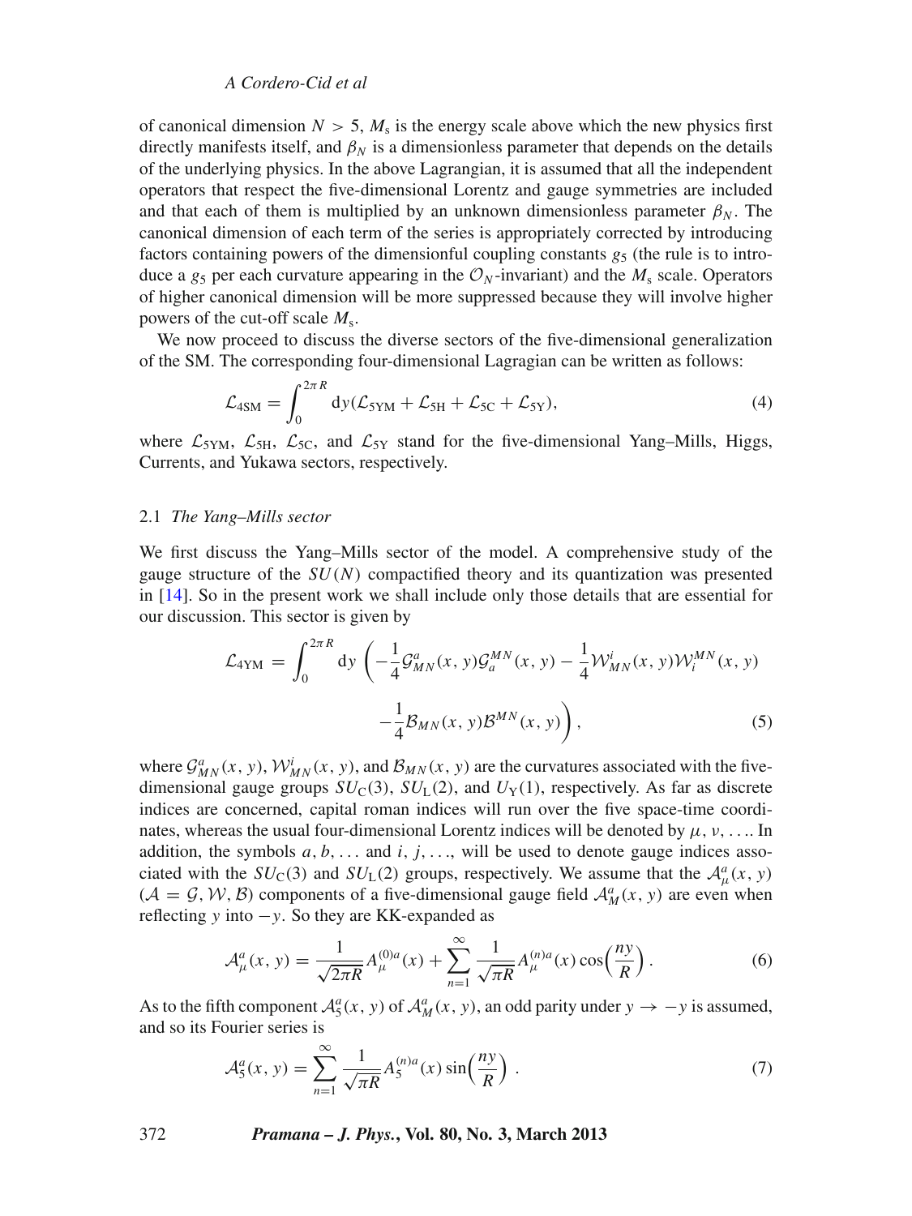of canonical dimension $N > 5$, $M_s$ is the energy scale above which the new physics first directly manifests itself, and $\beta_N$ is a dimensionless parameter that depends on the details of the underlying physics. In the above Lagrangian, it is assumed that all the independent operators that respect the five-dimensional Lorentz and gauge symmetries are included and that each of them is multiplied by an unknown dimensionless parameter $\beta_N$. The canonical dimension of each term of the series is appropriately corrected by introducing factors containing powers of the dimensionful coupling constants $g_5$ (the rule is to introduce a $g_5$ per each curvature appearing in the $\mathcal{O}_N$-invariant) and the $M_s$ scale. Operators of higher canonical dimension will be more suppressed because they will involve higher powers of the cut-off scale $M_s$.

We now proceed to discuss the diverse sectors of the five-dimensional generalization of the SM. The corresponding four-dimensional Lagragian can be written as follows:

$$\mathcal{L}_{4\mathrm{SM}} = \int_0^{2\pi R} \mathrm{d}y (\mathcal{L}_{5\mathrm{YM}} + \mathcal{L}_{5\mathrm{H}} + \mathcal{L}_{5\mathrm{C}} + \mathcal{L}_{5\mathrm{Y}}), \tag{4}$$

where $\mathcal{L}_{5\mathrm{YM}}$, $\mathcal{L}_{5\mathrm{H}}$, $\mathcal{L}_{5\mathrm{C}}$, and $\mathcal{L}_{5\mathrm{Y}}$ stand for the five-dimensional Yang–Mills, Higgs, Currents, and Yukawa sectors, respectively.

### 2.1 *The Yang–Mills sector*

We first discuss the Yang–Mills sector of the model. A comprehensive study of the gauge structure of the $SU(N)$ compactified theory and its quantization was presented in [14]. So in the present work we shall include only those details that are essential for our discussion. This sector is given by

$$\mathcal{L}_{4\mathrm{YM}} = \int_0^{2\pi R} \mathrm{d}y \left( -\frac{1}{4}\mathcal{G}^a_{MN}(x,y)\mathcal{G}^{MN}_a(x,y) - \frac{1}{4}\mathcal{W}^i_{MN}(x,y)\mathcal{W}^{MN}_i(x,y) - \frac{1}{4}\mathcal{B}_{MN}(x,y)\mathcal{B}^{MN}(x,y) \right), \tag{5}$$

where $\mathcal{G}^a_{MN}(x,y)$, $\mathcal{W}^i_{MN}(x,y)$, and $\mathcal{B}_{MN}(x,y)$ are the curvatures associated with the five-dimensional gauge groups $SU_\mathrm{C}(3)$, $SU_\mathrm{L}(2)$, and $U_\mathrm{Y}(1)$, respectively. As far as discrete indices are concerned, capital roman indices will run over the five space-time coordinates, whereas the usual four-dimensional Lorentz indices will be denoted by $\mu, \nu, \ldots$. In addition, the symbols $a, b, \ldots$ and $i, j, \ldots$, will be used to denote gauge indices associated with the $SU_\mathrm{C}(3)$ and $SU_\mathrm{L}(2)$ groups, respectively. We assume that the $\mathcal{A}^a_\mu(x,y)$ ($\mathcal{A} = \mathcal{G}, \mathcal{W}, \mathcal{B}$) components of a five-dimensional gauge field $\mathcal{A}^a_M(x,y)$ are even when reflecting $y$ into $-y$. So they are KK-expanded as

$$\mathcal{A}^a_\mu(x,y) = \frac{1}{\sqrt{2\pi R}} A^{(0)a}_\mu(x) + \sum_{n=1}^{\infty} \frac{1}{\sqrt{\pi R}} A^{(n)a}_\mu(x) \cos\left(\frac{ny}{R}\right). \tag{6}$$

As to the fifth component $\mathcal{A}^a_5(x,y)$ of $\mathcal{A}^a_M(x,y)$, an odd parity under $y \to -y$ is assumed, and so its Fourier series is

$$\mathcal{A}^a_5(x,y) = \sum_{n=1}^{\infty} \frac{1}{\sqrt{\pi R}} A^{(n)a}_5(x) \sin\left(\frac{ny}{R}\right). \tag{7}$$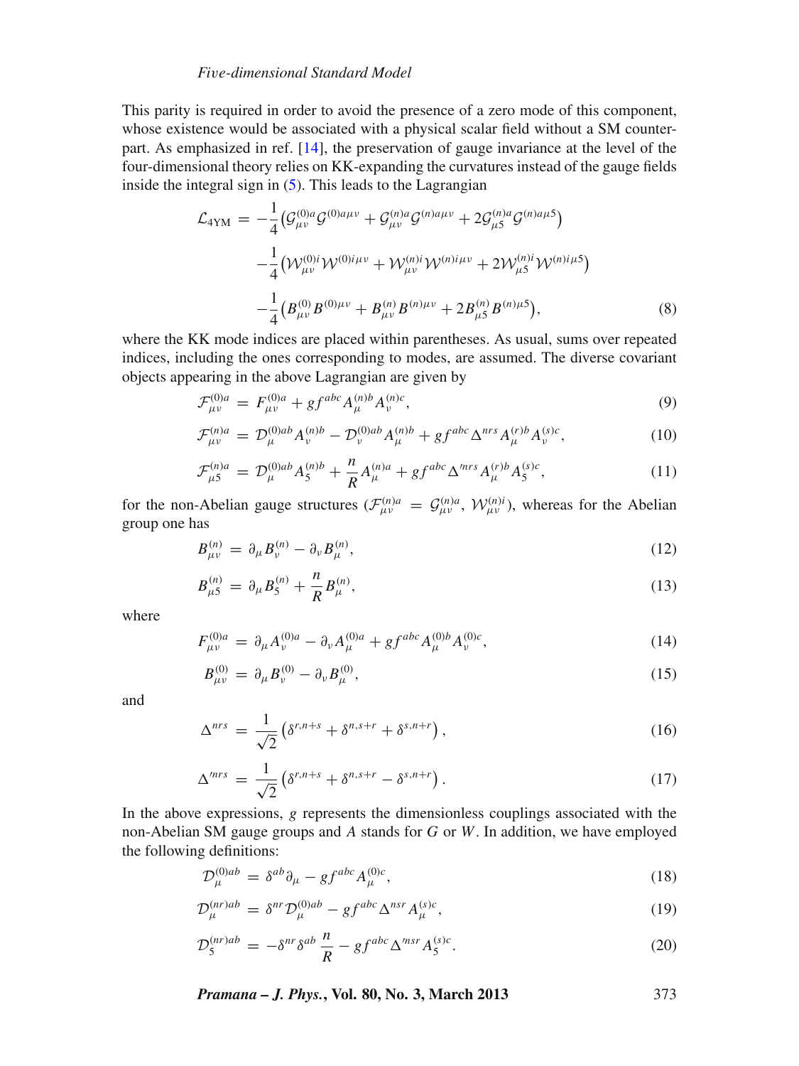This parity is required in order to avoid the presence of a zero mode of this component, whose existence would be associated with a physical scalar field without a SM counterpart. As emphasized in ref. [14], the preservation of gauge invariance at the level of the four-dimensional theory relies on KK-expanding the curvatures instead of the gauge fields inside the integral sign in (5). This leads to the Lagrangian

$$
\begin{aligned}
\mathcal{L}_{4\mathrm{YM}} = & -\frac{1}{4}\left(\mathcal{G}^{(0)a}_{\mu\nu}\mathcal{G}^{(0)a\mu\nu} + \mathcal{G}^{(n)a}_{\mu\nu}\mathcal{G}^{(n)a\mu\nu} + 2\mathcal{G}^{(n)a}_{\mu 5}\mathcal{G}^{(n)a\mu 5}\right) \\
& -\frac{1}{4}\left(\mathcal{W}^{(0)i}_{\mu\nu}\mathcal{W}^{(0)i\mu\nu} + \mathcal{W}^{(n)i}_{\mu\nu}\mathcal{W}^{(n)i\mu\nu} + 2\mathcal{W}^{(n)i}_{\mu 5}\mathcal{W}^{(n)i\mu 5}\right) \\
& -\frac{1}{4}\left(B^{(0)}_{\mu\nu}B^{(0)\mu\nu} + B^{(n)}_{\mu\nu}B^{(n)\mu\nu} + 2B^{(n)}_{\mu 5}B^{(n)\mu 5}\right),
\end{aligned}
\tag{8}
$$

where the KK mode indices are placed within parentheses. As usual, sums over repeated indices, including the ones corresponding to modes, are assumed. The diverse covariant objects appearing in the above Lagrangian are given by

$$
\mathcal{F}^{(0)a}_{\mu\nu} = F^{(0)a}_{\mu\nu} + gf^{abc}A^{(n)b}_{\mu}A^{(n)c}_{\nu},
\tag{9}
$$

$$
\mathcal{F}^{(n)a}_{\mu\nu} = \mathcal{D}^{(0)ab}_{\mu}A^{(n)b}_{\nu} - \mathcal{D}^{(0)ab}_{\nu}A^{(n)b}_{\mu} + gf^{abc}\Delta^{nrs}A^{(r)b}_{\mu}A^{(s)c}_{\nu},
\tag{10}
$$

$$
\mathcal{F}^{(n)a}_{\mu 5} = \mathcal{D}^{(0)ab}_{\mu}A^{(n)b}_{5} + \frac{n}{R}A^{(n)a}_{\mu} + gf^{abc}\Delta'^{nrs}A^{(r)b}_{\mu}A^{(s)c}_{5},
\tag{11}
$$

for the non-Abelian gauge structures ($\mathcal{F}^{(n)a}_{\mu\nu} = \mathcal{G}^{(n)a}_{\mu\nu},\ \mathcal{W}^{(n)i}_{\mu\nu}$), whereas for the Abelian group one has

$$
B^{(n)}_{\mu\nu} = \partial_{\mu}B^{(n)}_{\nu} - \partial_{\nu}B^{(n)}_{\mu},
\tag{12}
$$

$$
B^{(n)}_{\mu 5} = \partial_{\mu}B^{(n)}_{5} + \frac{n}{R}B^{(n)}_{\mu},
\tag{13}
$$

where

$$
F^{(0)a}_{\mu\nu} = \partial_{\mu}A^{(0)a}_{\nu} - \partial_{\nu}A^{(0)a}_{\mu} + gf^{abc}A^{(0)b}_{\mu}A^{(0)c}_{\nu},
\tag{14}
$$

$$
B^{(0)}_{\mu\nu} = \partial_{\mu}B^{(0)}_{\nu} - \partial_{\nu}B^{(0)}_{\mu},
\tag{15}
$$

and

$$
\Delta^{nrs} = \frac{1}{\sqrt{2}}\left(\delta^{r,n+s} + \delta^{n,s+r} + \delta^{s,n+r}\right),
\tag{16}
$$

$$
\Delta'^{nrs} = \frac{1}{\sqrt{2}}\left(\delta^{r,n+s} + \delta^{n,s+r} - \delta^{s,n+r}\right).
\tag{17}
$$

In the above expressions, $g$ represents the dimensionless couplings associated with the non-Abelian SM gauge groups and $A$ stands for $G$ or $W$. In addition, we have employed the following definitions:

$$
\mathcal{D}^{(0)ab}_{\mu} = \delta^{ab}\partial_{\mu} - gf^{abc}A^{(0)c}_{\mu},
\tag{18}
$$

$$
\mathcal{D}^{(nr)ab}_{\mu} = \delta^{nr}\mathcal{D}^{(0)ab}_{\mu} - gf^{abc}\Delta^{nsr}A^{(s)c}_{\mu},
\tag{19}
$$

$$
\mathcal{D}^{(nr)ab}_{5} = -\delta^{nr}\delta^{ab}\,\frac{n}{R} - gf^{abc}\Delta'^{nsr}A^{(s)c}_{5}.
\tag{20}
$$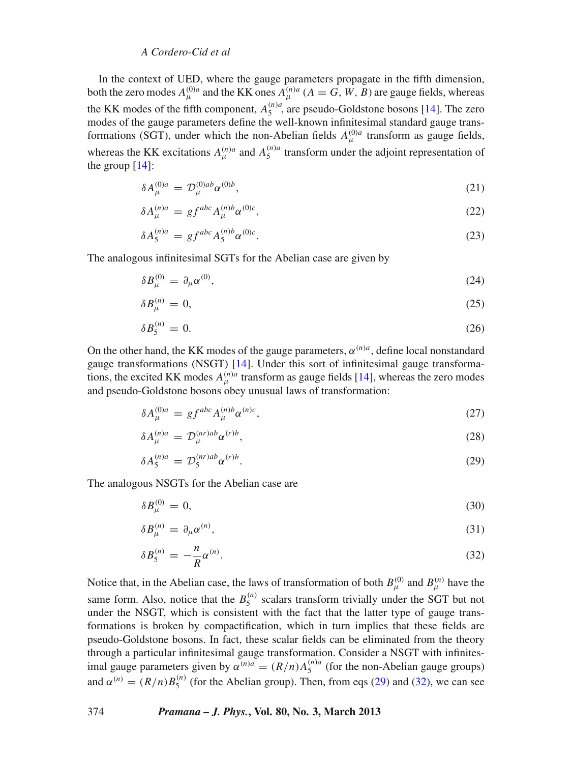In the context of UED, where the gauge parameters propagate in the fifth dimension, both the zero modes $A_\mu^{(0)a}$ and the KK ones $A_\mu^{(n)a}$ ($A = G, W, B$) are gauge fields, whereas the KK modes of the fifth component, $A_5^{(n)a}$, are pseudo-Goldstone bosons [14]. The zero modes of the gauge parameters define the well-known infinitesimal standard gauge transformations (SGT), under which the non-Abelian fields $A_\mu^{(0)a}$ transform as gauge fields, whereas the KK excitations $A_\mu^{(n)a}$ and $A_5^{(n)a}$ transform under the adjoint representation of the group [14]:

$$\delta A_\mu^{(0)a} = \mathcal{D}_\mu^{(0)ab}\alpha^{(0)b}, \tag{21}$$

$$\delta A_\mu^{(n)a} = gf^{abc}A_\mu^{(n)b}\alpha^{(0)c}, \tag{22}$$

$$\delta A_5^{(n)a} = gf^{abc}A_5^{(n)b}\alpha^{(0)c}. \tag{23}$$

The analogous infinitesimal SGTs for the Abelian case are given by

$$\delta B_\mu^{(0)} = \partial_\mu \alpha^{(0)}, \tag{24}$$

$$\delta B_\mu^{(n)} = 0, \tag{25}$$

$$\delta B_5^{(n)} = 0. \tag{26}$$

On the other hand, the KK modes of the gauge parameters, $\alpha^{(n)a}$, define local nonstandard gauge transformations (NSGT) [14]. Under this sort of infinitesimal gauge transformations, the excited KK modes $A_\mu^{(n)a}$ transform as gauge fields [14], whereas the zero modes and pseudo-Goldstone bosons obey unusual laws of transformation:

$$\delta A_\mu^{(0)a} = gf^{abc}A_\mu^{(n)b}\alpha^{(n)c}, \tag{27}$$

$$\delta A_\mu^{(n)a} = \mathcal{D}_\mu^{(nr)ab}\alpha^{(r)b}, \tag{28}$$

$$\delta A_5^{(n)a} = \mathcal{D}_5^{(nr)ab}\alpha^{(r)b}. \tag{29}$$

The analogous NSGTs for the Abelian case are

$$\delta B_\mu^{(0)} = 0, \tag{30}$$

$$\delta B_\mu^{(n)} = \partial_\mu \alpha^{(n)}, \tag{31}$$

$$\delta B_5^{(n)} = -\frac{n}{R}\alpha^{(n)}. \tag{32}$$

Notice that, in the Abelian case, the laws of transformation of both $B_\mu^{(0)}$ and $B_\mu^{(n)}$ have the same form. Also, notice that the $B_5^{(n)}$ scalars transform trivially under the SGT but not under the NSGT, which is consistent with the fact that the latter type of gauge transformations is broken by compactification, which in turn implies that these fields are pseudo-Goldstone bosons. In fact, these scalar fields can be eliminated from the theory through a particular infinitesimal gauge transformation. Consider a NSGT with infinitesimal gauge parameters given by $\alpha^{(n)a} = (R/n)A_5^{(n)a}$ (for the non-Abelian gauge groups) and $\alpha^{(n)} = (R/n)B_5^{(n)}$ (for the Abelian group). Then, from eqs (29) and (32), we can see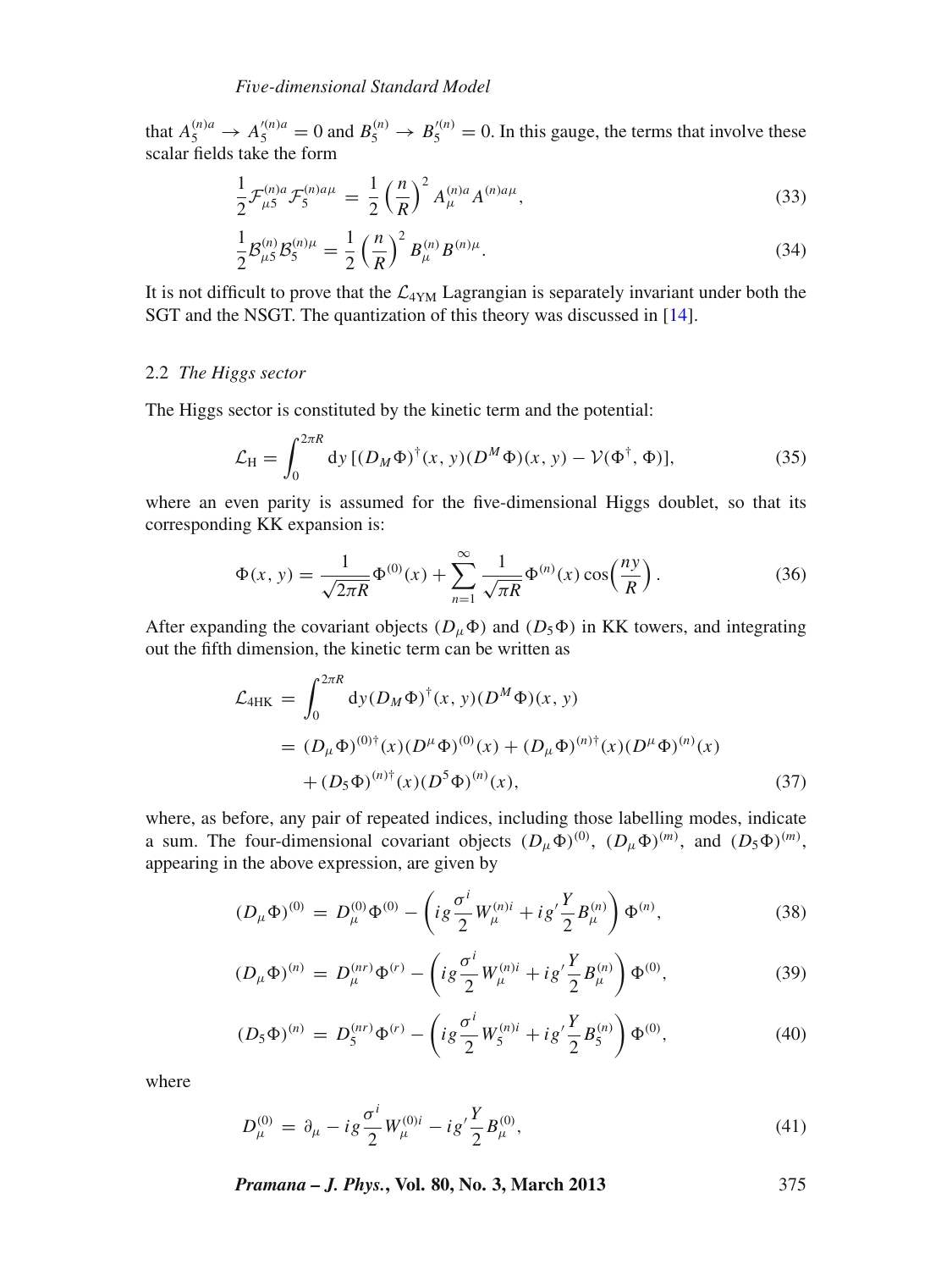that $A_5^{(n)a} \to A_5^{\prime(n)a} = 0$ and $B_5^{(n)} \to B_5^{\prime(n)} = 0$. In this gauge, the terms that involve these scalar fields take the form

$$\frac{1}{2}\mathcal{F}_{\mu 5}^{(n)a}\mathcal{F}_5^{(n)a\mu} = \frac{1}{2}\left(\frac{n}{R}\right)^2 A_\mu^{(n)a}A^{(n)a\mu}, \tag{33}$$

$$\frac{1}{2}\mathcal{B}_{\mu 5}^{(n)}\mathcal{B}_5^{(n)\mu} = \frac{1}{2}\left(\frac{n}{R}\right)^2 B_\mu^{(n)}B^{(n)\mu}. \tag{34}$$

It is not difficult to prove that the $\mathcal{L}_{4\text{YM}}$ Lagrangian is separately invariant under both the SGT and the NSGT. The quantization of this theory was discussed in [14].

### 2.2 *The Higgs sector*

The Higgs sector is constituted by the kinetic term and the potential:

$$\mathcal{L}_\text{H} = \int_0^{2\pi R} \mathrm{d}y\, [(D_M\Phi)^\dagger(x,y)(D^M\Phi)(x,y) - \mathcal{V}(\Phi^\dagger,\Phi)], \tag{35}$$

where an even parity is assumed for the five-dimensional Higgs doublet, so that its corresponding KK expansion is:

$$\Phi(x,y) = \frac{1}{\sqrt{2\pi R}}\Phi^{(0)}(x) + \sum_{n=1}^{\infty}\frac{1}{\sqrt{\pi R}}\Phi^{(n)}(x)\cos\left(\frac{ny}{R}\right). \tag{36}$$

After expanding the covariant objects $(D_\mu\Phi)$ and $(D_5\Phi)$ in KK towers, and integrating out the fifth dimension, the kinetic term can be written as

$$\begin{aligned}
\mathcal{L}_{4\text{HK}} &= \int_0^{2\pi R}\mathrm{d}y (D_M\Phi)^\dagger(x,y)(D^M\Phi)(x,y) \\
&= (D_\mu\Phi)^{(0)\dagger}(x)(D^\mu\Phi)^{(0)}(x) + (D_\mu\Phi)^{(n)\dagger}(x)(D^\mu\Phi)^{(n)}(x) \\
&\quad + (D_5\Phi)^{(n)\dagger}(x)(D^5\Phi)^{(n)}(x),
\end{aligned} \tag{37}$$

where, as before, any pair of repeated indices, including those labelling modes, indicate a sum. The four-dimensional covariant objects $(D_\mu\Phi)^{(0)}$, $(D_\mu\Phi)^{(m)}$, and $(D_5\Phi)^{(m)}$, appearing in the above expression, are given by

$$(D_\mu\Phi)^{(0)} = D_\mu^{(0)}\Phi^{(0)} - \left(ig\frac{\sigma^i}{2}W_\mu^{(n)i} + ig'\frac{Y}{2}B_\mu^{(n)}\right)\Phi^{(n)}, \tag{38}$$

$$(D_\mu\Phi)^{(n)} = D_\mu^{(nr)}\Phi^{(r)} - \left(ig\frac{\sigma^i}{2}W_\mu^{(n)i} + ig'\frac{Y}{2}B_\mu^{(n)}\right)\Phi^{(0)}, \tag{39}$$

$$(D_5\Phi)^{(n)} = D_5^{(nr)}\Phi^{(r)} - \left(ig\frac{\sigma^i}{2}W_5^{(n)i} + ig'\frac{Y}{2}B_5^{(n)}\right)\Phi^{(0)}, \tag{40}$$

where

$$D_\mu^{(0)} = \partial_\mu - ig\frac{\sigma^i}{2}W_\mu^{(0)i} - ig'\frac{Y}{2}B_\mu^{(0)}, \tag{41}$$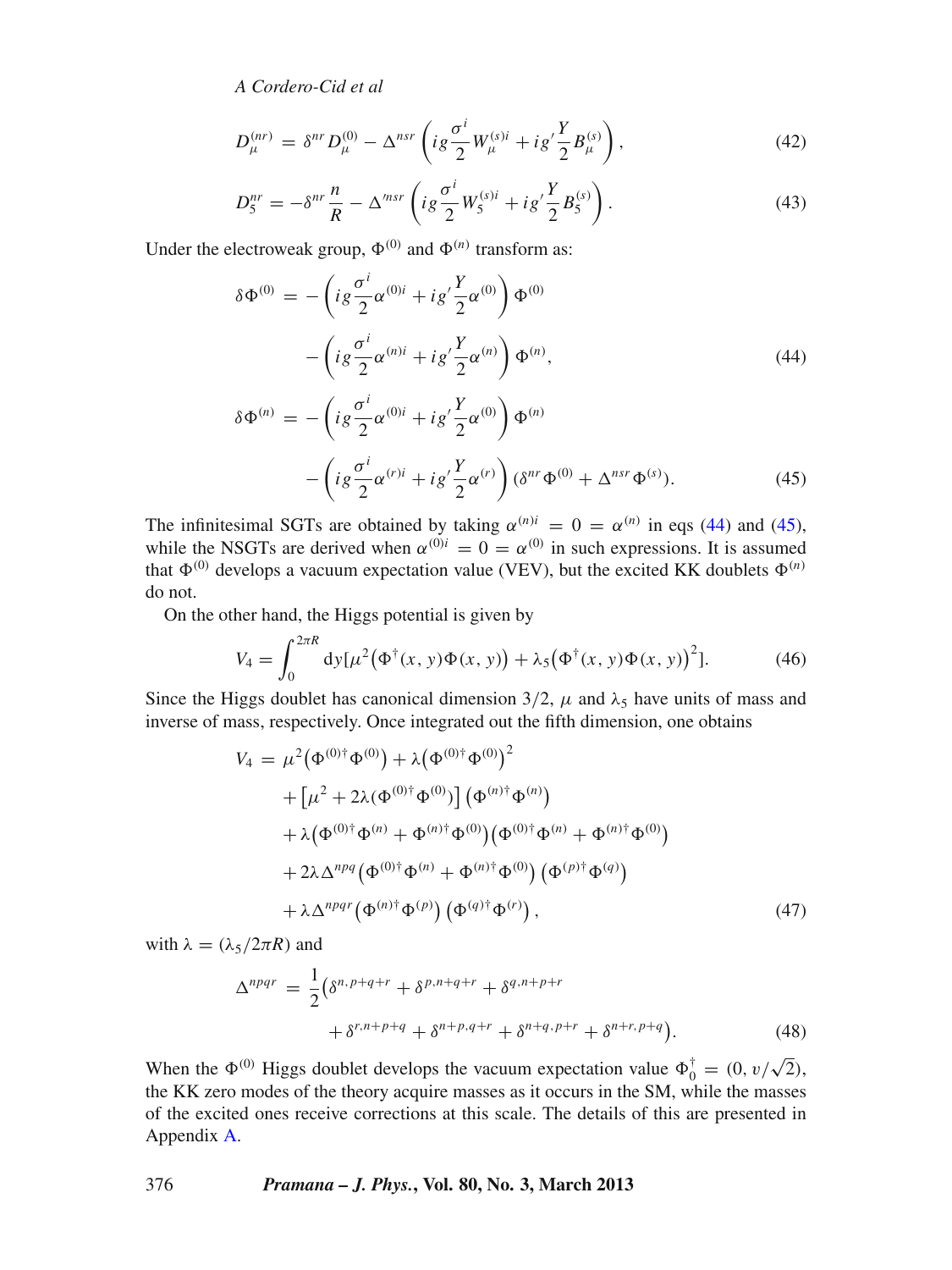$$D_{\mu}^{(nr)} = \delta^{nr} D_{\mu}^{(0)} - \Delta^{nsr} \left( ig\frac{\sigma^i}{2} W_{\mu}^{(s)i} + ig'\frac{Y}{2} B_{\mu}^{(s)} \right), \tag{42}$$

$$D_5^{nr} = -\delta^{nr}\frac{n}{R} - \Delta'^{nsr} \left( ig\frac{\sigma^i}{2} W_5^{(s)i} + ig'\frac{Y}{2} B_5^{(s)} \right). \tag{43}$$

Under the electroweak group, $\Phi^{(0)}$ and $\Phi^{(n)}$ transform as:

$$\begin{aligned} \delta\Phi^{(0)} =& -\left( ig\frac{\sigma^i}{2}\alpha^{(0)i} + ig'\frac{Y}{2}\alpha^{(0)} \right)\Phi^{(0)} \\ & -\left( ig\frac{\sigma^i}{2}\alpha^{(n)i} + ig'\frac{Y}{2}\alpha^{(n)} \right)\Phi^{(n)}, \end{aligned} \tag{44}$$

$$\begin{aligned} \delta\Phi^{(n)} =& -\left( ig\frac{\sigma^i}{2}\alpha^{(0)i} + ig'\frac{Y}{2}\alpha^{(0)} \right)\Phi^{(n)} \\ & -\left( ig\frac{\sigma^i}{2}\alpha^{(r)i} + ig'\frac{Y}{2}\alpha^{(r)} \right)(\delta^{nr}\Phi^{(0)} + \Delta^{nsr}\Phi^{(s)}). \end{aligned} \tag{45}$$

The infinitesimal SGTs are obtained by taking $\alpha^{(n)i} = 0 = \alpha^{(n)}$ in eqs (44) and (45), while the NSGTs are derived when $\alpha^{(0)i} = 0 = \alpha^{(0)}$ in such expressions. It is assumed that $\Phi^{(0)}$ develops a vacuum expectation value (VEV), but the excited KK doublets $\Phi^{(n)}$ do not.

On the other hand, the Higgs potential is given by

$$V_4 = \int_0^{2\pi R} \mathrm{d}y[\mu^2(\Phi^{\dagger}(x,y)\Phi(x,y)) + \lambda_5(\Phi^{\dagger}(x,y)\Phi(x,y))^2]. \tag{46}$$

Since the Higgs doublet has canonical dimension 3/2, $\mu$ and $\lambda_5$ have units of mass and inverse of mass, respectively. Once integrated out the fifth dimension, one obtains

$$\begin{aligned} V_4 =& \mu^2(\Phi^{(0)\dagger}\Phi^{(0)}) + \lambda(\Phi^{(0)\dagger}\Phi^{(0)})^2 \\ & + [\mu^2 + 2\lambda(\Phi^{(0)\dagger}\Phi^{(0)})](\Phi^{(n)\dagger}\Phi^{(n)}) \\ & + \lambda(\Phi^{(0)\dagger}\Phi^{(n)} + \Phi^{(n)\dagger}\Phi^{(0)})(\Phi^{(0)\dagger}\Phi^{(n)} + \Phi^{(n)\dagger}\Phi^{(0)}) \\ & + 2\lambda\Delta^{npq}(\Phi^{(0)\dagger}\Phi^{(n)} + \Phi^{(n)\dagger}\Phi^{(0)})(\Phi^{(p)\dagger}\Phi^{(q)}) \\ & + \lambda\Delta^{npqr}(\Phi^{(n)\dagger}\Phi^{(p)})(\Phi^{(q)\dagger}\Phi^{(r)}), \end{aligned} \tag{47}$$

with $\lambda = (\lambda_5/2\pi R)$ and

$$\begin{aligned} \Delta^{npqr} =& \frac{1}{2}(\delta^{n,p+q+r} + \delta^{p,n+q+r} + \delta^{q,n+p+r} \\ & + \delta^{r,n+p+q} + \delta^{n+p,q+r} + \delta^{n+q,p+r} + \delta^{n+r,p+q}). \end{aligned} \tag{48}$$

When the $\Phi^{(0)}$ Higgs doublet develops the vacuum expectation value $\Phi_0^{\dagger} = (0, v/\sqrt{2})$, the KK zero modes of the theory acquire masses as it occurs in the SM, while the masses of the excited ones receive corrections at this scale. The details of this are presented in Appendix A.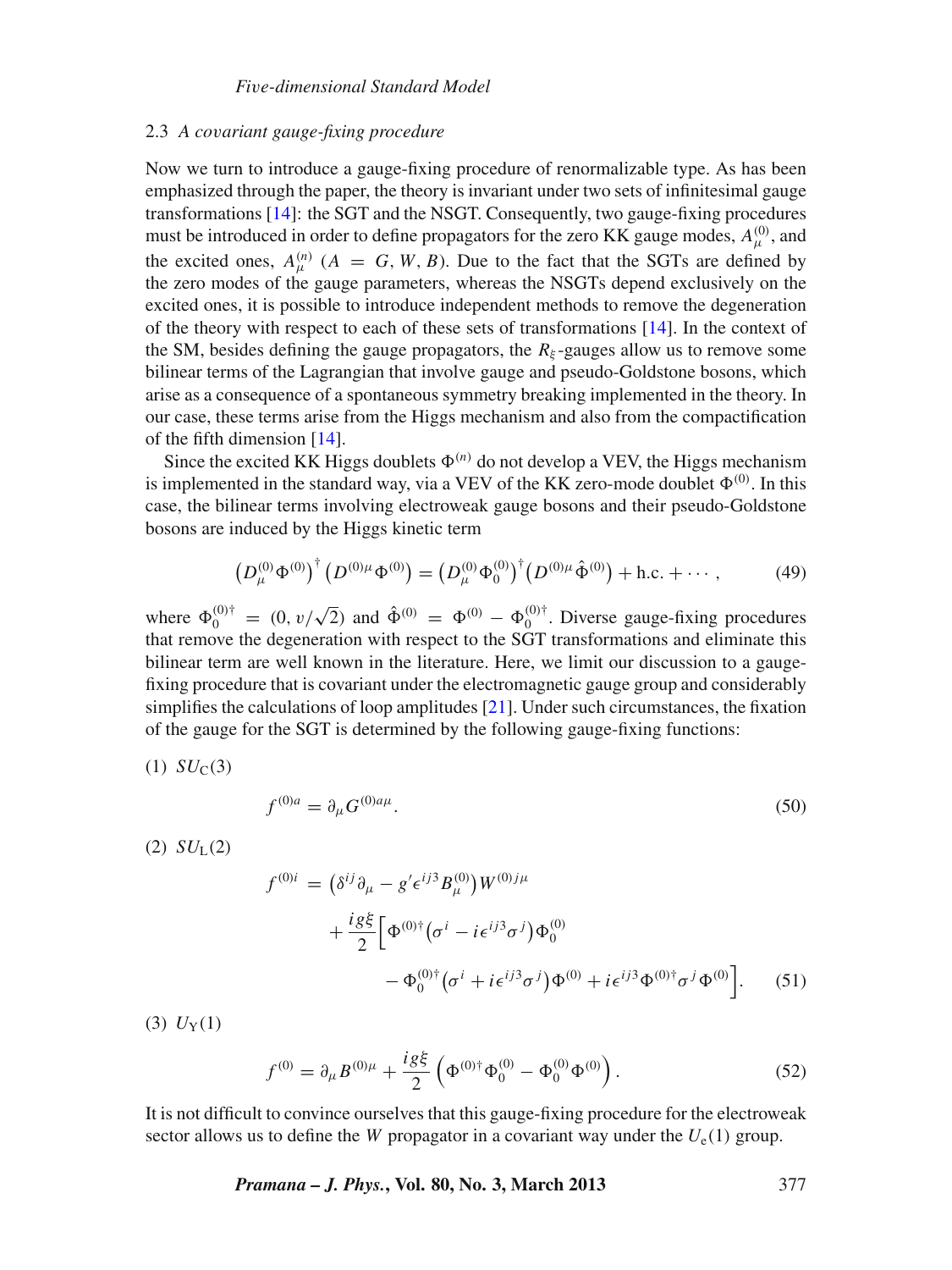### 2.3 *A covariant gauge-fixing procedure*

Now we turn to introduce a gauge-fixing procedure of renormalizable type. As has been emphasized through the paper, the theory is invariant under two sets of infinitesimal gauge transformations [14]: the SGT and the NSGT. Consequently, two gauge-fixing procedures must be introduced in order to define propagators for the zero KK gauge modes, $A_\mu^{(0)}$, and the excited ones, $A_\mu^{(n)}$ ($A = G, W, B$). Due to the fact that the SGTs are defined by the zero modes of the gauge parameters, whereas the NSGTs depend exclusively on the excited ones, it is possible to introduce independent methods to remove the degeneration of the theory with respect to each of these sets of transformations [14]. In the context of the SM, besides defining the gauge propagators, the $R_\xi$-gauges allow us to remove some bilinear terms of the Lagrangian that involve gauge and pseudo-Goldstone bosons, which arise as a consequence of a spontaneous symmetry breaking implemented in the theory. In our case, these terms arise from the Higgs mechanism and also from the compactification of the fifth dimension [14].

Since the excited KK Higgs doublets $\Phi^{(n)}$ do not develop a VEV, the Higgs mechanism is implemented in the standard way, via a VEV of the KK zero-mode doublet $\Phi^{(0)}$. In this case, the bilinear terms involving electroweak gauge bosons and their pseudo-Goldstone bosons are induced by the Higgs kinetic term

$$\left(D_\mu^{(0)}\Phi^{(0)}\right)^\dagger\left(D^{(0)\mu}\Phi^{(0)}\right) = \left(D_\mu^{(0)}\Phi_0^{(0)}\right)^\dagger\left(D^{(0)\mu}\hat{\Phi}^{(0)}\right) + \text{h.c.} + \cdots , \tag{49}$$

where $\Phi_0^{(0)\dagger} = (0, v/\sqrt{2})$ and $\hat{\Phi}^{(0)} = \Phi^{(0)} - \Phi_0^{(0)\dagger}$. Diverse gauge-fixing procedures that remove the degeneration with respect to the SGT transformations and eliminate this bilinear term are well known in the literature. Here, we limit our discussion to a gauge-fixing procedure that is covariant under the electromagnetic gauge group and considerably simplifies the calculations of loop amplitudes [21]. Under such circumstances, the fixation of the gauge for the SGT is determined by the following gauge-fixing functions:

(1) $SU_{\rm C}(3)$

$$f^{(0)a} = \partial_\mu G^{(0)a\mu}. \tag{50}$$

(2) $SU_{\rm L}(2)$

$$\begin{aligned} f^{(0)i} &= \left(\delta^{ij}\partial_\mu - g'\epsilon^{ij3}B_\mu^{(0)}\right)W^{(0)j\mu} \\ &\quad + \frac{ig\xi}{2}\Big[\Phi^{(0)\dagger}\left(\sigma^i - i\epsilon^{ij3}\sigma^j\right)\Phi_0^{(0)} \\ &\qquad - \Phi_0^{(0)\dagger}\left(\sigma^i + i\epsilon^{ij3}\sigma^j\right)\Phi^{(0)} + i\epsilon^{ij3}\Phi^{(0)\dagger}\sigma^j\Phi^{(0)}\Big]. \end{aligned} \tag{51}$$

(3) $U_{\rm Y}(1)$

$$f^{(0)} = \partial_\mu B^{(0)\mu} + \frac{ig\xi}{2}\left(\Phi^{(0)\dagger}\Phi_0^{(0)} - \Phi_0^{(0)}\Phi^{(0)}\right). \tag{52}$$

It is not difficult to convince ourselves that this gauge-fixing procedure for the electroweak sector allows us to define the $W$ propagator in a covariant way under the $U_{\rm e}(1)$ group.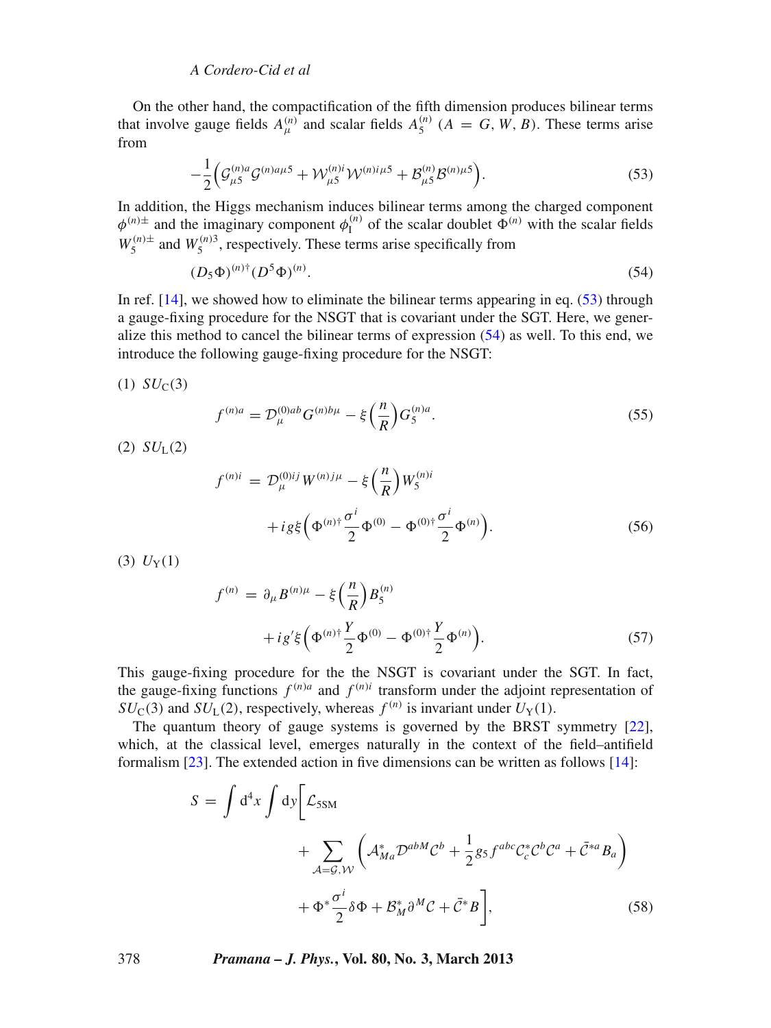On the other hand, the compactification of the fifth dimension produces bilinear terms that involve gauge fields $A_\mu^{(n)}$ and scalar fields $A_5^{(n)}$ $(A = G, W, B)$. These terms arise from

$$-\frac{1}{2}\Big(\mathcal{G}_{\mu 5}^{(n)a}\mathcal{G}^{(n)a\mu 5} + \mathcal{W}_{\mu 5}^{(n)i}\mathcal{W}^{(n)i\mu 5} + \mathcal{B}_{\mu 5}^{(n)}\mathcal{B}^{(n)\mu 5}\Big). \tag{53}$$

In addition, the Higgs mechanism induces bilinear terms among the charged component $\phi^{(n)\pm}$ and the imaginary component $\phi_{\rm I}^{(n)}$ of the scalar doublet $\Phi^{(n)}$ with the scalar fields $W_5^{(n)\pm}$ and $W_5^{(n)3}$, respectively. These terms arise specifically from

$$(D_5\Phi)^{(n)\dagger}(D^5\Phi)^{(n)}. \tag{54}$$

In ref. [14], we showed how to eliminate the bilinear terms appearing in eq. (53) through a gauge-fixing procedure for the NSGT that is covariant under the SGT. Here, we generalize this method to cancel the bilinear terms of expression (54) as well. To this end, we introduce the following gauge-fixing procedure for the NSGT:

(1) $SU_{\rm C}(3)$

$$f^{(n)a} = \mathcal{D}_\mu^{(0)ab}G^{(n)b\mu} - \xi\left(\frac{n}{R}\right)G_5^{(n)a}. \tag{55}$$

(2) $SU_{\rm L}(2)$

$$\begin{aligned} f^{(n)i} &= \mathcal{D}_\mu^{(0)ij}W^{(n)j\mu} - \xi\left(\frac{n}{R}\right)W_5^{(n)i} \\ &\quad + ig\xi\left(\Phi^{(n)\dagger}\frac{\sigma^i}{2}\Phi^{(0)} - \Phi^{(0)\dagger}\frac{\sigma^i}{2}\Phi^{(n)}\right). \end{aligned} \tag{56}$$

(3) $U_{\rm Y}(1)$

$$\begin{aligned} f^{(n)} &= \partial_\mu B^{(n)\mu} - \xi\left(\frac{n}{R}\right)B_5^{(n)} \\ &\quad + ig'\xi\left(\Phi^{(n)\dagger}\frac{Y}{2}\Phi^{(0)} - \Phi^{(0)\dagger}\frac{Y}{2}\Phi^{(n)}\right). \end{aligned} \tag{57}$$

This gauge-fixing procedure for the the NSGT is covariant under the SGT. In fact, the gauge-fixing functions $f^{(n)a}$ and $f^{(n)i}$ transform under the adjoint representation of $SU_{\rm C}(3)$ and $SU_{\rm L}(2)$, respectively, whereas $f^{(n)}$ is invariant under $U_{\rm Y}(1)$.

The quantum theory of gauge systems is governed by the BRST symmetry [22], which, at the classical level, emerges naturally in the context of the field–antifield formalism [23]. The extended action in five dimensions can be written as follows [14]:

$$\begin{aligned} S = \int {\rm d}^4x \int {\rm d}y\Bigg[&\mathcal{L}_{\rm 5SM} \\ &+ \sum_{\mathcal{A}=\mathcal{G},\mathcal{W}}\left(\mathcal{A}_{Ma}^*\mathcal{D}^{abM}\mathcal{C}^b + \frac{1}{2}g_5 f^{abc}\mathcal{C}_c^*\mathcal{C}^b\mathcal{C}^a + \bar{\mathcal{C}}^{*a}B_a\right) \\ &+ \Phi^*\frac{\sigma^i}{2}\delta\Phi + \mathcal{B}_M^*\partial^M\mathcal{C} + \bar{\mathcal{C}}^*B\Bigg], \end{aligned} \tag{58}$$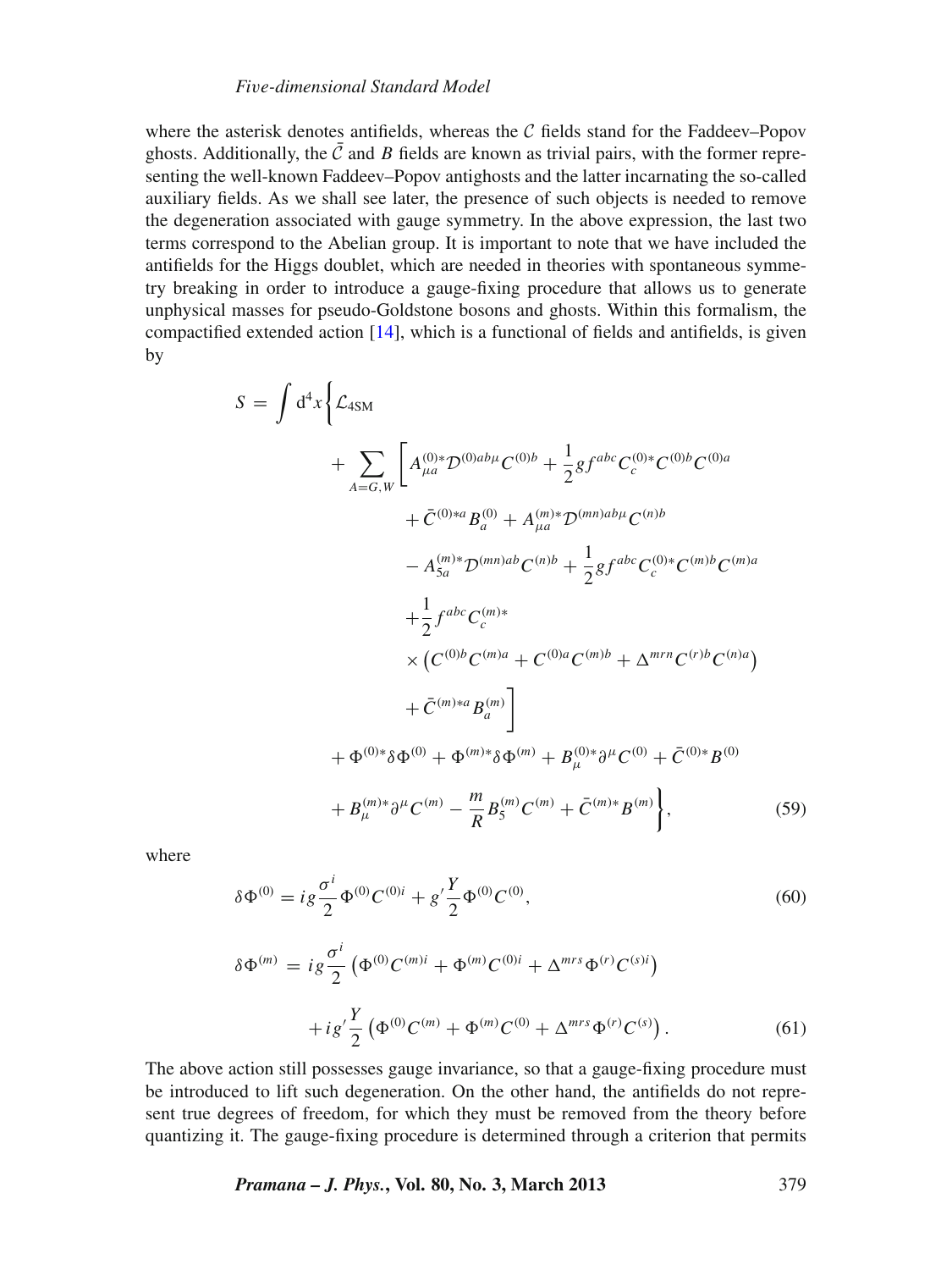where the asterisk denotes antifields, whereas the $\mathcal{C}$ fields stand for the Faddeev–Popov ghosts. Additionally, the $\bar{\mathcal{C}}$ and $B$ fields are known as trivial pairs, with the former representing the well-known Faddeev–Popov antighosts and the latter incarnating the so-called auxiliary fields. As we shall see later, the presence of such objects is needed to remove the degeneration associated with gauge symmetry. In the above expression, the last two terms correspond to the Abelian group. It is important to note that we have included the antifields for the Higgs doublet, which are needed in theories with spontaneous symmetry breaking in order to introduce a gauge-fixing procedure that allows us to generate unphysical masses for pseudo-Goldstone bosons and ghosts. Within this formalism, the compactified extended action [14], which is a functional of fields and antifields, is given by

$$
\begin{aligned}
S = \int \mathrm{d}^4 x \Bigg\{ & \mathcal{L}_{4\mathrm{SM}} \\
& + \sum_{A=G,W} \Bigg[ A^{(0)*}_{\mu a} \mathcal{D}^{(0)ab\mu} C^{(0)b} + \frac{1}{2} g f^{abc} C^{(0)*}_{c} C^{(0)b} C^{(0)a} \\
& \qquad + \bar{C}^{(0)*a} B^{(0)}_{a} + A^{(m)*}_{\mu a} \mathcal{D}^{(mn)ab\mu} C^{(n)b} \\
& \qquad - A^{(m)*}_{5a} \mathcal{D}^{(mn)ab} C^{(n)b} + \frac{1}{2} g f^{abc} C^{(0)*}_{c} C^{(m)b} C^{(m)a} \\
& \qquad + \frac{1}{2} f^{abc} C^{(m)*}_{c} \\
& \qquad \times \left( C^{(0)b} C^{(m)a} + C^{(0)a} C^{(m)b} + \Delta^{mrn} C^{(r)b} C^{(n)a} \right) \\
& \qquad + \bar{C}^{(m)*a} B^{(m)}_{a} \Bigg] \\
& + \Phi^{(0)*} \delta \Phi^{(0)} + \Phi^{(m)*} \delta \Phi^{(m)} + B^{(0)*}_{\mu} \partial^{\mu} C^{(0)} + \bar{C}^{(0)*} B^{(0)} \\
& + B^{(m)*}_{\mu} \partial^{\mu} C^{(m)} - \frac{m}{R} B^{(m)}_{5} C^{(m)} + \bar{C}^{(m)*} B^{(m)} \Bigg\},
\end{aligned}
\tag{59}
$$

where

$$
\delta \Phi^{(0)} = i g \frac{\sigma^i}{2} \Phi^{(0)} C^{(0)i} + g' \frac{Y}{2} \Phi^{(0)} C^{(0)}, \tag{60}
$$

$$
\begin{aligned}
\delta \Phi^{(m)} = \; & i g \frac{\sigma^i}{2} \left( \Phi^{(0)} C^{(m)i} + \Phi^{(m)} C^{(0)i} + \Delta^{mrs} \Phi^{(r)} C^{(s)i} \right) \\
& + i g' \frac{Y}{2} \left( \Phi^{(0)} C^{(m)} + \Phi^{(m)} C^{(0)} + \Delta^{mrs} \Phi^{(r)} C^{(s)} \right).
\end{aligned}
\tag{61}
$$

The above action still possesses gauge invariance, so that a gauge-fixing procedure must be introduced to lift such degeneration. On the other hand, the antifields do not represent true degrees of freedom, for which they must be removed from the theory before quantizing it. The gauge-fixing procedure is determined through a criterion that permits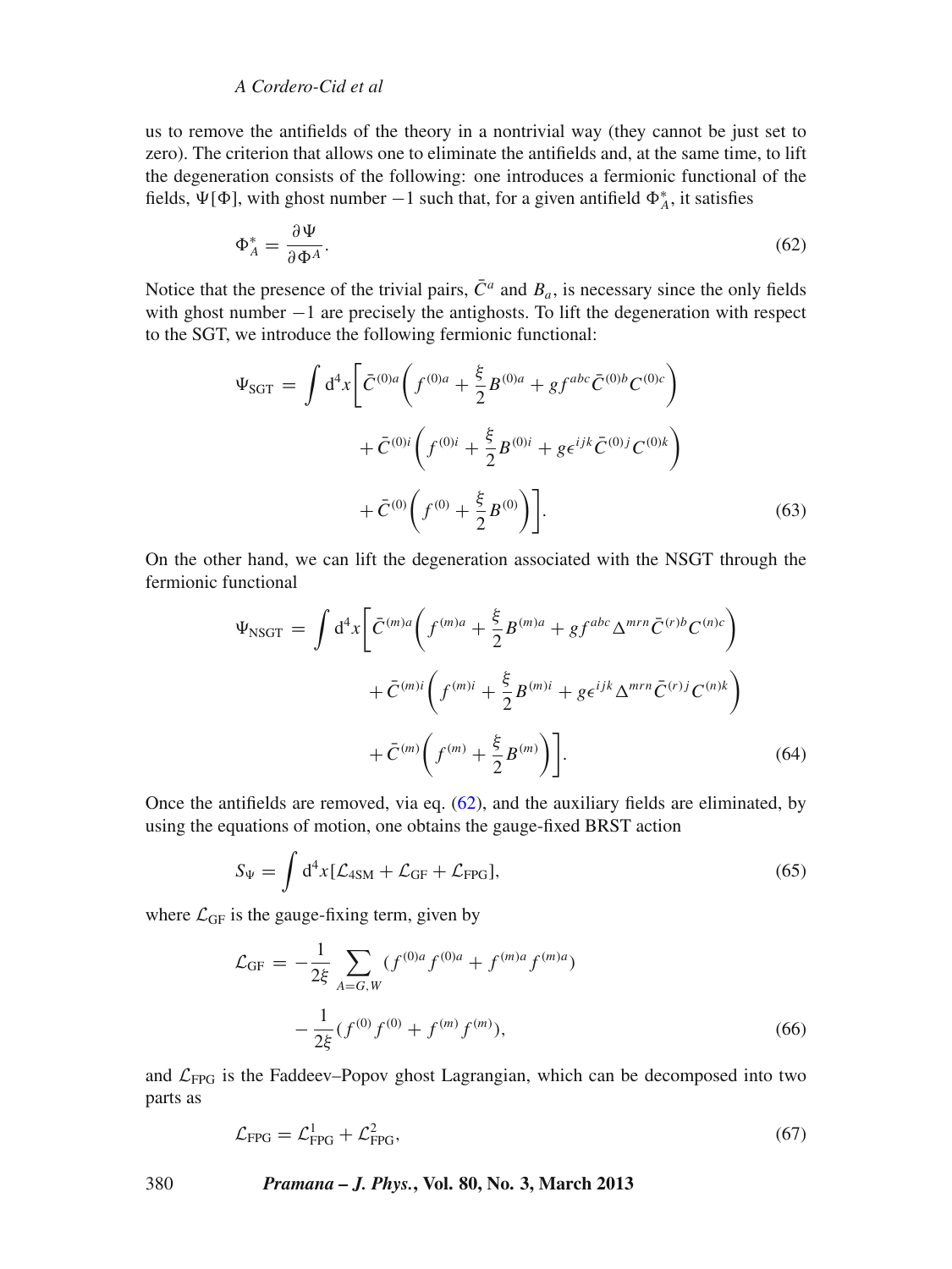us to remove the antifields of the theory in a nontrivial way (they cannot be just set to zero). The criterion that allows one to eliminate the antifields and, at the same time, to lift the degeneration consists of the following: one introduces a fermionic functional of the fields, $\Psi[\Phi]$, with ghost number $-1$ such that, for a given antifield $\Phi^*_A$, it satisfies

$$\Phi^*_A = \frac{\partial \Psi}{\partial \Phi^A}. \tag{62}$$

Notice that the presence of the trivial pairs, $\bar{C}^a$ and $B_a$, is necessary since the only fields with ghost number $-1$ are precisely the antighosts. To lift the degeneration with respect to the SGT, we introduce the following fermionic functional:

$$\begin{aligned}\Psi_{\mathrm{SGT}} = \int \mathrm{d}^4x \bigg[ &\bar{C}^{(0)a}\left( f^{(0)a} + \frac{\xi}{2} B^{(0)a} + g f^{abc} \bar{C}^{(0)b} C^{(0)c} \right) \\ &+ \bar{C}^{(0)i}\left( f^{(0)i} + \frac{\xi}{2} B^{(0)i} + g \epsilon^{ijk} \bar{C}^{(0)j} C^{(0)k} \right) \\ &+ \bar{C}^{(0)}\left( f^{(0)} + \frac{\xi}{2} B^{(0)} \right) \bigg]. \end{aligned} \tag{63}$$

On the other hand, we can lift the degeneration associated with the NSGT through the fermionic functional

$$\begin{aligned}\Psi_{\mathrm{NSGT}} = \int \mathrm{d}^4x \bigg[ &\bar{C}^{(m)a}\left( f^{(m)a} + \frac{\xi}{2} B^{(m)a} + g f^{abc} \Delta^{mrn} \bar{C}^{(r)b} C^{(n)c} \right) \\ &+ \bar{C}^{(m)i}\left( f^{(m)i} + \frac{\xi}{2} B^{(m)i} + g \epsilon^{ijk} \Delta^{mrn} \bar{C}^{(r)j} C^{(n)k} \right) \\ &+ \bar{C}^{(m)}\left( f^{(m)} + \frac{\xi}{2} B^{(m)} \right) \bigg]. \end{aligned} \tag{64}$$

Once the antifields are removed, via eq. (62), and the auxiliary fields are eliminated, by using the equations of motion, one obtains the gauge-fixed BRST action

$$S_\Psi = \int \mathrm{d}^4x [\mathcal{L}_{\mathrm{4SM}} + \mathcal{L}_{\mathrm{GF}} + \mathcal{L}_{\mathrm{FPG}}], \tag{65}$$

where $\mathcal{L}_{\mathrm{GF}}$ is the gauge-fixing term, given by

$$\begin{aligned}\mathcal{L}_{\mathrm{GF}} = &-\frac{1}{2\xi} \sum_{A=G,W} (f^{(0)a} f^{(0)a} + f^{(m)a} f^{(m)a}) \\ &- \frac{1}{2\xi} (f^{(0)} f^{(0)} + f^{(m)} f^{(m)}), \end{aligned} \tag{66}$$

and $\mathcal{L}_{\mathrm{FPG}}$ is the Faddeev–Popov ghost Lagrangian, which can be decomposed into two parts as

$$\mathcal{L}_{\mathrm{FPG}} = \mathcal{L}^1_{\mathrm{FPG}} + \mathcal{L}^2_{\mathrm{FPG}}, \tag{67}$$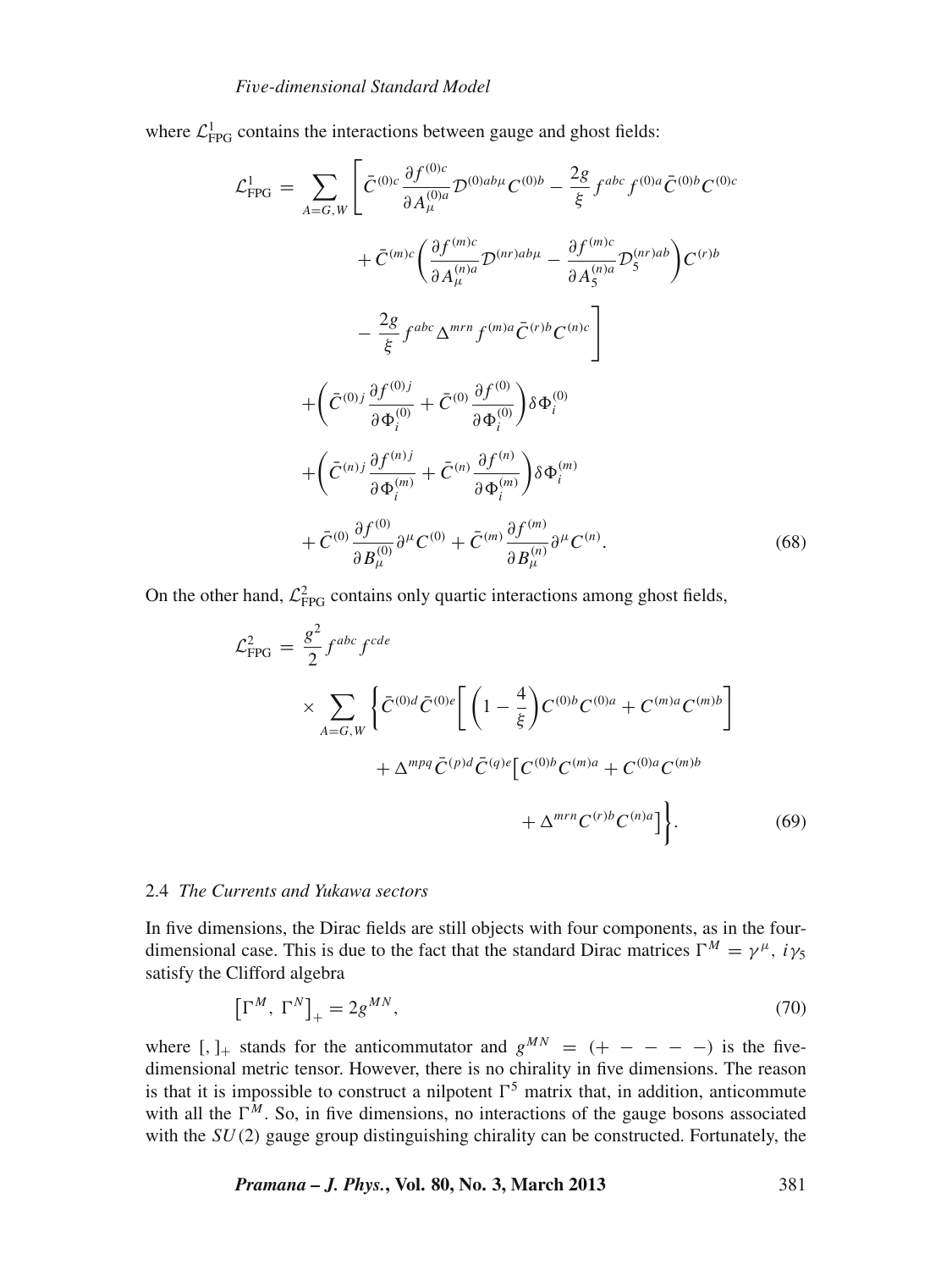where $\mathcal{L}^1_{\rm FPG}$ contains the interactions between gauge and ghost fields:

$$
\begin{aligned}
\mathcal{L}^1_{\rm FPG} = \sum_{A=G,W} \Bigg[ & \bar{C}^{(0)c} \frac{\partial f^{(0)c}}{\partial A^{(0)a}_\mu} \mathcal{D}^{(0)ab\mu} C^{(0)b} - \frac{2g}{\xi} f^{abc} f^{(0)a} \bar{C}^{(0)b} C^{(0)c} \\
& + \bar{C}^{(m)c} \left( \frac{\partial f^{(m)c}}{\partial A^{(n)a}_\mu} \mathcal{D}^{(nr)ab\mu} - \frac{\partial f^{(m)c}}{\partial A^{(n)a}_5} \mathcal{D}^{(nr)ab}_5 \right) C^{(r)b} \\
& - \frac{2g}{\xi} f^{abc} \Delta^{mrn} f^{(m)a} \bar{C}^{(r)b} C^{(n)c} \Bigg] \\
& + \left( \bar{C}^{(0)j} \frac{\partial f^{(0)j}}{\partial \Phi^{(0)}_i} + \bar{C}^{(0)} \frac{\partial f^{(0)}}{\partial \Phi^{(0)}_i} \right) \delta \Phi^{(0)}_i \\
& + \left( \bar{C}^{(n)j} \frac{\partial f^{(n)j}}{\partial \Phi^{(m)}_i} + \bar{C}^{(n)} \frac{\partial f^{(n)}}{\partial \Phi^{(m)}_i} \right) \delta \Phi^{(m)}_i \\
& + \bar{C}^{(0)} \frac{\partial f^{(0)}}{\partial B^{(0)}_\mu} \partial^\mu C^{(0)} + \bar{C}^{(m)} \frac{\partial f^{(m)}}{\partial B^{(n)}_\mu} \partial^\mu C^{(n)}.
\end{aligned} \tag{68}
$$

On the other hand, $\mathcal{L}^2_{\rm FPG}$ contains only quartic interactions among ghost fields,

$$
\begin{aligned}
\mathcal{L}^2_{\rm FPG} = & \frac{g^2}{2} f^{abc} f^{cde} \\
& \times \sum_{A=G,W} \Bigg\{ \bar{C}^{(0)d} \bar{C}^{(0)e} \left[ \left( 1 - \frac{4}{\xi} \right) C^{(0)b} C^{(0)a} + C^{(m)a} C^{(m)b} \right] \\
& + \Delta^{mpq} \bar{C}^{(p)d} \bar{C}^{(q)e} \big[ C^{(0)b} C^{(m)a} + C^{(0)a} C^{(m)b} \\
& + \Delta^{mrn} C^{(r)b} C^{(n)a} \big] \Bigg\}.
\end{aligned} \tag{69}
$$

### 2.4 *The Currents and Yukawa sectors*

In five dimensions, the Dirac fields are still objects with four components, as in the four-dimensional case. This is due to the fact that the standard Dirac matrices $\Gamma^M = \gamma^\mu,\ i\gamma_5$ satisfy the Clifford algebra

$$
\left[ \Gamma^M,\ \Gamma^N \right]_+ = 2g^{MN}, \tag{70}
$$

where $[,]_+$ stands for the anticommutator and $g^{MN} = (+\ -\ -\ -\ -)$ is the five-dimensional metric tensor. However, there is no chirality in five dimensions. The reason is that it is impossible to construct a nilpotent $\Gamma^5$ matrix that, in addition, anticommute with all the $\Gamma^M$. So, in five dimensions, no interactions of the gauge bosons associated with the $SU(2)$ gauge group distinguishing chirality can be constructed. Fortunately, the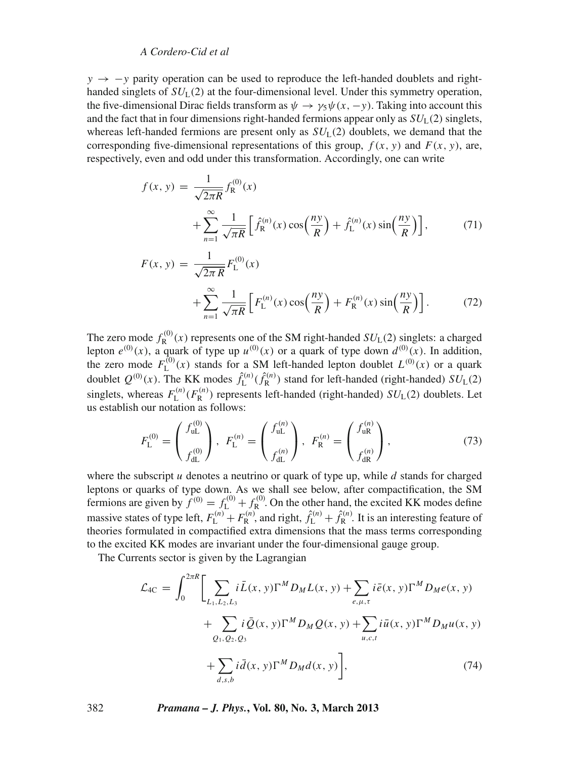$y \to -y$ parity operation can be used to reproduce the left-handed doublets and right-handed singlets of $SU_{\rm L}(2)$ at the four-dimensional level. Under this symmetry operation, the five-dimensional Dirac fields transform as $\psi \to \gamma_5 \psi(x, -y)$. Taking into account this and the fact that in four dimensions right-handed fermions appear only as $SU_{\rm L}(2)$ singlets, whereas left-handed fermions are present only as $SU_{\rm L}(2)$ doublets, we demand that the corresponding five-dimensional representations of this group, $f(x, y)$ and $F(x, y)$, are, respectively, even and odd under this transformation. Accordingly, one can write

$$
\begin{aligned}
f(x, y) = & \frac{1}{\sqrt{2\pi R}} f_{\rm R}^{(0)}(x) \\
& + \sum_{n=1}^{\infty} \frac{1}{\sqrt{\pi R}} \left[ \hat{f}_{\rm R}^{(n)}(x) \cos\left(\frac{ny}{R}\right) + \hat{f}_{\rm L}^{(n)}(x) \sin\left(\frac{ny}{R}\right) \right], \qquad (71) \\
F(x, y) = & \frac{1}{\sqrt{2\pi R}} F_{\rm L}^{(0)}(x) \\
& + \sum_{n=1}^{\infty} \frac{1}{\sqrt{\pi R}} \left[ F_{\rm L}^{(n)}(x) \cos\left(\frac{ny}{R}\right) + F_{\rm R}^{(n)}(x) \sin\left(\frac{ny}{R}\right) \right]. \qquad (72)
\end{aligned}
$$

The zero mode $f_{\rm R}^{(0)}(x)$ represents one of the SM right-handed $SU_{\rm L}(2)$ singlets: a charged lepton $e^{(0)}(x)$, a quark of type up $u^{(0)}(x)$ or a quark of type down $d^{(0)}(x)$. In addition, the zero mode $F_{\rm L}^{(0)}(x)$ stands for a SM left-handed lepton doublet $L^{(0)}(x)$ or a quark doublet $Q^{(0)}(x)$. The KK modes $\hat{f}_{\rm L}^{(n)}(\hat{f}_{\rm R}^{(n)})$ stand for left-handed (right-handed) $SU_{\rm L}(2)$ singlets, whereas $F_{\rm L}^{(n)}(F_{\rm R}^{(n)})$ represents left-handed (right-handed) $SU_{\rm L}(2)$ doublets. Let us establish our notation as follows:

$$
F_{\rm L}^{(0)} = \begin{pmatrix} f_{\rm uL}^{(0)} \\ f_{\rm dL}^{(0)} \end{pmatrix}, \quad F_{\rm L}^{(n)} = \begin{pmatrix} f_{\rm uL}^{(n)} \\ f_{\rm dL}^{(n)} \end{pmatrix}, \quad F_{\rm R}^{(n)} = \begin{pmatrix} f_{\rm uR}^{(n)} \\ f_{\rm dR}^{(n)} \end{pmatrix}, \qquad (73)
$$

where the subscript $u$ denotes a neutrino or quark of type up, while $d$ stands for charged leptons or quarks of type down. As we shall see below, after compactification, the SM fermions are given by $f^{(0)} = f_{\rm L}^{(0)} + f_{\rm R}^{(0)}$. On the other hand, the excited KK modes define massive states of type left, $F_{\rm L}^{(n)} + F_{\rm R}^{(n)}$, and right, $\hat{f}_{\rm L}^{(n)} + \hat{f}_{\rm R}^{(n)}$. It is an interesting feature of theories formulated in compactified extra dimensions that the mass terms corresponding to the excited KK modes are invariant under the four-dimensional gauge group.

The Currents sector is given by the Lagrangian

$$
\begin{aligned}
\mathcal{L}_{4\rm C} = \int_0^{2\pi R} \Bigg[ & \sum_{L_1, L_2, L_3} i \bar{L}(x, y) \Gamma^M D_M L(x, y) + \sum_{e, \mu, \tau} i \bar{e}(x, y) \Gamma^M D_M e(x, y) \\
& + \sum_{Q_1, Q_2, Q_3} i \bar{Q}(x, y) \Gamma^M D_M Q(x, y) + \sum_{u, c, t} i \bar{u}(x, y) \Gamma^M D_M u(x, y) \\
& + \sum_{d, s, b} i \bar{d}(x, y) \Gamma^M D_M d(x, y) \Bigg], \qquad (74)
\end{aligned}
$$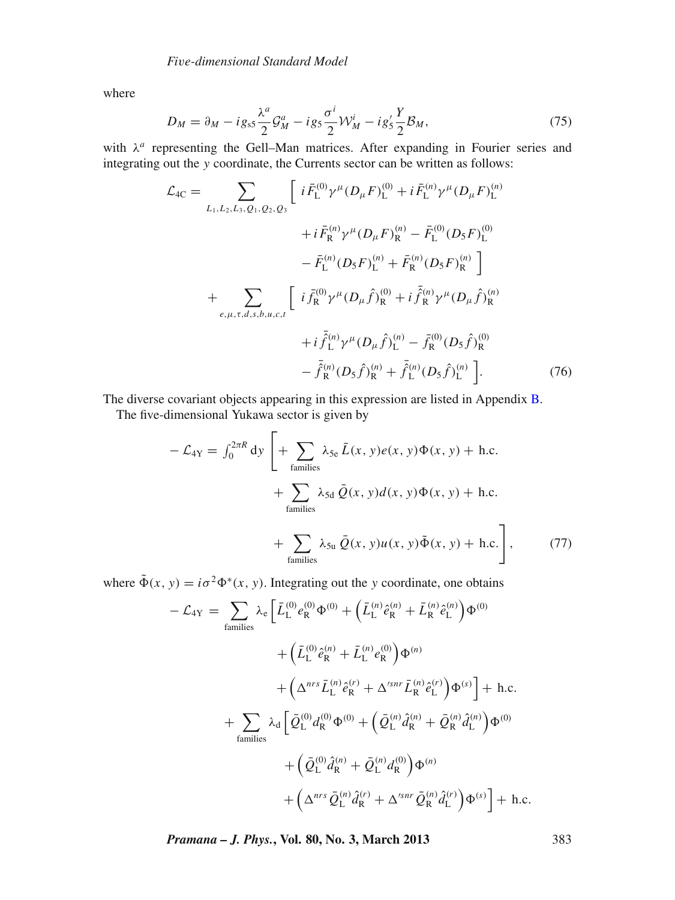where

$$
D_M = \partial_M - i g_{s5} \frac{\lambda^a}{2} \mathcal{G}^a_M - i g_5 \frac{\sigma^i}{2} \mathcal{W}^i_M - i g'_5 \frac{Y}{2} \mathcal{B}_M, \tag{75}
$$

with $\lambda^a$ representing the Gell–Man matrices. After expanding in Fourier series and integrating out the $y$ coordinate, the Currents sector can be written as follows:

$$
\begin{aligned}
\mathcal{L}_{4\mathrm{C}} = \sum_{L_1, L_2, L_3, Q_1, Q_2, Q_3} \Big[ & \, i \bar{F}^{(0)}_{\mathrm{L}} \gamma^\mu (D_\mu F)^{(0)}_{\mathrm{L}} + i \bar{F}^{(n)}_{\mathrm{L}} \gamma^\mu (D_\mu F)^{(n)}_{\mathrm{L}} \\
& + i \bar{F}^{(n)}_{\mathrm{R}} \gamma^\mu (D_\mu F)^{(n)}_{\mathrm{R}} - \bar{F}^{(0)}_{\mathrm{L}} (D_5 F)^{(0)}_{\mathrm{L}} \\
& - \bar{F}^{(n)}_{\mathrm{L}} (D_5 F)^{(n)}_{\mathrm{L}} + \bar{F}^{(n)}_{\mathrm{R}} (D_5 F)^{(n)}_{\mathrm{R}} \Big] \\
+ \sum_{e, \mu, \tau, d, s, b, u, c, t} \Big[ & \, i \bar{f}^{(0)}_{\mathrm{R}} \gamma^\mu (D_\mu \hat{f})^{(0)}_{\mathrm{R}} + i \bar{\hat{f}}^{(n)}_{\mathrm{R}} \gamma^\mu (D_\mu \hat{f})^{(n)}_{\mathrm{R}} \\
& + i \bar{\hat{f}}^{(n)}_{\mathrm{L}} \gamma^\mu (D_\mu \hat{f})^{(n)}_{\mathrm{L}} - \bar{f}^{(0)}_{\mathrm{R}} (D_5 \hat{f})^{(0)}_{\mathrm{R}} \\
& - \bar{\hat{f}}^{(n)}_{\mathrm{R}} (D_5 \hat{f})^{(n)}_{\mathrm{R}} + \bar{\hat{f}}^{(n)}_{\mathrm{L}} (D_5 \hat{f})^{(n)}_{\mathrm{L}} \Big].
\end{aligned} \tag{76}
$$

The diverse covariant objects appearing in this expression are listed in Appendix B.

The five-dimensional Yukawa sector is given by

$$
\begin{aligned}
-\mathcal{L}_{4\mathrm{Y}} = \int_0^{2\pi R} \mathrm{d}y \Bigg[ & + \sum_{\text{families}} \lambda_{5\mathrm{e}} \, \bar{L}(x, y) e(x, y) \Phi(x, y) + \text{h.c.} \\
& + \sum_{\text{families}} \lambda_{5\mathrm{d}} \, \bar{Q}(x, y) d(x, y) \Phi(x, y) + \text{h.c.} \\
& + \sum_{\text{families}} \lambda_{5\mathrm{u}} \, \bar{Q}(x, y) u(x, y) \tilde{\Phi}(x, y) + \text{h.c.} \Bigg],
\end{aligned} \tag{77}
$$

where $\tilde{\Phi}(x, y) = i\sigma^2 \Phi^*(x, y)$. Integrating out the $y$ coordinate, one obtains

$$
\begin{aligned}
-\mathcal{L}_{4\mathrm{Y}} = \sum_{\text{families}} \lambda_{\mathrm{e}} \Big[ & \bar{L}^{(0)}_{\mathrm{L}} e^{(0)}_{\mathrm{R}} \Phi^{(0)} + \left( \bar{L}^{(n)}_{\mathrm{L}} \hat{e}^{(n)}_{\mathrm{R}} + \bar{L}^{(n)}_{\mathrm{R}} \hat{e}^{(n)}_{\mathrm{L}} \right) \Phi^{(0)} \\
& + \left( \bar{L}^{(0)}_{\mathrm{L}} \hat{e}^{(n)}_{\mathrm{R}} + \bar{L}^{(n)}_{\mathrm{L}} e^{(0)}_{\mathrm{R}} \right) \Phi^{(n)} \\
& + \left( \Delta^{nrs} \bar{L}^{(n)}_{\mathrm{L}} \hat{e}^{(r)}_{\mathrm{R}} + \Delta'^{snr} \bar{L}^{(n)}_{\mathrm{R}} \hat{e}^{(r)}_{\mathrm{L}} \right) \Phi^{(s)} \Big] + \text{h.c.} \\
+ \sum_{\text{families}} \lambda_{\mathrm{d}} \Big[ & \bar{Q}^{(0)}_{\mathrm{L}} d^{(0)}_{\mathrm{R}} \Phi^{(0)} + \left( \bar{Q}^{(n)}_{\mathrm{L}} \hat{d}^{(n)}_{\mathrm{R}} + \bar{Q}^{(n)}_{\mathrm{R}} \hat{d}^{(n)}_{\mathrm{L}} \right) \Phi^{(0)} \\
& + \left( \bar{Q}^{(0)}_{\mathrm{L}} \hat{d}^{(n)}_{\mathrm{R}} + \bar{Q}^{(n)}_{\mathrm{L}} d^{(0)}_{\mathrm{R}} \right) \Phi^{(n)} \\
& + \left( \Delta^{nrs} \bar{Q}^{(n)}_{\mathrm{L}} \hat{d}^{(r)}_{\mathrm{R}} + \Delta'^{snr} \bar{Q}^{(n)}_{\mathrm{R}} \hat{d}^{(r)}_{\mathrm{L}} \right) \Phi^{(s)} \Big] + \text{h.c.}
\end{aligned}
$$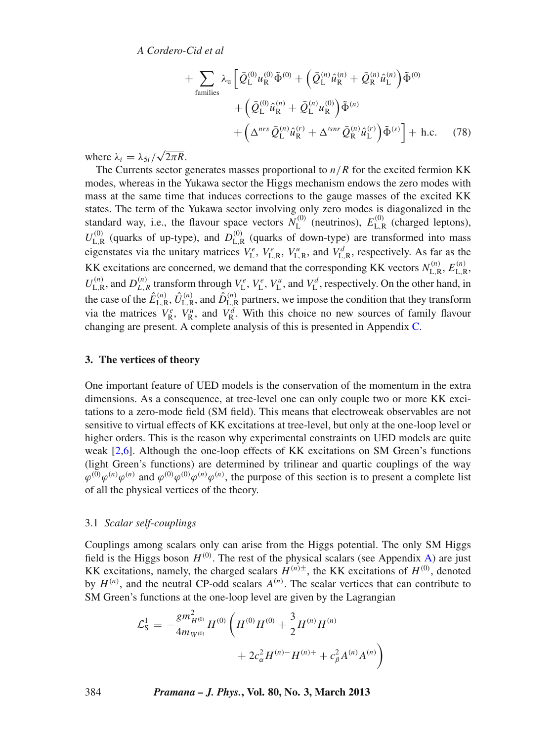$$
\begin{aligned}
&+\sum_{\text{families}} \lambda_{\mathrm{u}} \Big[ \bar{Q}_{\mathrm{L}}^{(0)} u_{\mathrm{R}}^{(0)} \tilde{\Phi}^{(0)} + \left( \bar{Q}_{\mathrm{L}}^{(n)} \hat{u}_{\mathrm{R}}^{(n)} + \bar{Q}_{\mathrm{R}}^{(n)} \hat{u}_{\mathrm{L}}^{(n)} \right) \tilde{\Phi}^{(0)} \\
&\quad + \left( \bar{Q}_{\mathrm{L}}^{(0)} \hat{u}_{\mathrm{R}}^{(n)} + \bar{Q}_{\mathrm{L}}^{(n)} u_{\mathrm{R}}^{(0)} \right) \tilde{\Phi}^{(n)} \\
&\quad + \left( \Delta^{nrs} \bar{Q}_{\mathrm{L}}^{(n)} \hat{u}_{\mathrm{R}}^{(r)} + \Delta'^{snr} \bar{Q}_{\mathrm{R}}^{(n)} \hat{u}_{\mathrm{L}}^{(r)} \right) \tilde{\Phi}^{(s)} \Big] + \text{h.c.} \qquad (78)
\end{aligned}
$$

where $\lambda_i = \lambda_{5i}/\sqrt{2\pi R}$.

The Currents sector generates masses proportional to $n/R$ for the excited fermion KK modes, whereas in the Yukawa sector the Higgs mechanism endows the zero modes with mass at the same time that induces corrections to the gauge masses of the excited KK states. The term of the Yukawa sector involving only zero modes is diagonalized in the standard way, i.e., the flavour space vectors $N_{\mathrm{L}}^{(0)}$ (neutrinos), $E_{\mathrm{L,R}}^{(0)}$ (charged leptons), $U_{\mathrm{L,R}}^{(0)}$ (quarks of up-type), and $D_{\mathrm{L,R}}^{(0)}$ (quarks of down-type) are transformed into mass eigenstates via the unitary matrices $V_{\mathrm{L}}^{e}$, $V_{\mathrm{L,R}}^{e}$, $V_{\mathrm{L,R}}^{u}$, and $V_{\mathrm{L,R}}^{d}$, respectively. As far as the KK excitations are concerned, we demand that the corresponding KK vectors $N_{\mathrm{L,R}}^{(n)}$, $E_{\mathrm{L,R}}^{(n)}$, $U_{\mathrm{L,R}}^{(n)}$, and $D_{L,R}^{(n)}$ transform through $V_{\mathrm{L}}^{e}$, $V_{\mathrm{L}}^{e}$, $V_{\mathrm{L}}^{u}$, and $V_{\mathrm{L}}^{d}$, respectively. On the other hand, in the case of the $\hat{E}_{\mathrm{L,R}}^{(n)}$, $\hat{U}_{\mathrm{L,R}}^{(n)}$, and $\hat{D}_{\mathrm{L,R}}^{(n)}$ partners, we impose the condition that they transform via the matrices $V_{\mathrm{R}}^{e}$, $V_{\mathrm{R}}^{u}$, and $V_{\mathrm{R}}^{d}$. With this choice no new sources of family flavour changing are present. A complete analysis of this is presented in Appendix C.

## 3. The vertices of theory

One important feature of UED models is the conservation of the momentum in the extra dimensions. As a consequence, at tree-level one can only couple two or more KK excitations to a zero-mode field (SM field). This means that electroweak observables are not sensitive to virtual effects of KK excitations at tree-level, but only at the one-loop level or higher orders. This is the reason why experimental constraints on UED models are quite weak [2,6]. Although the one-loop effects of KK excitations on SM Green's functions (light Green's functions) are determined by trilinear and quartic couplings of the way $\varphi^{(0)}\varphi^{(n)}\varphi^{(n)}$ and $\varphi^{(0)}\varphi^{(0)}\varphi^{(n)}\varphi^{(n)}$, the purpose of this section is to present a complete list of all the physical vertices of the theory.

### 3.1 *Scalar self-couplings*

Couplings among scalars only can arise from the Higgs potential. The only SM Higgs field is the Higgs boson $H^{(0)}$. The rest of the physical scalars (see Appendix A) are just KK excitations, namely, the charged scalars $H^{(n)\pm}$, the KK excitations of $H^{(0)}$, denoted by $H^{(n)}$, and the neutral CP-odd scalars $A^{(n)}$. The scalar vertices that can contribute to SM Green's functions at the one-loop level are given by the Lagrangian

$$
\begin{aligned}
\mathcal{L}_{\mathrm{S}}^{1} = -\frac{g m_{H^{(0)}}^{2}}{4 m_{W^{(0)}}} H^{(0)} \Big( & H^{(0)} H^{(0)} + \frac{3}{2} H^{(n)} H^{(n)} \\
& + 2 c_{\alpha}^{2} H^{(n)-} H^{(n)+} + c_{\beta}^{2} A^{(n)} A^{(n)} \Big)
\end{aligned}
$$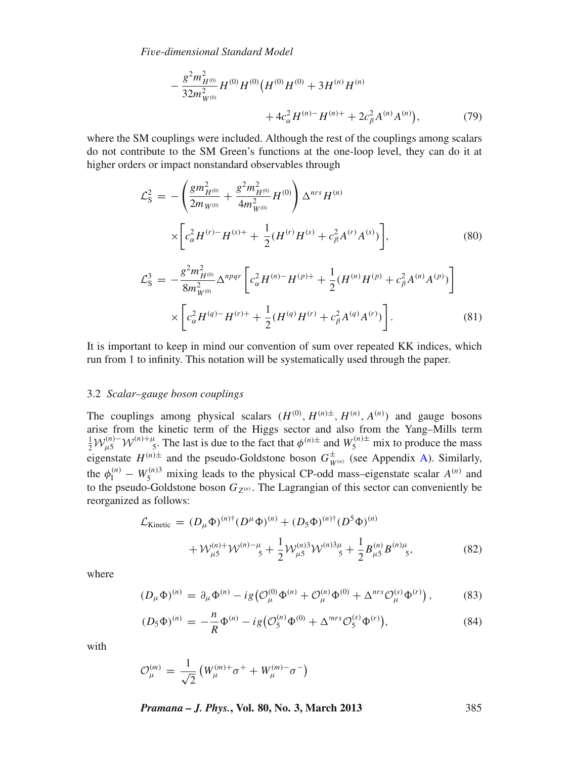$$- \frac{g^2 m^2_{H^{(0)}}}{32 m^2_{W^{(0)}}} H^{(0)} H^{(0)} \big( H^{(0)} H^{(0)} + 3 H^{(n)} H^{(n)} + 4 c^2_\alpha H^{(n)-} H^{(n)+} + 2 c^2_\beta A^{(n)} A^{(n)} \big), \tag{79}$$

where the SM couplings were included. Although the rest of the couplings among scalars do not contribute to the SM Green's functions at the one-loop level, they can do it at higher orders or impact nonstandard observables through

$$\mathcal{L}^2_{\rm S} = - \left( \frac{g m^2_{H^{(0)}}}{2 m_{W^{(0)}}} + \frac{g^2 m^2_{H^{(0)}}}{4 m^2_{W^{(0)}}} H^{(0)} \right) \Delta^{nrs} H^{(n)} \times \left[ c^2_\alpha H^{(r)-} H^{(s)+} + \frac{1}{2} (H^{(r)} H^{(s)} + c^2_\beta A^{(r)} A^{(s)}) \right], \tag{80}$$

$$\mathcal{L}^3_{\rm S} = - \frac{g^2 m^2_{H^{(0)}}}{8 m^2_{W^{(0)}}} \Delta^{npqr} \left[ c^2_\alpha H^{(n)-} H^{(p)+} + \frac{1}{2} (H^{(n)} H^{(p)} + c^2_\beta A^{(n)} A^{(p)}) \right] \times \left[ c^2_\alpha H^{(q)-} H^{(r)+} + \frac{1}{2} (H^{(q)} H^{(r)} + c^2_\beta A^{(q)} A^{(r)}) \right]. \tag{81}$$

It is important to keep in mind our convention of sum over repeated KK indices, which run from 1 to infinity. This notation will be systematically used through the paper.

### 3.2 *Scalar–gauge boson couplings*

The couplings among physical scalars ($H^{(0)}, H^{(n)\pm}, H^{(n)}, A^{(n)}$) and gauge bosons arise from the kinetic term of the Higgs sector and also from the Yang–Mills term $\frac{1}{2} \mathcal{W}^{(n)-}_{\mu 5} \mathcal{W}^{(n)+\mu}{}_5$. The last is due to the fact that $\phi^{(n)\pm}$ and $W^{(n)\pm}_5$ mix to produce the mass eigenstate $H^{(n)\pm}$ and the pseudo-Goldstone boson $G^\pm_{W^{(n)}}$ (see Appendix A). Similarly, the $\phi^{(n)}_1 - W^{(n)3}_5$ mixing leads to the physical CP-odd mass–eigenstate scalar $A^{(n)}$ and to the pseudo-Goldstone boson $G_{Z^{(n)}}$. The Lagrangian of this sector can conveniently be reorganized as follows:

$$\mathcal{L}_{\rm Kinetic} = (D_\mu \Phi)^{(n)\dagger} (D^\mu \Phi)^{(n)} + (D_5 \Phi)^{(n)\dagger} (D^5 \Phi)^{(n)} + \mathcal{W}^{(n)+}_{\mu 5} \mathcal{W}^{(n)-\mu}{}_5 + \frac{1}{2} \mathcal{W}^{(n)3}_{\mu 5} \mathcal{W}^{(n)3\mu}{}_5 + \frac{1}{2} B^{(n)}_{\mu 5} B^{(n)\mu}{}_5, \tag{82}$$

where

$$(D_\mu \Phi)^{(n)} = \partial_\mu \Phi^{(n)} - i g \big( \mathcal{O}^{(0)}_\mu \Phi^{(n)} + \mathcal{O}^{(n)}_\mu \Phi^{(0)} + \Delta^{nrs} \mathcal{O}^{(s)}_\mu \Phi^{(r)} \big), \tag{83}$$

$$(D_5 \Phi)^{(n)} = - \frac{n}{R} \Phi^{(n)} - i g \big( \mathcal{O}^{(n)}_5 \Phi^{(0)} + \Delta'^{nrs} \mathcal{O}^{(s)}_5 \Phi^{(r)} \big), \tag{84}$$

with

$$\mathcal{O}^{(m)}_\mu = \frac{1}{\sqrt{2}} \big( W^{(m)+}_\mu \sigma^+ + W^{(m)-}_\mu \sigma^- \big)$$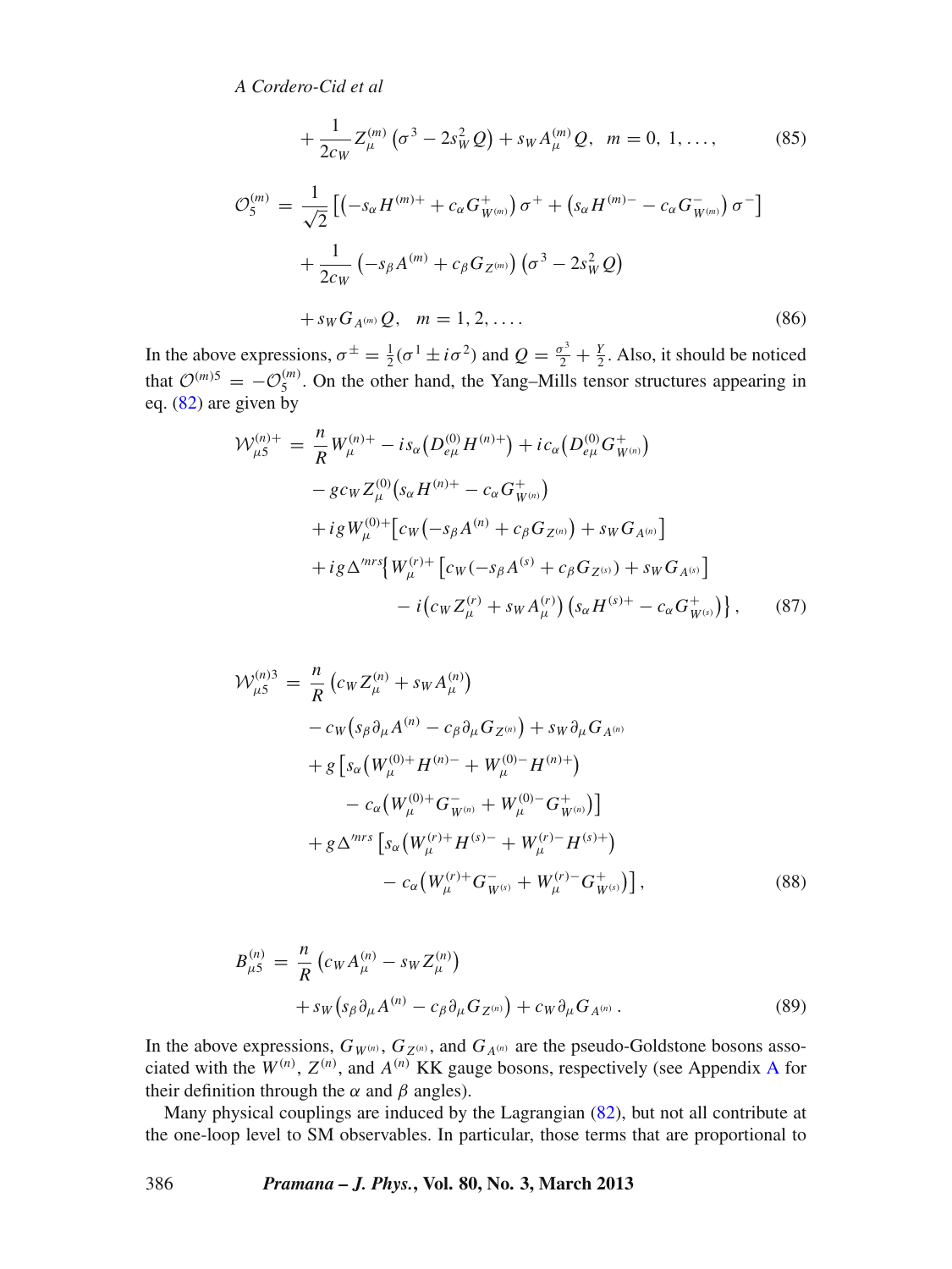$$+\frac{1}{2c_W} Z_\mu^{(m)} \left(\sigma^3 - 2s_W^2 Q\right) + s_W A_\mu^{(m)} Q, \quad m = 0,\, 1, \ldots, \tag{85}$$

$$\begin{aligned}
\mathcal{O}_5^{(m)} = \; & \frac{1}{\sqrt{2}} \left[\left(-s_\alpha H^{(m)+} + c_\alpha G^+_{W^{(m)}}\right)\sigma^+ + \left(s_\alpha H^{(m)-} - c_\alpha G^-_{W^{(m)}}\right)\sigma^-\right] \\
& + \frac{1}{2c_W}\left(-s_\beta A^{(m)} + c_\beta G_{Z^{(m)}}\right)\left(\sigma^3 - 2s_W^2 Q\right) \\
& + s_W G_{A^{(m)}} Q, \quad m = 1, 2, \ldots .
\end{aligned} \tag{86}$$

In the above expressions, $\sigma^\pm = \frac{1}{2}(\sigma^1 \pm i\sigma^2)$ and $Q = \frac{\sigma^3}{2} + \frac{Y}{2}$. Also, it should be noticed that $\mathcal{O}^{(m)5} = -\mathcal{O}_5^{(m)}$. On the other hand, the Yang–Mills tensor structures appearing in eq. (82) are given by

$$\begin{aligned}
\mathcal{W}_{\mu 5}^{(n)+} = \; & \frac{n}{R} W_\mu^{(n)+} - i s_\alpha \left(D_{e\mu}^{(0)} H^{(n)+}\right) + i c_\alpha \left(D_{e\mu}^{(0)} G^+_{W^{(n)}}\right) \\
& - g c_W Z_\mu^{(0)} \left(s_\alpha H^{(n)+} - c_\alpha G^+_{W^{(n)}}\right) \\
& + i g W_\mu^{(0)+}\left[c_W\left(-s_\beta A^{(n)} + c_\beta G_{Z^{(n)}}\right) + s_W G_{A^{(n)}}\right] \\
& + i g \Delta'^{nrs}\Big\{ W_\mu^{(r)+}\left[c_W(-s_\beta A^{(s)} + c_\beta G_{Z^{(s)}}) + s_W G_{A^{(s)}}\right] \\
& \qquad - i\left(c_W Z_\mu^{(r)} + s_W A_\mu^{(r)}\right)\left(s_\alpha H^{(s)+} - c_\alpha G^+_{W^{(s)}}\right)\Big\},
\end{aligned} \tag{87}$$

$$\begin{aligned}
\mathcal{W}_{\mu 5}^{(n)3} = \; & \frac{n}{R}\left(c_W Z_\mu^{(n)} + s_W A_\mu^{(n)}\right) \\
& - c_W\left(s_\beta \partial_\mu A^{(n)} - c_\beta \partial_\mu G_{Z^{(n)}}\right) + s_W \partial_\mu G_{A^{(n)}} \\
& + g\left[s_\alpha\left(W_\mu^{(0)+} H^{(n)-} + W_\mu^{(0)-} H^{(n)+}\right)\right. \\
& \qquad \left. - c_\alpha\left(W_\mu^{(0)+} G^-_{W^{(n)}} + W_\mu^{(0)-} G^+_{W^{(n)}}\right)\right] \\
& + g\Delta'^{nrs}\left[s_\alpha\left(W_\mu^{(r)+} H^{(s)-} + W_\mu^{(r)-} H^{(s)+}\right)\right. \\
& \qquad \left. - c_\alpha\left(W_\mu^{(r)+} G^-_{W^{(s)}} + W_\mu^{(r)-} G^+_{W^{(s)}}\right)\right],
\end{aligned} \tag{88}$$

$$\begin{aligned}
B_{\mu 5}^{(n)} = \; & \frac{n}{R}\left(c_W A_\mu^{(n)} - s_W Z_\mu^{(n)}\right) \\
& + s_W\left(s_\beta \partial_\mu A^{(n)} - c_\beta \partial_\mu G_{Z^{(n)}}\right) + c_W \partial_\mu G_{A^{(n)}}\,.
\end{aligned} \tag{89}$$

In the above expressions, $G_{W^{(n)}}$, $G_{Z^{(n)}}$, and $G_{A^{(n)}}$ are the pseudo-Goldstone bosons associated with the $W^{(n)}$, $Z^{(n)}$, and $A^{(n)}$ KK gauge bosons, respectively (see Appendix A for their definition through the $\alpha$ and $\beta$ angles).

Many physical couplings are induced by the Lagrangian (82), but not all contribute at the one-loop level to SM observables. In particular, those terms that are proportional to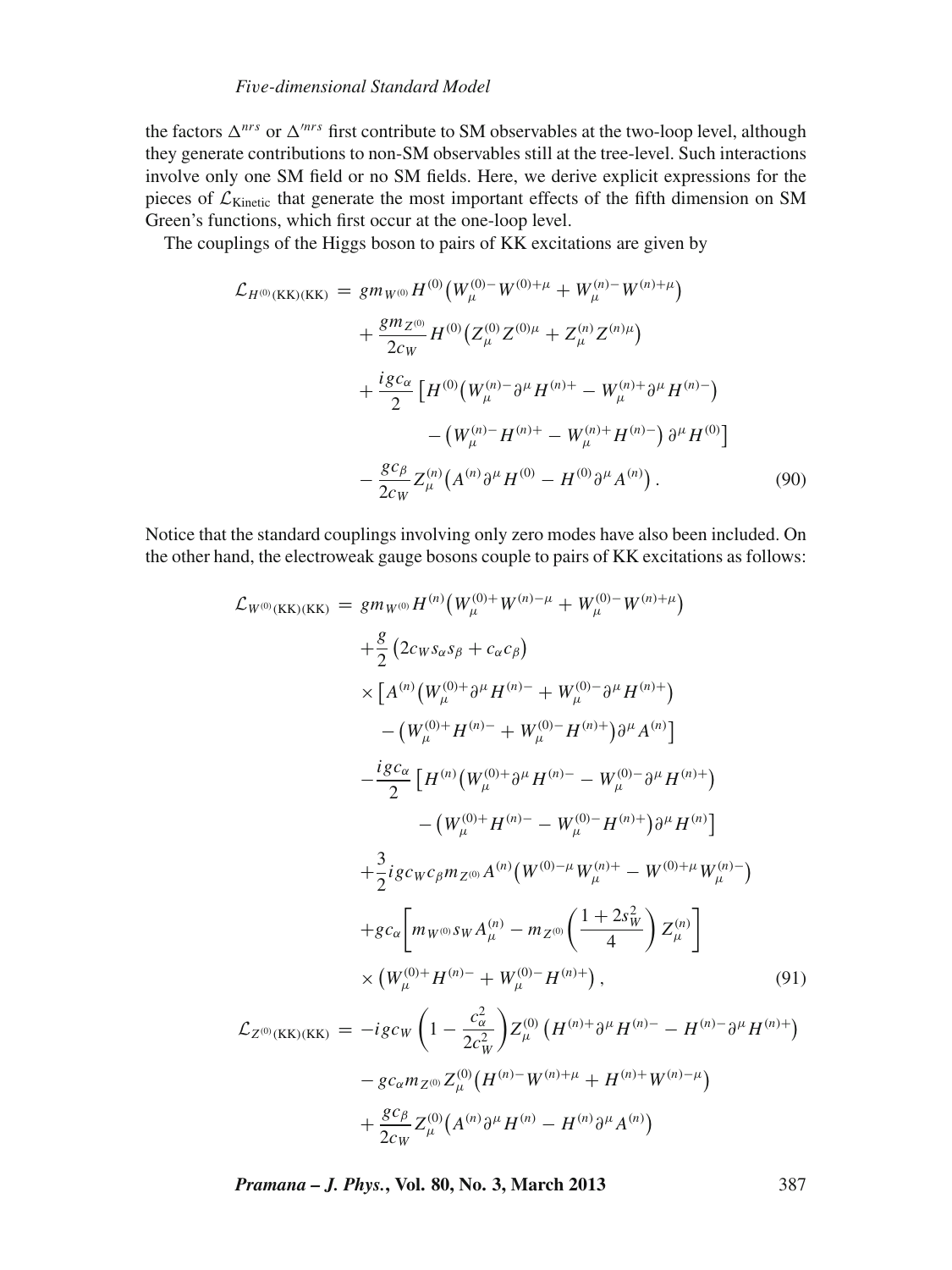the factors $\Delta^{nrs}$ or $\Delta'^{nrs}$ first contribute to SM observables at the two-loop level, although they generate contributions to non-SM observables still at the tree-level. Such interactions involve only one SM field or no SM fields. Here, we derive explicit expressions for the pieces of $\mathcal{L}_{\text{Kinetic}}$ that generate the most important effects of the fifth dimension on SM Green's functions, which first occur at the one-loop level.

The couplings of the Higgs boson to pairs of KK excitations are given by

$$
\begin{aligned}
\mathcal{L}_{H^{(0)}(\text{KK})(\text{KK})} =\; & g m_{W^{(0)}} H^{(0)} \big( W^{(0)-}_{\mu} W^{(0)+\mu} + W^{(n)-}_{\mu} W^{(n)+\mu} \big) \\
& + \frac{g m_{Z^{(0)}}}{2c_W} H^{(0)} \big( Z^{(0)}_{\mu} Z^{(0)\mu} + Z^{(n)}_{\mu} Z^{(n)\mu} \big) \\
& + \frac{i g c_{\alpha}}{2} \big[ H^{(0)} \big( W^{(n)-}_{\mu} \partial^{\mu} H^{(n)+} - W^{(n)+}_{\mu} \partial^{\mu} H^{(n)-} \big) \\
& \qquad - \big( W^{(n)-}_{\mu} H^{(n)+} - W^{(n)+}_{\mu} H^{(n)-} \big) \partial^{\mu} H^{(0)} \big] \\
& - \frac{g c_{\beta}}{2c_W} Z^{(n)}_{\mu} \big( A^{(n)} \partial^{\mu} H^{(0)} - H^{(0)} \partial^{\mu} A^{(n)} \big) .
\end{aligned} \tag{90}
$$

Notice that the standard couplings involving only zero modes have also been included. On the other hand, the electroweak gauge bosons couple to pairs of KK excitations as follows:

$$
\begin{aligned}
\mathcal{L}_{W^{(0)}(\text{KK})(\text{KK})} =\; & g m_{W^{(0)}} H^{(n)} \big( W^{(0)+}_{\mu} W^{(n)-\mu} + W^{(0)-}_{\mu} W^{(n)+\mu} \big) \\
& + \frac{g}{2} \big( 2c_W s_{\alpha} s_{\beta} + c_{\alpha} c_{\beta} \big) \\
& \times \big[ A^{(n)} \big( W^{(0)+}_{\mu} \partial^{\mu} H^{(n)-} + W^{(0)-}_{\mu} \partial^{\mu} H^{(n)+} \big) \\
& \quad - \big( W^{(0)+}_{\mu} H^{(n)-} + W^{(0)-}_{\mu} H^{(n)+} \big) \partial^{\mu} A^{(n)} \big] \\
& - \frac{i g c_{\alpha}}{2} \big[ H^{(n)} \big( W^{(0)+}_{\mu} \partial^{\mu} H^{(n)-} - W^{(0)-}_{\mu} \partial^{\mu} H^{(n)+} \big) \\
& \qquad - \big( W^{(0)+}_{\mu} H^{(n)-} - W^{(0)-}_{\mu} H^{(n)+} \big) \partial^{\mu} H^{(n)} \big] \\
& + \frac{3}{2} i g c_W c_{\beta} m_{Z^{(0)}} A^{(n)} \big( W^{(0)-\mu} W^{(n)+}_{\mu} - W^{(0)+\mu} W^{(n)-}_{\mu} \big) \\
& + g c_{\alpha} \left[ m_{W^{(0)}} s_W A^{(n)}_{\mu} - m_{Z^{(0)}} \left( \frac{1 + 2s_W^2}{4} \right) Z^{(n)}_{\mu} \right] \\
& \times \big( W^{(0)+}_{\mu} H^{(n)-} + W^{(0)-}_{\mu} H^{(n)+} \big) ,
\end{aligned} \tag{91}
$$

$$
\begin{aligned}
\mathcal{L}_{Z^{(0)}(\text{KK})(\text{KK})} =\; & -i g c_W \left( 1 - \frac{c_{\alpha}^2}{2c_W^2} \right) Z^{(0)}_{\mu} \big( H^{(n)+} \partial^{\mu} H^{(n)-} - H^{(n)-} \partial^{\mu} H^{(n)+} \big) \\
& - g c_{\alpha} m_{Z^{(0)}} Z^{(0)}_{\mu} \big( H^{(n)-} W^{(n)+\mu} + H^{(n)+} W^{(n)-\mu} \big) \\
& + \frac{g c_{\beta}}{2c_W} Z^{(0)}_{\mu} \big( A^{(n)} \partial^{\mu} H^{(n)} - H^{(n)} \partial^{\mu} A^{(n)} \big)
\end{aligned}
$$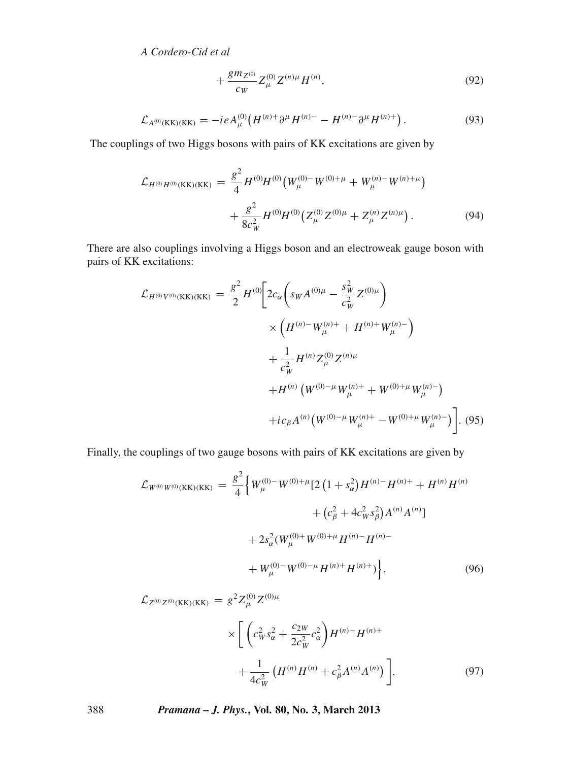$$+\frac{g m_{Z^{(0)}}}{c_W} Z^{(0)}_\mu Z^{(n)\mu} H^{(n)}, \tag{92}$$

$$\mathcal{L}_{A^{(0)}(\mathrm{KK})(\mathrm{KK})} = -ieA^{(0)}_\mu \left(H^{(n)+}\partial^\mu H^{(n)-} - H^{(n)-}\partial^\mu H^{(n)+}\right). \tag{93}$$

The couplings of two Higgs bosons with pairs of KK excitations are given by

$$\begin{aligned}\mathcal{L}_{H^{(0)}H^{(0)}(\mathrm{KK})(\mathrm{KK})} = &\frac{g^2}{4} H^{(0)}H^{(0)}\left(W^{(0)-}_\mu W^{(0)+\mu} + W^{(n)-}_\mu W^{(n)+\mu}\right)\\ &+\frac{g^2}{8c_W^2} H^{(0)}H^{(0)}\left(Z^{(0)}_\mu Z^{(0)\mu} + Z^{(n)}_\mu Z^{(n)\mu}\right).\end{aligned} \tag{94}$$

There are also couplings involving a Higgs boson and an electroweak gauge boson with pairs of KK excitations:

$$\begin{aligned}\mathcal{L}_{H^{(0)}V^{(0)}(\mathrm{KK})(\mathrm{KK})} = \frac{g^2}{2} H^{(0)}\Bigg[&2c_\alpha\left(s_W A^{(0)\mu} - \frac{s_W^2}{c_W^2} Z^{(0)\mu}\right)\\ &\times\left(H^{(n)-}W^{(n)+}_\mu + H^{(n)+}W^{(n)-}_\mu\right)\\ &+\frac{1}{c_W^2} H^{(n)} Z^{(0)}_\mu Z^{(n)\mu}\\ &+H^{(n)}\left(W^{(0)-\mu}W^{(n)+}_\mu + W^{(0)+\mu}W^{(n)-}_\mu\right)\\ &+ic_\beta A^{(n)}\left(W^{(0)-\mu}W^{(n)+}_\mu - W^{(0)+\mu}W^{(n)-}_\mu\right)\Bigg].\end{aligned} \tag{95}$$

Finally, the couplings of two gauge bosons with pairs of KK excitations are given by

$$\begin{aligned}\mathcal{L}_{W^{(0)}W^{(0)}(\mathrm{KK})(\mathrm{KK})} = \frac{g^2}{4}\Big\{&W^{(0)-}_\mu W^{(0)+\mu}[2\left(1+s_\alpha^2\right)H^{(n)-}H^{(n)+} + H^{(n)}H^{(n)}\\ &+\left(c_\beta^2 + 4c_W^2 s_\beta^2\right)A^{(n)}A^{(n)}]\\ &+2s_\alpha^2(W^{(0)+}_\mu W^{(0)+\mu}H^{(n)-}H^{(n)-}\\ &+W^{(0)-}_\mu W^{(0)-\mu}H^{(n)+}H^{(n)+})\Big\},\end{aligned} \tag{96}$$

$$\begin{aligned}\mathcal{L}_{Z^{(0)}Z^{(0)}(\mathrm{KK})(\mathrm{KK})} = g^2 Z^{(0)}_\mu Z^{(0)\mu}&\\ \times\Bigg[&\left(c_W^2 s_\alpha^2 + \frac{c_{2W}}{2c_W^2}c_\alpha^2\right)H^{(n)-}H^{(n)+}\\ &+\frac{1}{4c_W^2}\left(H^{(n)}H^{(n)} + c_\beta^2 A^{(n)}A^{(n)}\right)\Bigg],\end{aligned} \tag{97}$$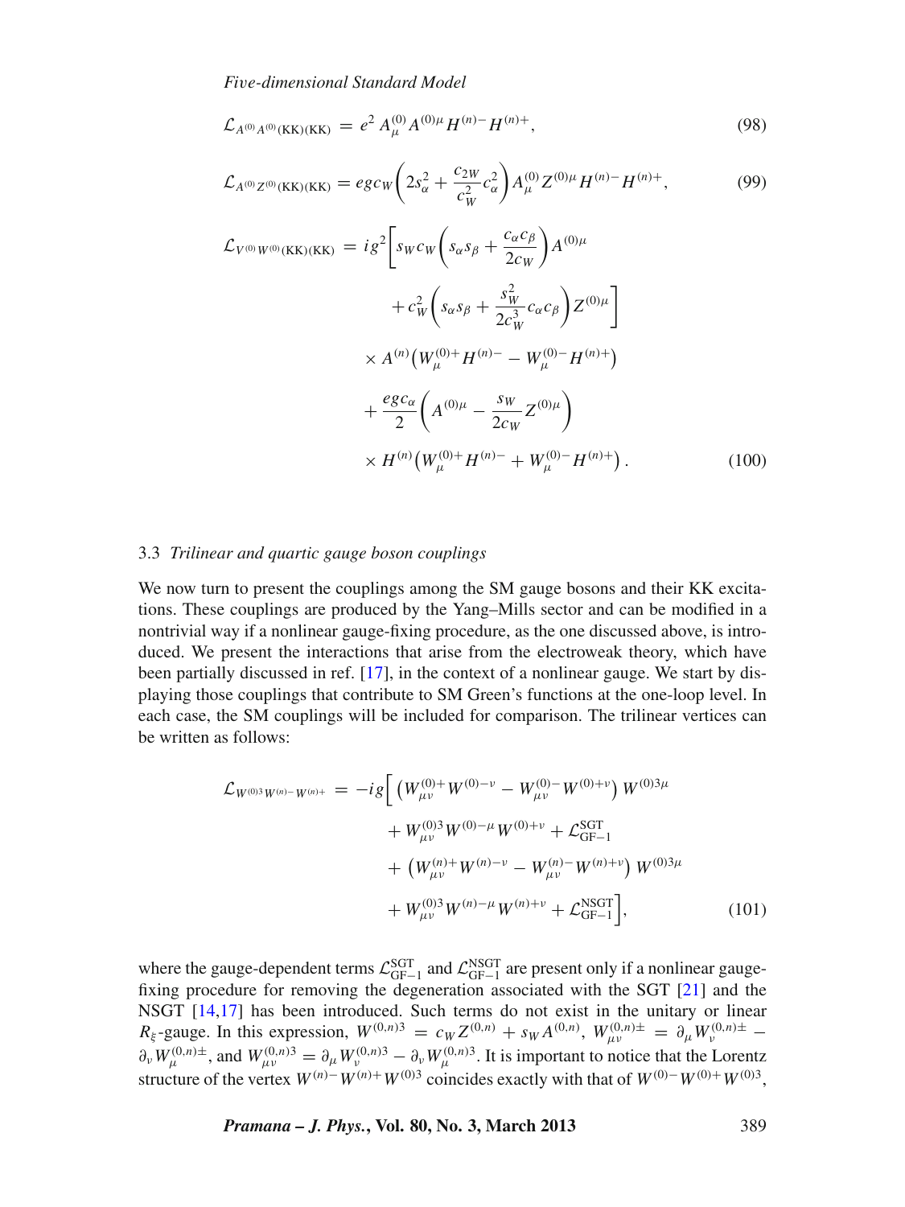$$\mathcal{L}_{A^{(0)}A^{(0)}(\mathrm{KK})(\mathrm{KK})} = e^2\, A^{(0)}_\mu A^{(0)\mu} H^{(n)-} H^{(n)+}, \tag{98}$$

$$\mathcal{L}_{A^{(0)}Z^{(0)}(\mathrm{KK})(\mathrm{KK})} = egc_W\left(2s_\alpha^2 + \frac{c_{2W}}{c_W^2}c_\alpha^2\right) A^{(0)}_\mu Z^{(0)\mu} H^{(n)-} H^{(n)+}, \tag{99}$$

$$\begin{aligned}
\mathcal{L}_{V^{(0)}W^{(0)}(\mathrm{KK})(\mathrm{KK})} = {} & ig^2\Bigg[s_W c_W\left(s_\alpha s_\beta + \frac{c_\alpha c_\beta}{2c_W}\right)A^{(0)\mu} \\
& + c_W^2\left(s_\alpha s_\beta + \frac{s_W^2}{2c_W^3}c_\alpha c_\beta\right)Z^{(0)\mu}\Bigg] \\
& \times A^{(n)}\left(W^{(0)+}_\mu H^{(n)-} - W^{(0)-}_\mu H^{(n)+}\right) \\
& + \frac{egc_\alpha}{2}\left(A^{(0)\mu} - \frac{s_W}{2c_W}Z^{(0)\mu}\right) \\
& \times H^{(n)}\left(W^{(0)+}_\mu H^{(n)-} + W^{(0)-}_\mu H^{(n)+}\right).
\end{aligned} \tag{100}$$

### 3.3 *Trilinear and quartic gauge boson couplings*

We now turn to present the couplings among the SM gauge bosons and their KK excitations. These couplings are produced by the Yang–Mills sector and can be modified in a nontrivial way if a nonlinear gauge-fixing procedure, as the one discussed above, is introduced. We present the interactions that arise from the electroweak theory, which have been partially discussed in ref. [17], in the context of a nonlinear gauge. We start by displaying those couplings that contribute to SM Green's functions at the one-loop level. In each case, the SM couplings will be included for comparison. The trilinear vertices can be written as follows:

$$\begin{aligned}
\mathcal{L}_{W^{(0)3}W^{(n)-}W^{(n)+}} = -ig\Big[ & \left(W^{(0)+}_{\mu\nu}W^{(0)-\nu} - W^{(0)-}_{\mu\nu}W^{(0)+\nu}\right)W^{(0)3\mu} \\
& + W^{(0)3}_{\mu\nu}W^{(0)-\mu}W^{(0)+\nu} + \mathcal{L}^{\mathrm{SGT}}_{\mathrm{GF}-1} \\
& + \left(W^{(n)+}_{\mu\nu}W^{(n)-\nu} - W^{(n)-}_{\mu\nu}W^{(n)+\nu}\right)W^{(0)3\mu} \\
& + W^{(0)3}_{\mu\nu}W^{(n)-\mu}W^{(n)+\nu} + \mathcal{L}^{\mathrm{NSGT}}_{\mathrm{GF}-1}\Big],
\end{aligned} \tag{101}$$

where the gauge-dependent terms $\mathcal{L}^{\mathrm{SGT}}_{\mathrm{GF}-1}$ and $\mathcal{L}^{\mathrm{NSGT}}_{\mathrm{GF}-1}$ are present only if a nonlinear gauge-fixing procedure for removing the degeneration associated with the SGT [21] and the NSGT [14,17] has been introduced. Such terms do not exist in the unitary or linear $R_\xi$-gauge. In this expression, $W^{(0,n)3} = c_W Z^{(0,n)} + s_W A^{(0,n)}$, $W^{(0,n)\pm}_{\mu\nu} = \partial_\mu W^{(0,n)\pm}_\nu - \partial_\nu W^{(0,n)\pm}_\mu$, and $W^{(0,n)3}_{\mu\nu} = \partial_\mu W^{(0,n)3}_\nu - \partial_\nu W^{(0,n)3}_\mu$. It is important to notice that the Lorentz structure of the vertex $W^{(n)-}W^{(n)+}W^{(0)3}$ coincides exactly with that of $W^{(0)-}W^{(0)+}W^{(0)3}$,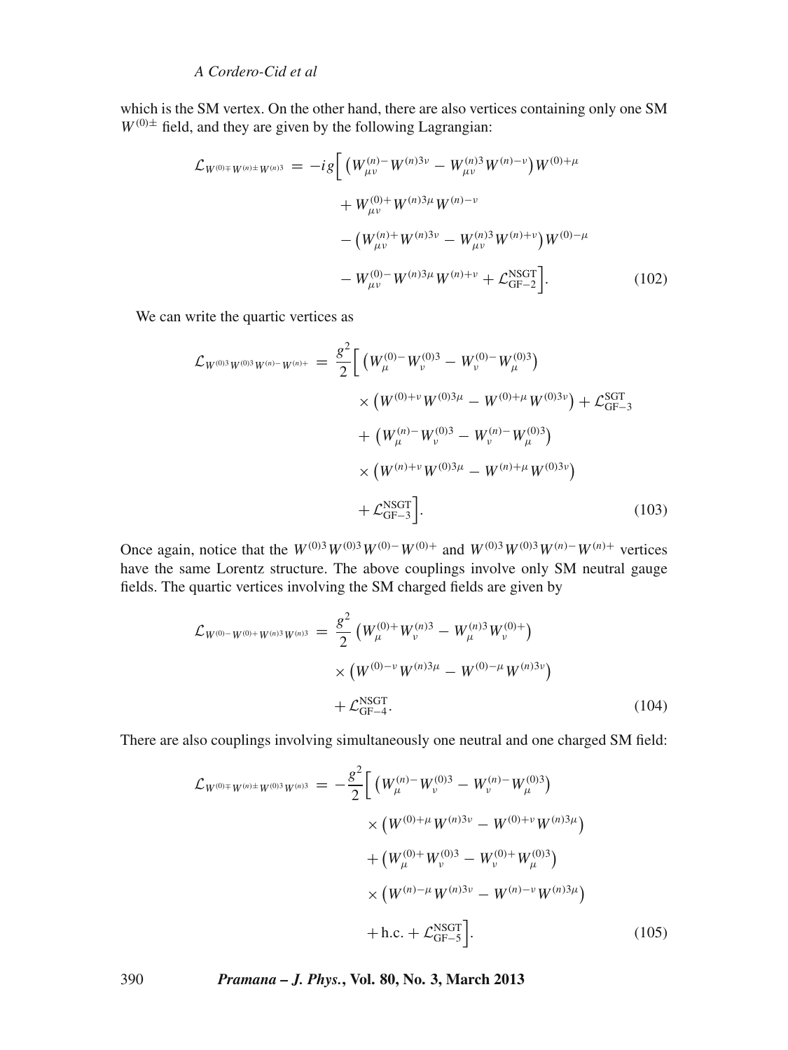which is the SM vertex. On the other hand, there are also vertices containing only one SM $W^{(0)\pm}$ field, and they are given by the following Lagrangian:

$$
\begin{aligned}
\mathcal{L}_{W^{(0)\mp}W^{(n)\pm}W^{(n)3}} = -ig\Big[ & \big(W^{(n)-}_{\mu\nu}W^{(n)3\nu} - W^{(n)3}_{\mu\nu}W^{(n)-\nu}\big)W^{(0)+\mu} \\
& + W^{(0)+}_{\mu\nu}W^{(n)3\mu}W^{(n)-\nu} \\
& - \big(W^{(n)+}_{\mu\nu}W^{(n)3\nu} - W^{(n)3}_{\mu\nu}W^{(n)+\nu}\big)W^{(0)-\mu} \\
& - W^{(0)-}_{\mu\nu}W^{(n)3\mu}W^{(n)+\nu} + \mathcal{L}^{\rm NSGT}_{\rm GF-2}\Big].
\end{aligned} \tag{102}
$$

We can write the quartic vertices as

$$
\begin{aligned}
\mathcal{L}_{W^{(0)3}W^{(0)3}W^{(n)-}W^{(n)+}} = \frac{g^2}{2}\Big[ & \big(W^{(0)-}_{\mu}W^{(0)3}_{\nu} - W^{(0)-}_{\nu}W^{(0)3}_{\mu}\big) \\
& \times \big(W^{(0)+\nu}W^{(0)3\mu} - W^{(0)+\mu}W^{(0)3\nu}\big) + \mathcal{L}^{\rm SGT}_{\rm GF-3} \\
& + \big(W^{(n)-}_{\mu}W^{(0)3}_{\nu} - W^{(n)-}_{\nu}W^{(0)3}_{\mu}\big) \\
& \times \big(W^{(n)+\nu}W^{(0)3\mu} - W^{(n)+\mu}W^{(0)3\nu}\big) \\
& + \mathcal{L}^{\rm NSGT}_{\rm GF-3}\Big].
\end{aligned} \tag{103}
$$

Once again, notice that the $W^{(0)3}W^{(0)3}W^{(0)-}W^{(0)+}$ and $W^{(0)3}W^{(0)3}W^{(n)-}W^{(n)+}$ vertices have the same Lorentz structure. The above couplings involve only SM neutral gauge fields. The quartic vertices involving the SM charged fields are given by

$$
\begin{aligned}
\mathcal{L}_{W^{(0)-}W^{(0)+}W^{(n)3}W^{(n)3}} = \frac{g^2}{2} & \big(W^{(0)+}_{\mu}W^{(n)3}_{\nu} - W^{(n)3}_{\mu}W^{(0)+}_{\nu}\big) \\
& \times \big(W^{(0)-\nu}W^{(n)3\mu} - W^{(0)-\mu}W^{(n)3\nu}\big) \\
& + \mathcal{L}^{\rm NSGT}_{\rm GF-4}.
\end{aligned} \tag{104}
$$

There are also couplings involving simultaneously one neutral and one charged SM field:

$$
\begin{aligned}
\mathcal{L}_{W^{(0)\mp}W^{(n)\pm}W^{(0)3}W^{(n)3}} = -\frac{g^2}{2}\Big[ & \big(W^{(n)-}_{\mu}W^{(0)3}_{\nu} - W^{(n)-}_{\nu}W^{(0)3}_{\mu}\big) \\
& \times \big(W^{(0)+\mu}W^{(n)3\nu} - W^{(0)+\nu}W^{(n)3\mu}\big) \\
& + \big(W^{(0)+}_{\mu}W^{(0)3}_{\nu} - W^{(0)+}_{\nu}W^{(0)3}_{\mu}\big) \\
& \times \big(W^{(n)-\mu}W^{(n)3\nu} - W^{(n)-\nu}W^{(n)3\mu}\big) \\
& + \text{h.c.} + \mathcal{L}^{\rm NSGT}_{\rm GF-5}\Big].
\end{aligned} \tag{105}
$$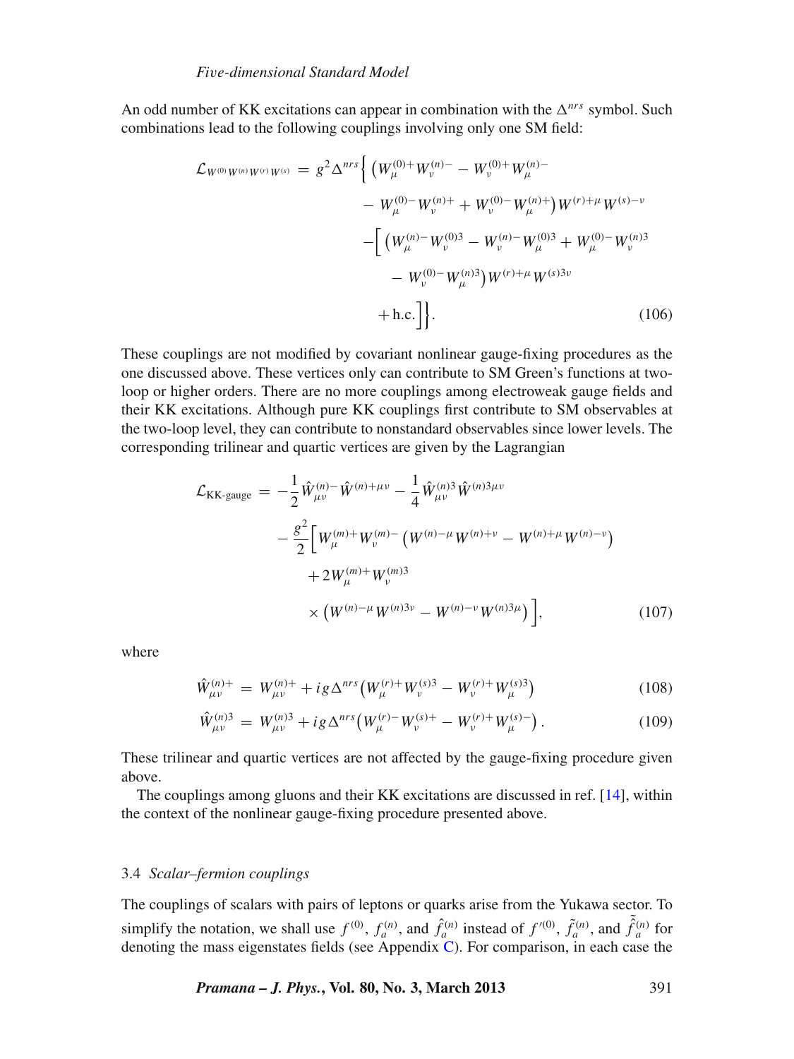An odd number of KK excitations can appear in combination with the $\Delta^{nrs}$ symbol. Such combinations lead to the following couplings involving only one SM field:

$$
\begin{aligned}
\mathcal{L}_{W^{(0)}W^{(n)}W^{(r)}W^{(s)}} = g^2\Delta^{nrs}\Big\{ &\big(W_\mu^{(0)+}W_\nu^{(n)-} - W_\nu^{(0)+}W_\mu^{(n)-} \\
&- W_\mu^{(0)-}W_\nu^{(n)+} + W_\nu^{(0)-}W_\mu^{(n)+}\big)W^{(r)+\mu}W^{(s)-\nu} \\
&-\Big[\big(W_\mu^{(n)-}W_\nu^{(0)3} - W_\nu^{(n)-}W_\mu^{(0)3} + W_\mu^{(0)-}W_\nu^{(n)3} \\
&- W_\nu^{(0)-}W_\mu^{(n)3}\big)W^{(r)+\mu}W^{(s)3\nu} \\
&+\text{h.c.}\Big]\Big\}.
\end{aligned}
\tag{106}
$$

These couplings are not modified by covariant nonlinear gauge-fixing procedures as the one discussed above. These vertices only can contribute to SM Green's functions at two-loop or higher orders. There are no more couplings among electroweak gauge fields and their KK excitations. Although pure KK couplings first contribute to SM observables at the two-loop level, they can contribute to nonstandard observables since lower levels. The corresponding trilinear and quartic vertices are given by the Lagrangian

$$
\begin{aligned}
\mathcal{L}_{\text{KK-gauge}} = &-\frac{1}{2}\hat{W}_{\mu\nu}^{(n)-}\hat{W}^{(n)+\mu\nu} - \frac{1}{4}\hat{W}_{\mu\nu}^{(n)3}\hat{W}^{(n)3\mu\nu} \\
&-\frac{g^2}{2}\Big[W_\mu^{(m)+}W_\nu^{(m)-}\big(W^{(n)-\mu}W^{(n)+\nu} - W^{(n)+\mu}W^{(n)-\nu}\big) \\
&+2W_\mu^{(m)+}W_\nu^{(m)3} \\
&\times\big(W^{(n)-\mu}W^{(n)3\nu} - W^{(n)-\nu}W^{(n)3\mu}\big)\Big],
\end{aligned}
\tag{107}
$$

where

$$
\hat{W}_{\mu\nu}^{(n)+} = W_{\mu\nu}^{(n)+} + ig\Delta^{nrs}\big(W_\mu^{(r)+}W_\nu^{(s)3} - W_\nu^{(r)+}W_\mu^{(s)3}\big) \tag{108}
$$

$$
\hat{W}_{\mu\nu}^{(n)3} = W_{\mu\nu}^{(n)3} + ig\Delta^{nrs}\big(W_\mu^{(r)-}W_\nu^{(s)+} - W_\nu^{(r)+}W_\mu^{(s)-}\big)\,. \tag{109}
$$

These trilinear and quartic vertices are not affected by the gauge-fixing procedure given above.

The couplings among gluons and their KK excitations are discussed in ref. [14], within the context of the nonlinear gauge-fixing procedure presented above.

### 3.4 *Scalar–fermion couplings*

The couplings of scalars with pairs of leptons or quarks arise from the Yukawa sector. To simplify the notation, we shall use $f^{(0)}$, $f_a^{(n)}$, and $\hat{f}_a^{(n)}$ instead of $f'^{(0)}$, $\tilde{f}_a^{(n)}$, and $\tilde{\hat{f}}_a^{(n)}$ for denoting the mass eigenstates fields (see Appendix C). For comparison, in each case the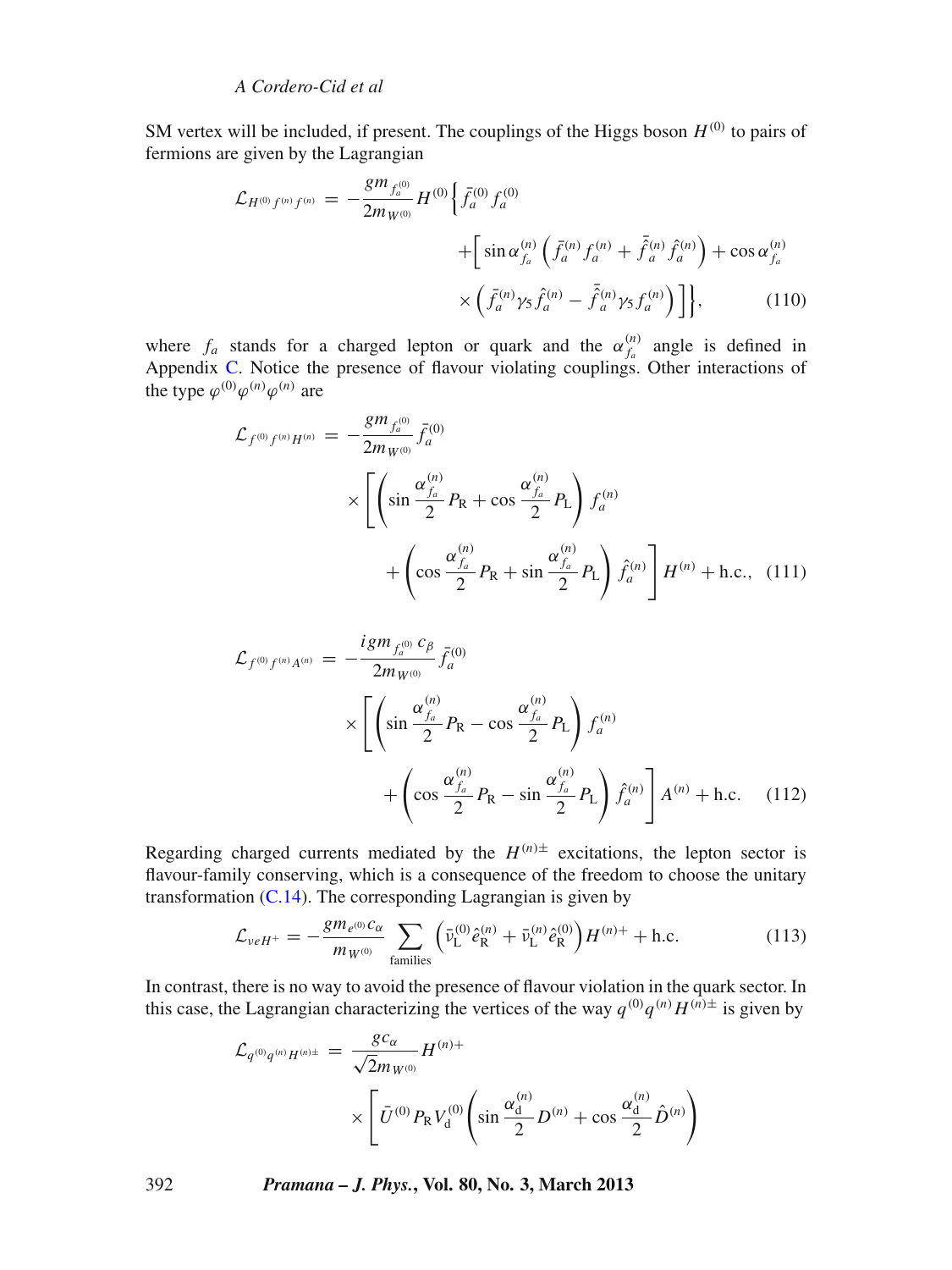SM vertex will be included, if present. The couplings of the Higgs boson $H^{(0)}$ to pairs of fermions are given by the Lagrangian

$$
\begin{aligned}
\mathcal{L}_{H^{(0)} f^{(n)} f^{(n)}} = & -\frac{g m_{f_a^{(0)}}}{2 m_{W^{(0)}}} H^{(0)} \Big\{ \bar{f}_a^{(0)} f_a^{(0)} \\
& + \Big[ \sin\alpha_{f_a}^{(n)} \left( \bar{f}_a^{(n)} f_a^{(n)} + \bar{\hat{f}}_a^{(n)} \hat{f}_a^{(n)} \right) + \cos\alpha_{f_a}^{(n)} \\
& \times \left( \bar{f}_a^{(n)} \gamma_5 \hat{f}_a^{(n)} - \bar{\hat{f}}_a^{(n)} \gamma_5 f_a^{(n)} \right) \Big] \Big\}, \qquad (110)
\end{aligned}
$$

where $f_a$ stands for a charged lepton or quark and the $\alpha_{f_a}^{(n)}$ angle is defined in Appendix C. Notice the presence of flavour violating couplings. Other interactions of the type $\varphi^{(0)}\varphi^{(n)}\varphi^{(n)}$ are

$$
\begin{aligned}
\mathcal{L}_{f^{(0)} f^{(n)} H^{(n)}} = & -\frac{g m_{f_a^{(0)}}}{2 m_{W^{(0)}}} \bar{f}_a^{(0)} \\
& \times \left[ \left( \sin\frac{\alpha_{f_a}^{(n)}}{2} P_{\mathrm{R}} + \cos\frac{\alpha_{f_a}^{(n)}}{2} P_{\mathrm{L}} \right) f_a^{(n)} \right. \\
& \left. + \left( \cos\frac{\alpha_{f_a}^{(n)}}{2} P_{\mathrm{R}} + \sin\frac{\alpha_{f_a}^{(n)}}{2} P_{\mathrm{L}} \right) \hat{f}_a^{(n)} \right] H^{(n)} + \text{h.c.}, \quad (111)
\end{aligned}
$$

$$
\begin{aligned}
\mathcal{L}_{f^{(0)} f^{(n)} A^{(n)}} = & -\frac{i g m_{f_a^{(0)}} c_\beta}{2 m_{W^{(0)}}} \bar{f}_a^{(0)} \\
& \times \left[ \left( \sin\frac{\alpha_{f_a}^{(n)}}{2} P_{\mathrm{R}} - \cos\frac{\alpha_{f_a}^{(n)}}{2} P_{\mathrm{L}} \right) f_a^{(n)} \right. \\
& \left. + \left( \cos\frac{\alpha_{f_a}^{(n)}}{2} P_{\mathrm{R}} - \sin\frac{\alpha_{f_a}^{(n)}}{2} P_{\mathrm{L}} \right) \hat{f}_a^{(n)} \right] A^{(n)} + \text{h.c.} \quad (112)
\end{aligned}
$$

Regarding charged currents mediated by the $H^{(n)\pm}$ excitations, the lepton sector is flavour-family conserving, which is a consequence of the freedom to choose the unitary transformation (C.14). The corresponding Lagrangian is given by

$$
\mathcal{L}_{\nu e H^{+}} = -\frac{g m_{e^{(0)}} c_\alpha}{m_{W^{(0)}}} \sum_{\text{families}} \left( \bar{\nu}_{\mathrm{L}}^{(0)} \hat{e}_{\mathrm{R}}^{(n)} + \bar{\nu}_{\mathrm{L}}^{(n)} \hat{e}_{\mathrm{R}}^{(0)} \right) H^{(n)+} + \text{h.c.} \qquad (113)
$$

In contrast, there is no way to avoid the presence of flavour violation in the quark sector. In this case, the Lagrangian characterizing the vertices of the way $q^{(0)}q^{(n)}H^{(n)\pm}$ is given by

$$
\begin{aligned}
\mathcal{L}_{q^{(0)} q^{(n)} H^{(n)\pm}} = & \frac{g c_\alpha}{\sqrt{2} m_{W^{(0)}}} H^{(n)+} \\
& \times \left[ \bar{U}^{(0)} P_{\mathrm{R}} V_{\mathrm{d}}^{(0)} \left( \sin\frac{\alpha_{\mathrm{d}}^{(n)}}{2} D^{(n)} + \cos\frac{\alpha_{\mathrm{d}}^{(n)}}{2} \hat{D}^{(n)} \right) \right.
\end{aligned}
$$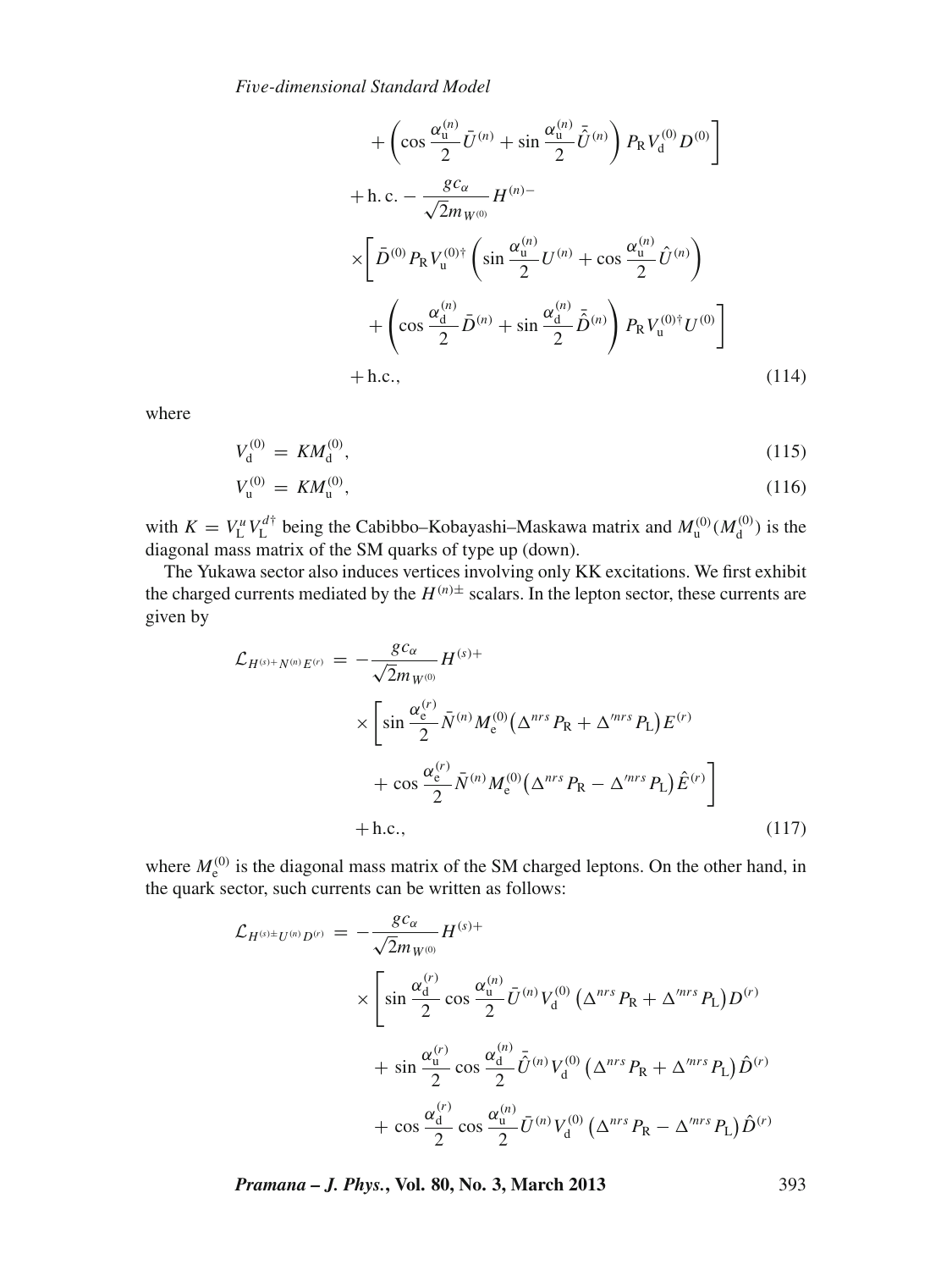$$
\begin{aligned}
&+\left(\cos\frac{\alpha_{\mathrm{u}}^{(n)}}{2}\bar{U}^{(n)}+\sin\frac{\alpha_{\mathrm{u}}^{(n)}}{2}\bar{\hat{U}}^{(n)}\right)P_{\mathrm{R}}V_{\mathrm{d}}^{(0)}D^{(0)}\Bigg]\\
&+\text{h. c.}-\frac{gc_\alpha}{\sqrt{2}m_{W^{(0)}}}H^{(n)-}\\
&\times\Bigg[\bar{D}^{(0)}P_{\mathrm{R}}V_{\mathrm{u}}^{(0)\dagger}\left(\sin\frac{\alpha_{\mathrm{u}}^{(n)}}{2}U^{(n)}+\cos\frac{\alpha_{\mathrm{u}}^{(n)}}{2}\hat{U}^{(n)}\right)\\
&+\left(\cos\frac{\alpha_{\mathrm{d}}^{(n)}}{2}\bar{D}^{(n)}+\sin\frac{\alpha_{\mathrm{d}}^{(n)}}{2}\bar{\hat{D}}^{(n)}\right)P_{\mathrm{R}}V_{\mathrm{u}}^{(0)\dagger}U^{(0)}\Bigg]\\
&+\text{h.c.},
\end{aligned}
\tag{114}
$$

where

$$
V_{\mathrm{d}}^{(0)} = KM_{\mathrm{d}}^{(0)}, \tag{115}
$$

$$
V_{\mathrm{u}}^{(0)} = KM_{\mathrm{u}}^{(0)}, \tag{116}
$$

with $K = V_{\mathrm{L}}^{u}V_{\mathrm{L}}^{d\dagger}$ being the Cabibbo–Kobayashi–Maskawa matrix and $M_{\mathrm{u}}^{(0)}(M_{\mathrm{d}}^{(0)})$ is the diagonal mass matrix of the SM quarks of type up (down).

The Yukawa sector also induces vertices involving only KK excitations. We first exhibit the charged currents mediated by the $H^{(n)\pm}$ scalars. In the lepton sector, these currents are given by

$$
\begin{aligned}
\mathcal{L}_{H^{(s)+}N^{(n)}E^{(r)}} = &-\frac{gc_\alpha}{\sqrt{2}m_{W^{(0)}}}H^{(s)+}\\
&\times\Bigg[\sin\frac{\alpha_{\mathrm{e}}^{(r)}}{2}\bar{N}^{(n)}M_{\mathrm{e}}^{(0)}\big(\Delta^{nrs}P_{\mathrm{R}}+\Delta'^{nrs}P_{\mathrm{L}}\big)E^{(r)}\\
&+\cos\frac{\alpha_{\mathrm{e}}^{(r)}}{2}\bar{N}^{(n)}M_{\mathrm{e}}^{(0)}\big(\Delta^{nrs}P_{\mathrm{R}}-\Delta'^{nrs}P_{\mathrm{L}}\big)\hat{E}^{(r)}\Bigg]\\
&+\text{h.c.},
\end{aligned}
\tag{117}
$$

where $M_{\mathrm{e}}^{(0)}$ is the diagonal mass matrix of the SM charged leptons. On the other hand, in the quark sector, such currents can be written as follows:

$$
\begin{aligned}
\mathcal{L}_{H^{(s)\pm}U^{(n)}D^{(r)}} = &-\frac{gc_\alpha}{\sqrt{2}m_{W^{(0)}}}H^{(s)+}\\
&\times\Bigg[\sin\frac{\alpha_{\mathrm{d}}^{(r)}}{2}\cos\frac{\alpha_{\mathrm{u}}^{(n)}}{2}\bar{U}^{(n)}V_{\mathrm{d}}^{(0)}\left(\Delta^{nrs}P_{\mathrm{R}}+\Delta'^{nrs}P_{\mathrm{L}}\right)D^{(r)}\\
&+\sin\frac{\alpha_{\mathrm{u}}^{(r)}}{2}\cos\frac{\alpha_{\mathrm{d}}^{(n)}}{2}\bar{\hat{U}}^{(n)}V_{\mathrm{d}}^{(0)}\left(\Delta^{nrs}P_{\mathrm{R}}+\Delta'^{nrs}P_{\mathrm{L}}\right)\hat{D}^{(r)}\\
&+\cos\frac{\alpha_{\mathrm{d}}^{(r)}}{2}\cos\frac{\alpha_{\mathrm{u}}^{(n)}}{2}\bar{U}^{(n)}V_{\mathrm{d}}^{(0)}\left(\Delta^{nrs}P_{\mathrm{R}}-\Delta'^{nrs}P_{\mathrm{L}}\right)\hat{D}^{(r)}
\end{aligned}
$$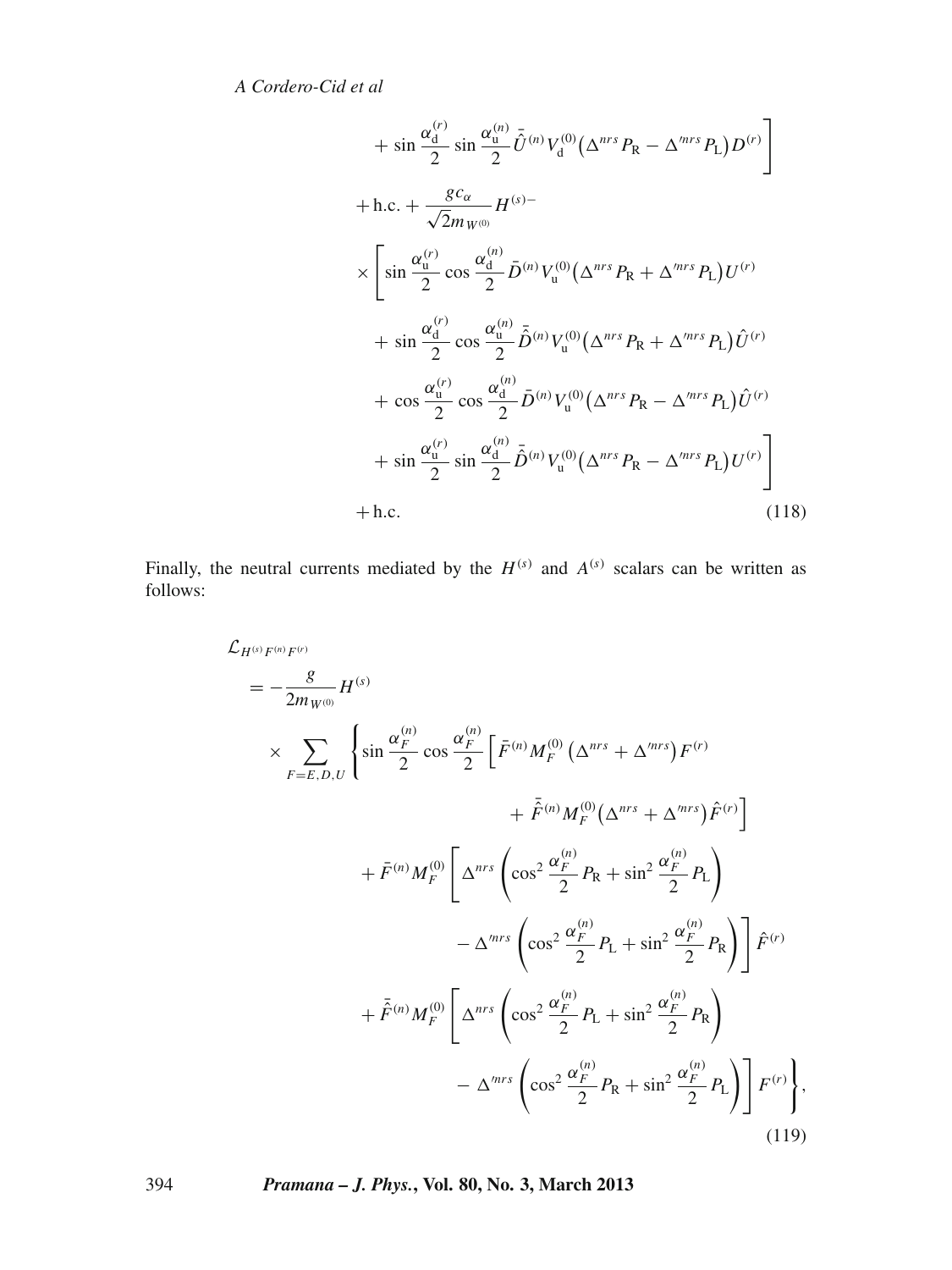$$
\begin{aligned}
&+ \sin\frac{\alpha_{\rm d}^{(r)}}{2}\sin\frac{\alpha_{\rm u}^{(n)}}{2}\bar{\hat{U}}^{(n)}V_{\rm d}^{(0)}\big(\Delta^{nrs}P_{\rm R}-\Delta'^{nrs}P_{\rm L}\big)D^{(r)}\Bigg]\\
&+\text{h.c.}+\frac{gc_\alpha}{\sqrt{2}m_{W^{(0)}}}H^{(s)-}\\
&\times\Bigg[\sin\frac{\alpha_{\rm u}^{(r)}}{2}\cos\frac{\alpha_{\rm d}^{(n)}}{2}\bar{D}^{(n)}V_{\rm u}^{(0)}\big(\Delta^{nrs}P_{\rm R}+\Delta'^{nrs}P_{\rm L}\big)U^{(r)}\\
&+\sin\frac{\alpha_{\rm d}^{(r)}}{2}\cos\frac{\alpha_{\rm u}^{(n)}}{2}\bar{\hat{D}}^{(n)}V_{\rm u}^{(0)}\big(\Delta^{nrs}P_{\rm R}+\Delta'^{nrs}P_{\rm L}\big)\hat{U}^{(r)}\\
&+\cos\frac{\alpha_{\rm u}^{(r)}}{2}\cos\frac{\alpha_{\rm d}^{(n)}}{2}\bar{D}^{(n)}V_{\rm u}^{(0)}\big(\Delta^{nrs}P_{\rm R}-\Delta'^{nrs}P_{\rm L}\big)\hat{U}^{(r)}\\
&+\sin\frac{\alpha_{\rm u}^{(r)}}{2}\sin\frac{\alpha_{\rm d}^{(n)}}{2}\bar{\hat{D}}^{(n)}V_{\rm u}^{(0)}\big(\Delta^{nrs}P_{\rm R}-\Delta'^{nrs}P_{\rm L}\big)U^{(r)}\Bigg]\\
&+\text{h.c.}
\end{aligned}
\tag{118}
$$

Finally, the neutral currents mediated by the $H^{(s)}$ and $A^{(s)}$ scalars can be written as follows:

$$
\begin{aligned}
&\mathcal{L}_{H^{(s)}F^{(n)}F^{(r)}}\\
&=-\frac{g}{2m_{W^{(0)}}}H^{(s)}\\
&\times\sum_{F=E,D,U}\Bigg\{\sin\frac{\alpha_F^{(n)}}{2}\cos\frac{\alpha_F^{(n)}}{2}\Big[\bar{F}^{(n)}M_F^{(0)}\big(\Delta^{nrs}+\Delta'^{nrs}\big)F^{(r)}\\
&\qquad+\bar{\hat{F}}^{(n)}M_F^{(0)}\big(\Delta^{nrs}+\Delta'^{nrs}\big)\hat{F}^{(r)}\Big]\\
&+\bar{F}^{(n)}M_F^{(0)}\Bigg[\Delta^{nrs}\left(\cos^2\frac{\alpha_F^{(n)}}{2}P_{\rm R}+\sin^2\frac{\alpha_F^{(n)}}{2}P_{\rm L}\right)\\
&\qquad-\Delta'^{nrs}\left(\cos^2\frac{\alpha_F^{(n)}}{2}P_{\rm L}+\sin^2\frac{\alpha_F^{(n)}}{2}P_{\rm R}\right)\Bigg]\hat{F}^{(r)}\\
&+\bar{\hat{F}}^{(n)}M_F^{(0)}\Bigg[\Delta^{nrs}\left(\cos^2\frac{\alpha_F^{(n)}}{2}P_{\rm L}+\sin^2\frac{\alpha_F^{(n)}}{2}P_{\rm R}\right)\\
&\qquad-\Delta'^{nrs}\left(\cos^2\frac{\alpha_F^{(n)}}{2}P_{\rm R}+\sin^2\frac{\alpha_F^{(n)}}{2}P_{\rm L}\right)\Bigg]F^{(r)}\Bigg\},
\end{aligned}
\tag{119}
$$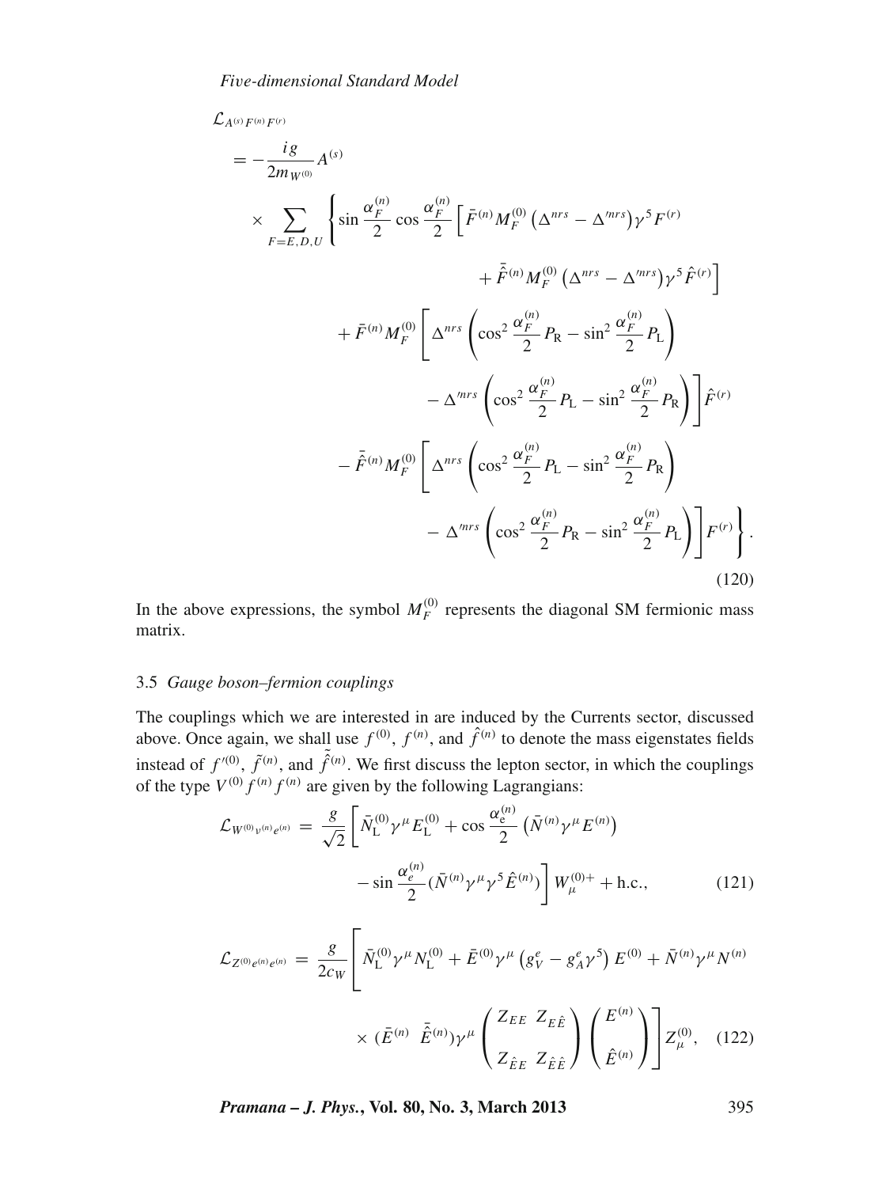$$
\begin{aligned}
&\mathcal{L}_{A^{(s)}F^{(n)}F^{(r)}} \\
&= -\frac{ig}{2m_{W^{(0)}}}A^{(s)} \\
&\quad \times \sum_{F=E,D,U}\left\{ \sin\frac{\alpha_F^{(n)}}{2}\cos\frac{\alpha_F^{(n)}}{2}\left[\bar{F}^{(n)}M_F^{(0)}\left(\Delta^{nrs}-\Delta'^{nrs}\right)\gamma^5 F^{(r)} \right.\right. \\
&\qquad\qquad \left. + \bar{\hat{F}}^{(n)}M_F^{(0)}\left(\Delta^{nrs}-\Delta'^{nrs}\right)\gamma^5 \hat{F}^{(r)}\right] \\
&\quad + \bar{F}^{(n)}M_F^{(0)}\left[\Delta^{nrs}\left(\cos^2\frac{\alpha_F^{(n)}}{2}P_{\mathrm{R}}-\sin^2\frac{\alpha_F^{(n)}}{2}P_{\mathrm{L}}\right)\right. \\
&\qquad\qquad \left. -\Delta'^{nrs}\left(\cos^2\frac{\alpha_F^{(n)}}{2}P_{\mathrm{L}}-\sin^2\frac{\alpha_F^{(n)}}{2}P_{\mathrm{R}}\right)\right]\hat{F}^{(r)} \\
&\quad - \bar{\hat{F}}^{(n)}M_F^{(0)}\left[\Delta^{nrs}\left(\cos^2\frac{\alpha_F^{(n)}}{2}P_{\mathrm{L}}-\sin^2\frac{\alpha_F^{(n)}}{2}P_{\mathrm{R}}\right)\right. \\
&\qquad\qquad \left.\left. -\Delta'^{nrs}\left(\cos^2\frac{\alpha_F^{(n)}}{2}P_{\mathrm{R}}-\sin^2\frac{\alpha_F^{(n)}}{2}P_{\mathrm{L}}\right)\right]F^{(r)}\right\}.
\end{aligned}
\tag{120}
$$

In the above expressions, the symbol $M_F^{(0)}$ represents the diagonal SM fermionic mass matrix.

### 3.5 *Gauge boson–fermion couplings*

The couplings which we are interested in are induced by the Currents sector, discussed above. Once again, we shall use $f^{(0)}$, $f^{(n)}$, and $\hat{f}^{(n)}$ to denote the mass eigenstates fields instead of $f'^{(0)}$, $\tilde{f}^{(n)}$, and $\tilde{\hat{f}}^{(n)}$. We first discuss the lepton sector, in which the couplings of the type $V^{(0)}f^{(n)}f^{(n)}$ are given by the following Lagrangians:

$$
\begin{aligned}
\mathcal{L}_{W^{(0)}\nu^{(n)}e^{(n)}} = \frac{g}{\sqrt{2}}\left[\bar{N}_{\mathrm{L}}^{(0)}\gamma^\mu E_{\mathrm{L}}^{(0)} + \cos\frac{\alpha_{\mathrm{e}}^{(n)}}{2}\left(\bar{N}^{(n)}\gamma^\mu E^{(n)}\right)\right. \\
\left. - \sin\frac{\alpha_e^{(n)}}{2}(\bar{N}^{(n)}\gamma^\mu\gamma^5\hat{E}^{(n)})\right]W_\mu^{(0)+} + \mathrm{h.c.},
\end{aligned}
\tag{121}
$$

$$
\begin{aligned}
\mathcal{L}_{Z^{(0)}e^{(n)}e^{(n)}} = \frac{g}{2c_W}\left[\bar{N}_{\mathrm{L}}^{(0)}\gamma^\mu N_{\mathrm{L}}^{(0)} + \bar{E}^{(0)}\gamma^\mu\left(g_V^e - g_A^e\gamma^5\right)E^{(0)} + \bar{N}^{(n)}\gamma^\mu N^{(n)}\right. \\
\left. \times\,(\bar{E}^{(n)}\;\;\bar{\hat{E}}^{(n)})\gamma^\mu\begin{pmatrix} Z_{EE} & Z_{E\hat{E}} \\ Z_{\hat{E}E} & Z_{\hat{E}\hat{E}}\end{pmatrix}\begin{pmatrix} E^{(n)} \\ \hat{E}^{(n)}\end{pmatrix}\right]Z_\mu^{(0)},
\end{aligned}
\tag{122}
$$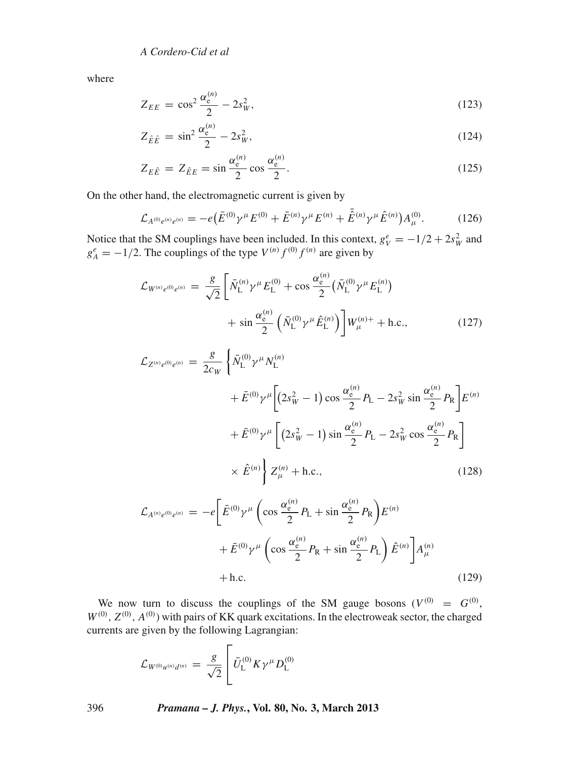where

$$Z_{EE} = \cos^2 \frac{\alpha_e^{(n)}}{2} - 2s_W^2, \tag{123}$$

$$Z_{\hat{E}\hat{E}} = \sin^2 \frac{\alpha_e^{(n)}}{2} - 2s_W^2, \tag{124}$$

$$Z_{E\hat{E}} = Z_{\hat{E}E} = \sin \frac{\alpha_e^{(n)}}{2} \cos \frac{\alpha_e^{(n)}}{2}. \tag{125}$$

On the other hand, the electromagnetic current is given by

$$\mathcal{L}_{A^{(0)}e^{(n)}e^{(n)}} = -e\big(\bar{E}^{(0)}\gamma^\mu E^{(0)} + \bar{E}^{(n)}\gamma^\mu E^{(n)} + \bar{\hat{E}}^{(n)}\gamma^\mu \hat{E}^{(n)}\big)A_\mu^{(0)}. \tag{126}$$

Notice that the SM couplings have been included. In this context, $g_V^e = -1/2 + 2s_W^2$ and $g_A^e = -1/2$. The couplings of the type $V^{(n)} f^{(0)} f^{(n)}$ are given by

$$\begin{aligned}\mathcal{L}_{W^{(n)}e^{(0)}e^{(n)}} = \frac{g}{\sqrt{2}}\Bigg[&\bar{N}_\mathrm{L}^{(n)}\gamma^\mu E_\mathrm{L}^{(0)} + \cos\frac{\alpha_e^{(n)}}{2}\big(\bar{N}_\mathrm{L}^{(0)}\gamma^\mu E_\mathrm{L}^{(n)}\big)\\ &+ \sin\frac{\alpha_e^{(n)}}{2}\left(\bar{N}_\mathrm{L}^{(0)}\gamma^\mu \hat{E}_\mathrm{L}^{(n)}\right)\Bigg]W_\mu^{(n)+} + \text{h.c.},\end{aligned} \tag{127}$$

$$\begin{aligned}\mathcal{L}_{Z^{(n)}e^{(0)}e^{(n)}} = \frac{g}{2c_W}\Bigg\{&\bar{N}_\mathrm{L}^{(0)}\gamma^\mu N_\mathrm{L}^{(n)}\\ &+ \bar{E}^{(0)}\gamma^\mu\Bigg[\big(2s_W^2 - 1\big)\cos\frac{\alpha_e^{(n)}}{2}P_\mathrm{L} - 2s_W^2\sin\frac{\alpha_e^{(n)}}{2}P_\mathrm{R}\Bigg]E^{(n)}\\ &+ \bar{E}^{(0)}\gamma^\mu\left[\big(2s_W^2 - 1\big)\sin\frac{\alpha_e^{(n)}}{2}P_\mathrm{L} - 2s_W^2\cos\frac{\alpha_e^{(n)}}{2}P_\mathrm{R}\right]\\ &\times \hat{E}^{(n)}\Bigg\}Z_\mu^{(n)} + \text{h.c.},\end{aligned} \tag{128}$$

$$\begin{aligned}\mathcal{L}_{A^{(n)}e^{(0)}e^{(n)}} = -e\Bigg[&\bar{E}^{(0)}\gamma^\mu\left(\cos\frac{\alpha_e^{(n)}}{2}P_\mathrm{L} + \sin\frac{\alpha_e^{(n)}}{2}P_\mathrm{R}\right)E^{(n)}\\ &+ \bar{E}^{(0)}\gamma^\mu\left(\cos\frac{\alpha_e^{(n)}}{2}P_\mathrm{R} + \sin\frac{\alpha_e^{(n)}}{2}P_\mathrm{L}\right)\hat{E}^{(n)}\Bigg]A_\mu^{(n)}\\ &+ \text{h.c.}\end{aligned} \tag{129}$$

We now turn to discuss the couplings of the SM gauge bosons ($V^{(0)} = G^{(0)}$, $W^{(0)}$, $Z^{(0)}$, $A^{(0)}$) with pairs of KK quark excitations. In the electroweak sector, the charged currents are given by the following Lagrangian:

$$\mathcal{L}_{W^{(0)}u^{(n)}d^{(n)}} = \frac{g}{\sqrt{2}}\Bigg[\bar{U}_\mathrm{L}^{(0)}K\gamma^\mu D_\mathrm{L}^{(0)}$$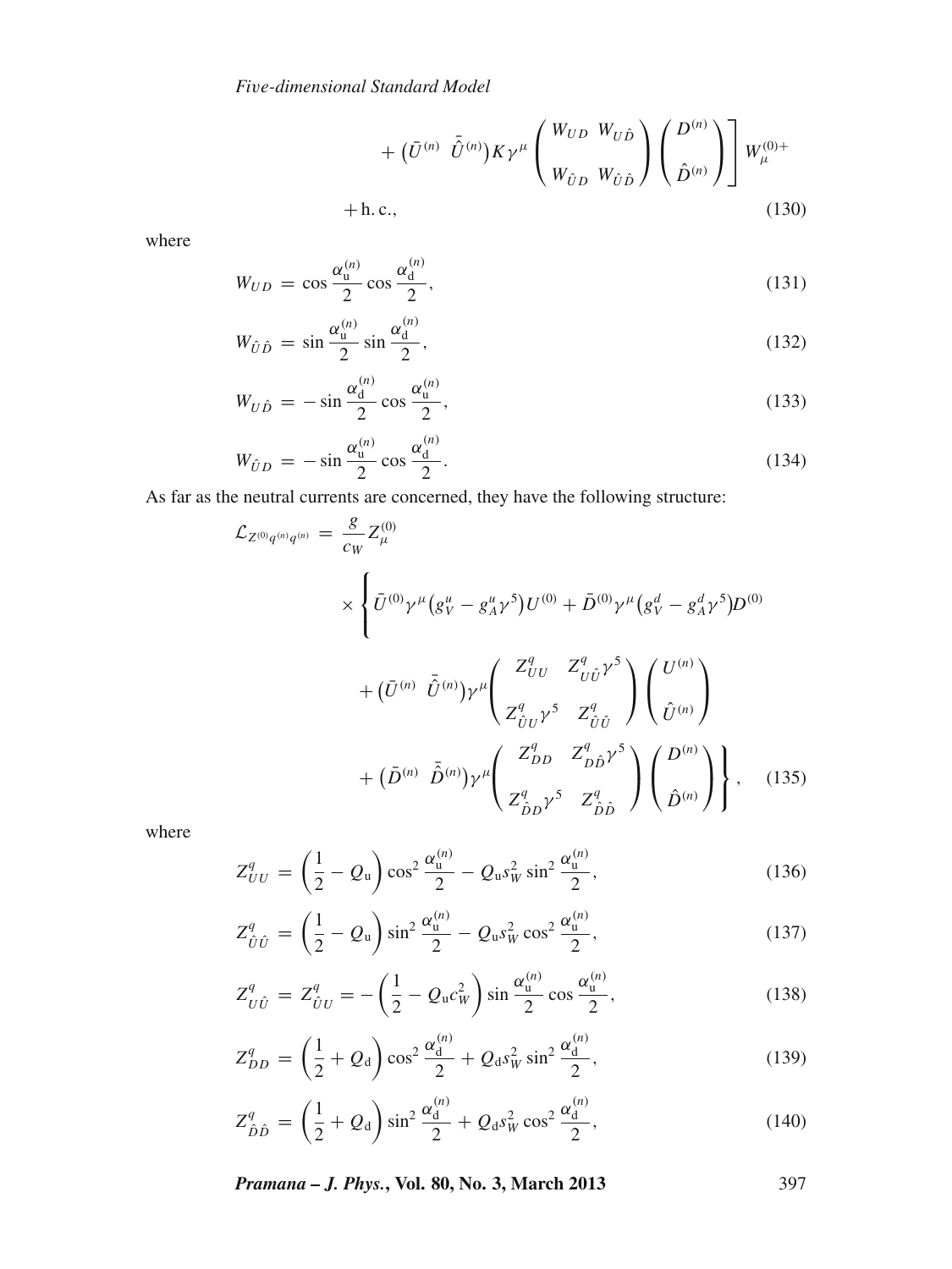$$+ \left(\bar{U}^{(n)} \;\; \bar{\hat{U}}^{(n)}\right) K \gamma^{\mu} \begin{pmatrix} W_{UD} & W_{U\hat{D}} \\ W_{\hat{U}D} & W_{\hat{U}\hat{D}} \end{pmatrix} \begin{pmatrix} D^{(n)} \\ \hat{D}^{(n)} \end{pmatrix} \Bigg] W_{\mu}^{(0)+}$$

$$+ \,\text{h. c.}, \tag{130}$$

where

$$W_{UD} = \cos\frac{\alpha_{\rm u}^{(n)}}{2}\cos\frac{\alpha_{\rm d}^{(n)}}{2}, \tag{131}$$

$$W_{\hat{U}\hat{D}} = \sin\frac{\alpha_{\rm u}^{(n)}}{2}\sin\frac{\alpha_{\rm d}^{(n)}}{2}, \tag{132}$$

$$W_{U\hat{D}} = -\sin\frac{\alpha_{\rm d}^{(n)}}{2}\cos\frac{\alpha_{\rm u}^{(n)}}{2}, \tag{133}$$

$$W_{\hat{U}D} = -\sin\frac{\alpha_{\rm u}^{(n)}}{2}\cos\frac{\alpha_{\rm d}^{(n)}}{2}. \tag{134}$$

As far as the neutral currents are concerned, they have the following structure:

$$\mathcal{L}_{Z^{(0)}q^{(n)}q^{(n)}} = \frac{g}{c_W} Z_{\mu}^{(0)} \times \Bigg\{ \bar{U}^{(0)}\gamma^{\mu}\left(g_V^u - g_A^u\gamma^5\right)U^{(0)} + \bar{D}^{(0)}\gamma^{\mu}\left(g_V^d - g_A^d\gamma^5\right)D^{(0)}$$

$$+ \left(\bar{U}^{(n)} \;\; \bar{\hat{U}}^{(n)}\right)\gamma^{\mu} \begin{pmatrix} Z_{UU}^q & Z_{U\hat{U}}^q\gamma^5 \\ Z_{\hat{U}U}^q\gamma^5 & Z_{\hat{U}\hat{U}}^q \end{pmatrix} \begin{pmatrix} U^{(n)} \\ \hat{U}^{(n)} \end{pmatrix}$$

$$+ \left(\bar{D}^{(n)} \;\; \bar{\hat{D}}^{(n)}\right)\gamma^{\mu} \begin{pmatrix} Z_{DD}^q & Z_{D\hat{D}}^q\gamma^5 \\ Z_{\hat{D}D}^q\gamma^5 & Z_{\hat{D}\hat{D}}^q \end{pmatrix} \begin{pmatrix} D^{(n)} \\ \hat{D}^{(n)} \end{pmatrix} \Bigg\}, \tag{135}$$

where

$$Z_{UU}^q = \left(\frac{1}{2} - Q_{\rm u}\right)\cos^2\frac{\alpha_{\rm u}^{(n)}}{2} - Q_{\rm u}s_W^2\sin^2\frac{\alpha_{\rm u}^{(n)}}{2}, \tag{136}$$

$$Z_{\hat{U}\hat{U}}^q = \left(\frac{1}{2} - Q_{\rm u}\right)\sin^2\frac{\alpha_{\rm u}^{(n)}}{2} - Q_{\rm u}s_W^2\cos^2\frac{\alpha_{\rm u}^{(n)}}{2}, \tag{137}$$

$$Z_{U\hat{U}}^q = Z_{\hat{U}U}^q = -\left(\frac{1}{2} - Q_{\rm u}c_W^2\right)\sin\frac{\alpha_{\rm u}^{(n)}}{2}\cos\frac{\alpha_{\rm u}^{(n)}}{2}, \tag{138}$$

$$Z_{DD}^q = \left(\frac{1}{2} + Q_{\rm d}\right)\cos^2\frac{\alpha_{\rm d}^{(n)}}{2} + Q_{\rm d}s_W^2\sin^2\frac{\alpha_{\rm d}^{(n)}}{2}, \tag{139}$$

$$Z_{\hat{D}\hat{D}}^q = \left(\frac{1}{2} + Q_{\rm d}\right)\sin^2\frac{\alpha_{\rm d}^{(n)}}{2} + Q_{\rm d}s_W^2\cos^2\frac{\alpha_{\rm d}^{(n)}}{2}, \tag{140}$$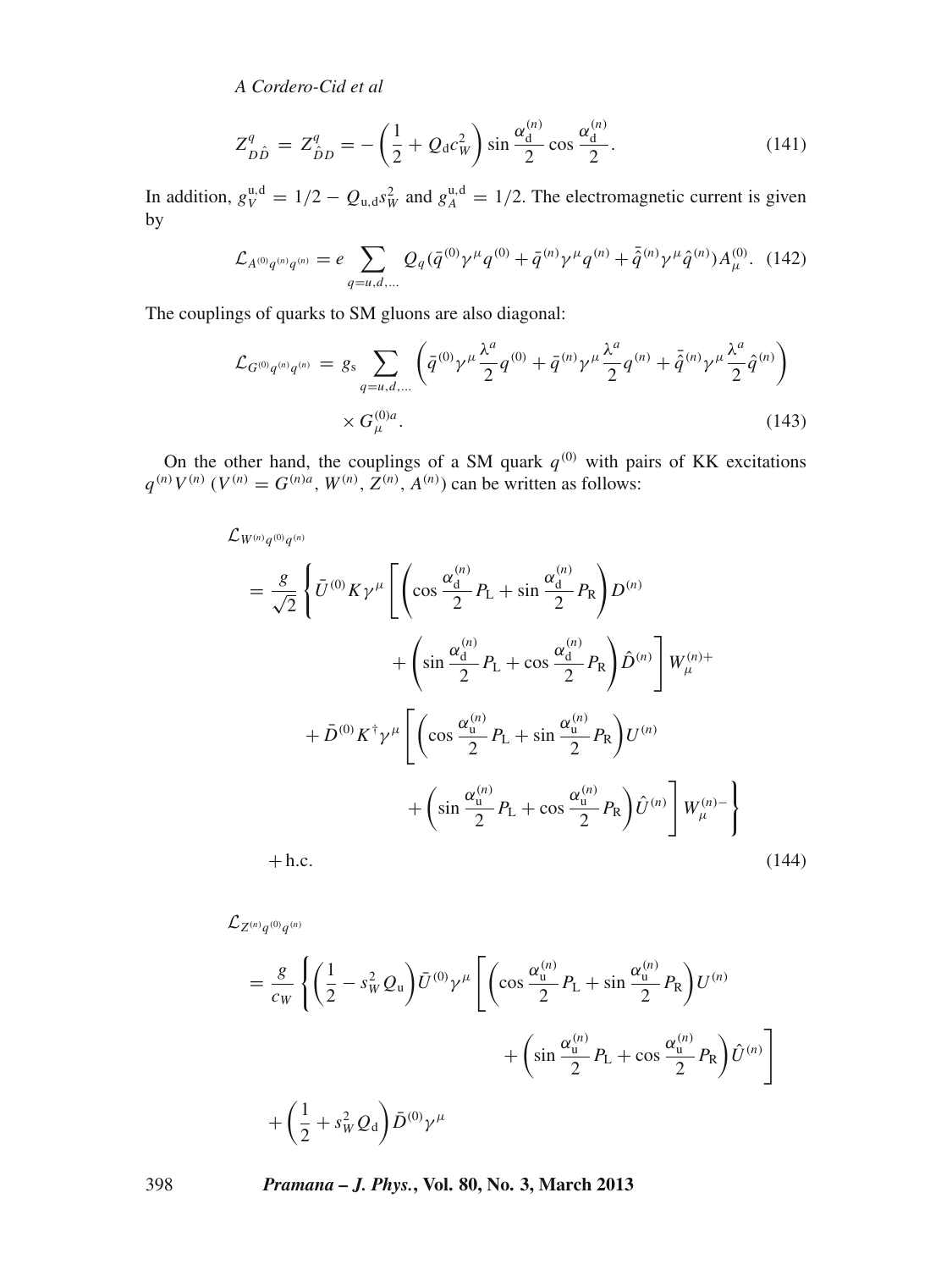$$Z^q_{D\hat{D}} = Z^q_{\hat{D}D} = -\left(\frac{1}{2} + Q_{\rm d} c_W^2\right) \sin\frac{\alpha_{\rm d}^{(n)}}{2} \cos\frac{\alpha_{\rm d}^{(n)}}{2}. \tag{141}$$

In addition, $g_V^{\rm u,d} = 1/2 - Q_{\rm u,d} s_W^2$ and $g_A^{\rm u,d} = 1/2$. The electromagnetic current is given by

$$\mathcal{L}_{A^{(0)}q^{(n)}q^{(n)}} = e \sum_{q=u,d,\ldots} Q_q (\bar{q}^{(0)} \gamma^\mu q^{(0)} + \bar{q}^{(n)} \gamma^\mu q^{(n)} + \bar{\hat{q}}^{(n)} \gamma^\mu \hat{q}^{(n)}) A_\mu^{(0)}. \tag{142}$$

The couplings of quarks to SM gluons are also diagonal:

$$\mathcal{L}_{G^{(0)}q^{(n)}q^{(n)}} = g_{\rm s} \sum_{q=u,d,\ldots} \left( \bar{q}^{(0)} \gamma^\mu \frac{\lambda^a}{2} q^{(0)} + \bar{q}^{(n)} \gamma^\mu \frac{\lambda^a}{2} q^{(n)} + \bar{\hat{q}}^{(n)} \gamma^\mu \frac{\lambda^a}{2} \hat{q}^{(n)} \right) \times G_\mu^{(0)a}. \tag{143}$$

On the other hand, the couplings of a SM quark $q^{(0)}$ with pairs of KK excitations $q^{(n)} V^{(n)}$ ($V^{(n)} = G^{(n)a}, W^{(n)}, Z^{(n)}, A^{(n)}$) can be written as follows:

$$\begin{aligned}
\mathcal{L}_{W^{(n)}q^{(0)}q^{(n)}} &= \frac{g}{\sqrt{2}} \Bigg\{ \bar{U}^{(0)} K \gamma^\mu \Bigg[ \left( \cos\frac{\alpha_{\rm d}^{(n)}}{2} P_{\rm L} + \sin\frac{\alpha_{\rm d}^{(n)}}{2} P_{\rm R} \right) D^{(n)} \\
&\quad + \left( \sin\frac{\alpha_{\rm d}^{(n)}}{2} P_{\rm L} + \cos\frac{\alpha_{\rm d}^{(n)}}{2} P_{\rm R} \right) \hat{D}^{(n)} \Bigg] W_\mu^{(n)+} \\
&\quad + \bar{D}^{(0)} K^\dagger \gamma^\mu \Bigg[ \left( \cos\frac{\alpha_{\rm u}^{(n)}}{2} P_{\rm L} + \sin\frac{\alpha_{\rm u}^{(n)}}{2} P_{\rm R} \right) U^{(n)} \\
&\quad + \left( \sin\frac{\alpha_{\rm u}^{(n)}}{2} P_{\rm L} + \cos\frac{\alpha_{\rm u}^{(n)}}{2} P_{\rm R} \right) \hat{U}^{(n)} \Bigg] W_\mu^{(n)-} \Bigg\} \\
&\quad + \text{h.c.}
\end{aligned} \tag{144}$$

$$\begin{aligned}
\mathcal{L}_{Z^{(n)}q^{(0)}q^{(n)}} &= \frac{g}{c_W} \Bigg\{ \left( \frac{1}{2} - s_W^2 Q_{\rm u} \right) \bar{U}^{(0)} \gamma^\mu \Bigg[ \left( \cos\frac{\alpha_{\rm u}^{(n)}}{2} P_{\rm L} + \sin\frac{\alpha_{\rm u}^{(n)}}{2} P_{\rm R} \right) U^{(n)} \\
&\quad + \left( \sin\frac{\alpha_{\rm u}^{(n)}}{2} P_{\rm L} + \cos\frac{\alpha_{\rm u}^{(n)}}{2} P_{\rm R} \right) \hat{U}^{(n)} \Bigg] \\
&\quad + \left( \frac{1}{2} + s_W^2 Q_{\rm d} \right) \bar{D}^{(0)} \gamma^\mu
\end{aligned}$$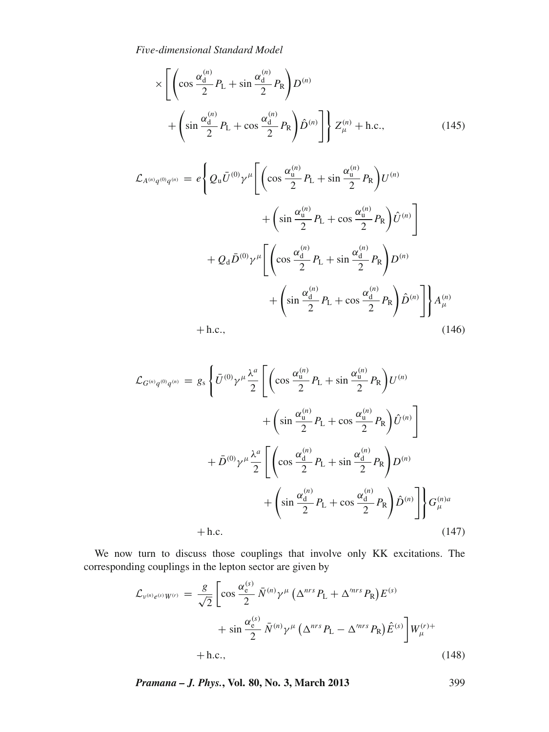$$\times \left[ \left( \cos \frac{\alpha_{\rm d}^{(n)}}{2} P_{\rm L} + \sin \frac{\alpha_{\rm d}^{(n)}}{2} P_{\rm R} \right) D^{(n)} + \left( \sin \frac{\alpha_{\rm d}^{(n)}}{2} P_{\rm L} + \cos \frac{\alpha_{\rm d}^{(n)}}{2} P_{\rm R} \right) \hat{D}^{(n)} \right] \Bigg\} Z_\mu^{(n)} + \text{h.c.}, \tag{145}$$

$$\begin{aligned}
\mathcal{L}_{A^{(n)} q^{(0)} q^{(n)}} = e \Bigg\{ & Q_{\rm u} \bar{U}^{(0)} \gamma^\mu \left[ \left( \cos \frac{\alpha_{\rm u}^{(n)}}{2} P_{\rm L} + \sin \frac{\alpha_{\rm u}^{(n)}}{2} P_{\rm R} \right) U^{(n)} + \left( \sin \frac{\alpha_{\rm u}^{(n)}}{2} P_{\rm L} + \cos \frac{\alpha_{\rm u}^{(n)}}{2} P_{\rm R} \right) \hat{U}^{(n)} \right] \\
& + Q_{\rm d} \bar{D}^{(0)} \gamma^\mu \left[ \left( \cos \frac{\alpha_{\rm d}^{(n)}}{2} P_{\rm L} + \sin \frac{\alpha_{\rm d}^{(n)}}{2} P_{\rm R} \right) D^{(n)} + \left( \sin \frac{\alpha_{\rm d}^{(n)}}{2} P_{\rm L} + \cos \frac{\alpha_{\rm d}^{(n)}}{2} P_{\rm R} \right) \hat{D}^{(n)} \right] \Bigg\} A_\mu^{(n)} \\
& + \text{h.c.},
\end{aligned} \tag{146}$$

$$\begin{aligned}
\mathcal{L}_{G^{(n)} q^{(0)} q^{(n)}} = g_{\rm s} \Bigg\{ & \bar{U}^{(0)} \gamma^\mu \frac{\lambda^a}{2} \left[ \left( \cos \frac{\alpha_{\rm u}^{(n)}}{2} P_{\rm L} + \sin \frac{\alpha_{\rm u}^{(n)}}{2} P_{\rm R} \right) U^{(n)} + \left( \sin \frac{\alpha_{\rm u}^{(n)}}{2} P_{\rm L} + \cos \frac{\alpha_{\rm u}^{(n)}}{2} P_{\rm R} \right) \hat{U}^{(n)} \right] \\
& + \bar{D}^{(0)} \gamma^\mu \frac{\lambda^a}{2} \left[ \left( \cos \frac{\alpha_{\rm d}^{(n)}}{2} P_{\rm L} + \sin \frac{\alpha_{\rm d}^{(n)}}{2} P_{\rm R} \right) D^{(n)} + \left( \sin \frac{\alpha_{\rm d}^{(n)}}{2} P_{\rm L} + \cos \frac{\alpha_{\rm d}^{(n)}}{2} P_{\rm R} \right) \hat{D}^{(n)} \right] \Bigg\} G_\mu^{(n)a} \\
& + \text{h.c.}
\end{aligned} \tag{147}$$

We now turn to discuss those couplings that involve only KK excitations. The corresponding couplings in the lepton sector are given by

$$\begin{aligned}
\mathcal{L}_{\nu^{(n)} e^{(s)} W^{(r)}} = \frac{g}{\sqrt{2}} \Bigg[ & \cos \frac{\alpha_{\rm e}^{(s)}}{2} \bar{N}^{(n)} \gamma^\mu \left( \Delta^{nrs} P_{\rm L} + \Delta'^{nrs} P_{\rm R} \right) E^{(s)} \\
& + \sin \frac{\alpha_{\rm e}^{(s)}}{2} \bar{N}^{(n)} \gamma^\mu \left( \Delta^{nrs} P_{\rm L} - \Delta'^{nrs} P_{\rm R} \right) \hat{E}^{(s)} \Bigg] W_\mu^{(r)+} \\
& + \text{h.c.},
\end{aligned} \tag{148}$$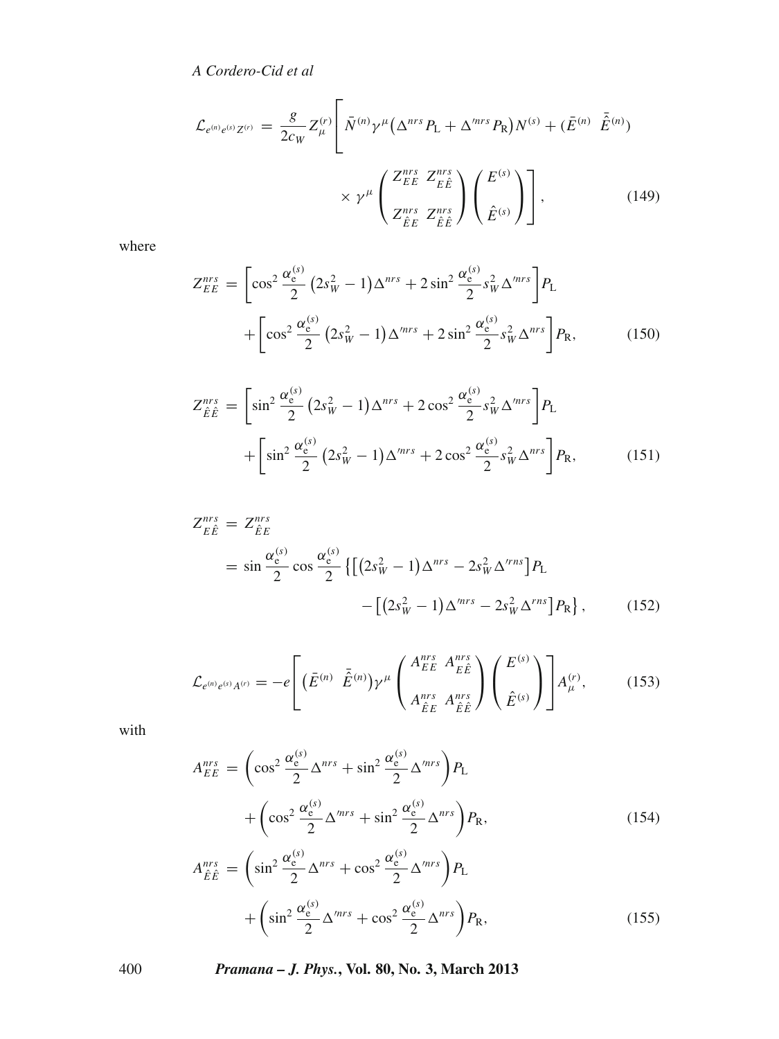$$\mathcal{L}_{e^{(n)}e^{(s)}Z^{(r)}} = \frac{g}{2c_W} Z_\mu^{(r)} \Bigg[ \bar{N}^{(n)} \gamma^\mu \left( \Delta^{nrs} P_\mathrm{L} + \Delta'^{nrs} P_\mathrm{R} \right) N^{(s)} + (\bar{E}^{(n)} \;\; \bar{\hat{E}}^{(n)}) \times \gamma^\mu \begin{pmatrix} Z_{EE}^{nrs} & Z_{E\hat{E}}^{nrs} \\ Z_{\hat{E}E}^{nrs} & Z_{\hat{E}\hat{E}}^{nrs} \end{pmatrix} \begin{pmatrix} E^{(s)} \\ \hat{E}^{(s)} \end{pmatrix} \Bigg], \tag{149}$$

where

$$Z_{EE}^{nrs} = \left[ \cos^2 \frac{\alpha_\mathrm{e}^{(s)}}{2} \left( 2s_W^2 - 1 \right) \Delta^{nrs} + 2 \sin^2 \frac{\alpha_\mathrm{e}^{(s)}}{2} s_W^2 \Delta'^{nrs} \right] P_\mathrm{L} + \left[ \cos^2 \frac{\alpha_\mathrm{e}^{(s)}}{2} \left( 2s_W^2 - 1 \right) \Delta'^{nrs} + 2 \sin^2 \frac{\alpha_\mathrm{e}^{(s)}}{2} s_W^2 \Delta^{nrs} \right] P_\mathrm{R}, \tag{150}$$

$$Z_{\hat{E}\hat{E}}^{nrs} = \left[ \sin^2 \frac{\alpha_\mathrm{e}^{(s)}}{2} \left( 2s_W^2 - 1 \right) \Delta^{nrs} + 2 \cos^2 \frac{\alpha_\mathrm{e}^{(s)}}{2} s_W^2 \Delta'^{nrs} \right] P_\mathrm{L} + \left[ \sin^2 \frac{\alpha_\mathrm{e}^{(s)}}{2} \left( 2s_W^2 - 1 \right) \Delta'^{nrs} + 2 \cos^2 \frac{\alpha_\mathrm{e}^{(s)}}{2} s_W^2 \Delta^{nrs} \right] P_\mathrm{R}, \tag{151}$$

$$\begin{aligned} Z_{E\hat{E}}^{nrs} &= Z_{\hat{E}E}^{nrs} \\ &= \sin \frac{\alpha_\mathrm{e}^{(s)}}{2} \cos \frac{\alpha_\mathrm{e}^{(s)}}{2} \left\{ \left[ \left( 2s_W^2 - 1 \right) \Delta^{nrs} - 2s_W^2 \Delta'^{rns} \right] P_\mathrm{L} - \left[ \left( 2s_W^2 - 1 \right) \Delta'^{nrs} - 2s_W^2 \Delta^{rns} \right] P_\mathrm{R} \right\}, \end{aligned} \tag{152}$$

$$\mathcal{L}_{e^{(n)}e^{(s)}A^{(r)}} = -e \left[ \left( \bar{E}^{(n)} \;\; \bar{\hat{E}}^{(n)} \right) \gamma^\mu \begin{pmatrix} A_{EE}^{nrs} & A_{E\hat{E}}^{nrs} \\ A_{\hat{E}E}^{nrs} & A_{\hat{E}\hat{E}}^{nrs} \end{pmatrix} \begin{pmatrix} E^{(s)} \\ \hat{E}^{(s)} \end{pmatrix} \right] A_\mu^{(r)}, \tag{153}$$

with

$$A_{EE}^{nrs} = \left( \cos^2 \frac{\alpha_\mathrm{e}^{(s)}}{2} \Delta^{nrs} + \sin^2 \frac{\alpha_\mathrm{e}^{(s)}}{2} \Delta'^{nrs} \right) P_\mathrm{L} + \left( \cos^2 \frac{\alpha_\mathrm{e}^{(s)}}{2} \Delta'^{nrs} + \sin^2 \frac{\alpha_\mathrm{e}^{(s)}}{2} \Delta^{nrs} \right) P_\mathrm{R}, \tag{154}$$

$$A_{\hat{E}\hat{E}}^{nrs} = \left( \sin^2 \frac{\alpha_\mathrm{e}^{(s)}}{2} \Delta^{nrs} + \cos^2 \frac{\alpha_\mathrm{e}^{(s)}}{2} \Delta'^{nrs} \right) P_\mathrm{L} + \left( \sin^2 \frac{\alpha_\mathrm{e}^{(s)}}{2} \Delta'^{nrs} + \cos^2 \frac{\alpha_\mathrm{e}^{(s)}}{2} \Delta^{nrs} \right) P_\mathrm{R}, \tag{155}$$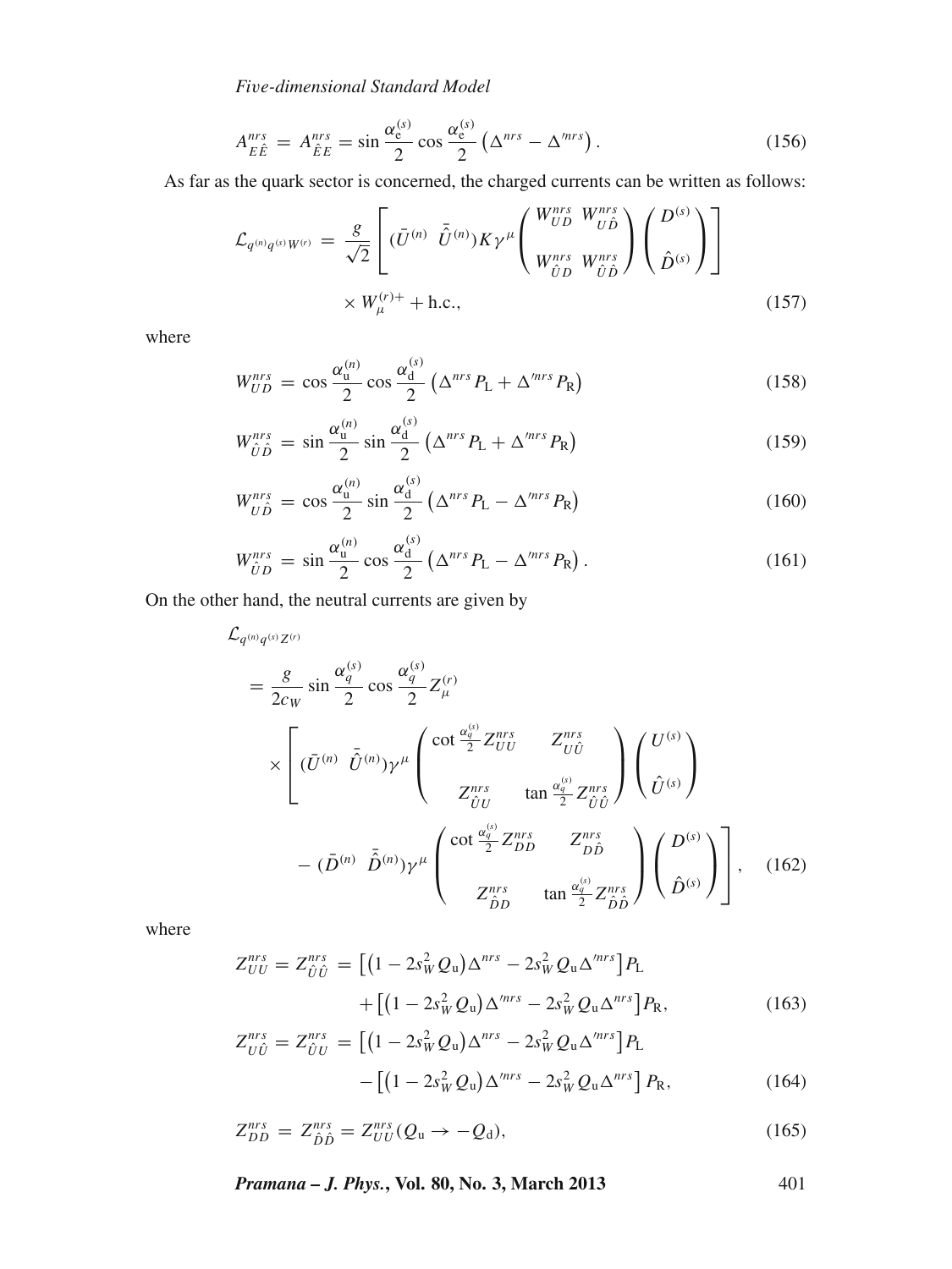$$A_{E\hat{E}}^{nrs} = A_{\hat{E}E}^{nrs} = \sin\frac{\alpha_{\rm e}^{(s)}}{2}\cos\frac{\alpha_{\rm e}^{(s)}}{2}\left(\Delta^{nrs} - \Delta'^{nrs}\right). \tag{156}$$

As far as the quark sector is concerned, the charged currents can be written as follows:

$$\mathcal{L}_{q^{(n)}q^{(s)}W^{(r)}} = \frac{g}{\sqrt{2}}\left[(\bar{U}^{(n)}\ \ \bar{\hat{U}}^{(n)})K\gamma^{\mu}\begin{pmatrix} W_{UD}^{nrs} & W_{U\hat{D}}^{nrs} \\ W_{\hat{U}D}^{nrs} & W_{\hat{U}\hat{D}}^{nrs}\end{pmatrix}\begin{pmatrix} D^{(s)} \\ \hat{D}^{(s)}\end{pmatrix}\right] \times W_{\mu}^{(r)+} + \text{h.c.}, \tag{157}$$

where

$$W_{UD}^{nrs} = \cos\frac{\alpha_{\rm u}^{(n)}}{2}\cos\frac{\alpha_{\rm d}^{(s)}}{2}\left(\Delta^{nrs}P_{\rm L} + \Delta'^{nrs}P_{\rm R}\right) \tag{158}$$

$$W_{\hat{U}\hat{D}}^{nrs} = \sin\frac{\alpha_{\rm u}^{(n)}}{2}\sin\frac{\alpha_{\rm d}^{(s)}}{2}\left(\Delta^{nrs}P_{\rm L} + \Delta'^{nrs}P_{\rm R}\right) \tag{159}$$

$$W_{U\hat{D}}^{nrs} = \cos\frac{\alpha_{\rm u}^{(n)}}{2}\sin\frac{\alpha_{\rm d}^{(s)}}{2}\left(\Delta^{nrs}P_{\rm L} - \Delta'^{nrs}P_{\rm R}\right) \tag{160}$$

$$W_{\hat{U}D}^{nrs} = \sin\frac{\alpha_{\rm u}^{(n)}}{2}\cos\frac{\alpha_{\rm d}^{(s)}}{2}\left(\Delta^{nrs}P_{\rm L} - \Delta'^{nrs}P_{\rm R}\right). \tag{161}$$

On the other hand, the neutral currents are given by

$$\begin{aligned}
&\mathcal{L}_{q^{(n)}q^{(s)}Z^{(r)}} \\
&= \frac{g}{2c_W}\sin\frac{\alpha_q^{(s)}}{2}\cos\frac{\alpha_q^{(s)}}{2}Z_{\mu}^{(r)} \\
&\times\left[(\bar{U}^{(n)}\ \ \bar{\hat{U}}^{(n)})\gamma^{\mu}\begin{pmatrix}\cot\frac{\alpha_q^{(s)}}{2}Z_{UU}^{nrs} & Z_{U\hat{U}}^{nrs} \\ Z_{\hat{U}U}^{nrs} & \tan\frac{\alpha_q^{(s)}}{2}Z_{\hat{U}\hat{U}}^{nrs}\end{pmatrix}\begin{pmatrix}U^{(s)} \\ \hat{U}^{(s)}\end{pmatrix}\right. \\
&\left. - (\bar{D}^{(n)}\ \ \bar{\hat{D}}^{(n)})\gamma^{\mu}\begin{pmatrix}\cot\frac{\alpha_q^{(s)}}{2}Z_{DD}^{nrs} & Z_{D\hat{D}}^{nrs} \\ Z_{\hat{D}D}^{nrs} & \tan\frac{\alpha_q^{(s)}}{2}Z_{\hat{D}\hat{D}}^{nrs}\end{pmatrix}\begin{pmatrix}D^{(s)} \\ \hat{D}^{(s)}\end{pmatrix}\right],
\end{aligned} \tag{162}$$

where

$$\begin{aligned}
Z_{UU}^{nrs} = Z_{\hat{U}\hat{U}}^{nrs} &= \left[\left(1 - 2s_W^2 Q_{\rm u}\right)\Delta^{nrs} - 2s_W^2 Q_{\rm u}\Delta'^{nrs}\right]P_{\rm L} \\
&+ \left[\left(1 - 2s_W^2 Q_{\rm u}\right)\Delta'^{nrs} - 2s_W^2 Q_{\rm u}\Delta^{nrs}\right]P_{\rm R},
\end{aligned} \tag{163}$$

$$\begin{aligned}
Z_{U\hat{U}}^{nrs} = Z_{\hat{U}U}^{nrs} &= \left[\left(1 - 2s_W^2 Q_{\rm u}\right)\Delta^{nrs} - 2s_W^2 Q_{\rm u}\Delta'^{nrs}\right]P_{\rm L} \\
&- \left[\left(1 - 2s_W^2 Q_{\rm u}\right)\Delta'^{nrs} - 2s_W^2 Q_{\rm u}\Delta^{nrs}\right]P_{\rm R},
\end{aligned} \tag{164}$$

$$Z_{DD}^{nrs} = Z_{\hat{D}\hat{D}}^{nrs} = Z_{UU}^{nrs}(Q_{\rm u} \to -Q_{\rm d}), \tag{165}$$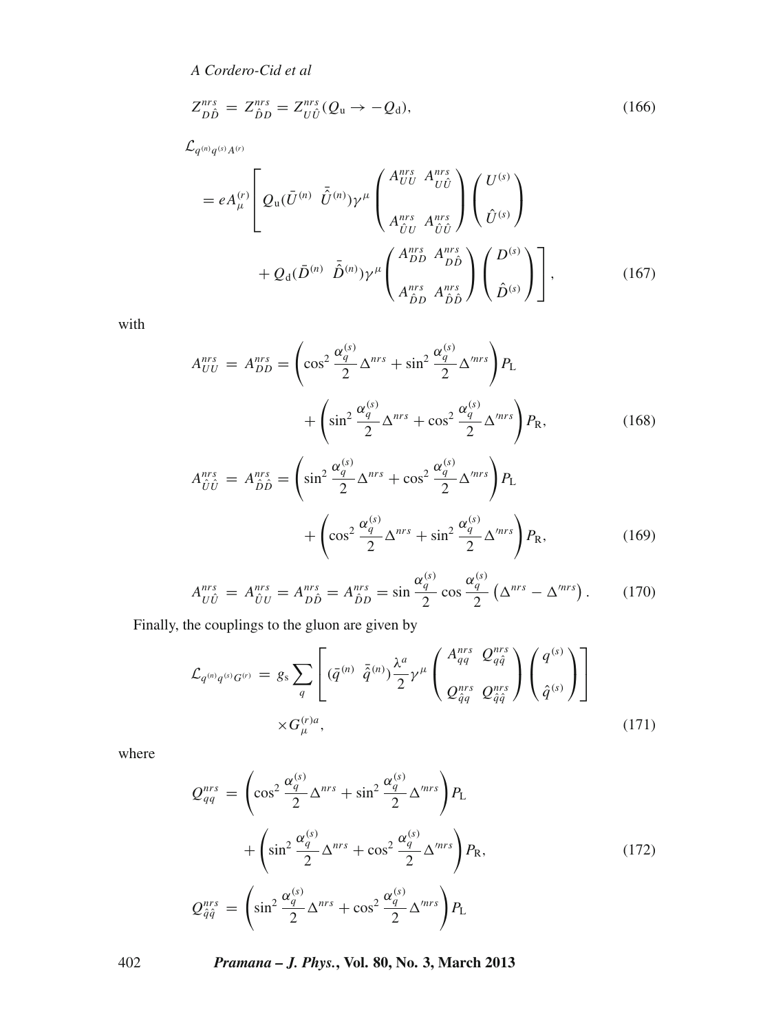$$Z^{nrs}_{D\hat{D}} = Z^{nrs}_{\hat{D}D} = Z^{nrs}_{U\hat{U}}(Q_{\rm u} \to -Q_{\rm d}), \tag{166}$$

$$\mathcal{L}_{q^{(n)}q^{(s)}A^{(r)}}$$

$$= eA^{(r)}_\mu \left[ Q_{\rm u}(\bar{U}^{(n)} \;\; \bar{\hat{U}}^{(n)})\gamma^\mu \begin{pmatrix} A^{nrs}_{UU} & A^{nrs}_{U\hat{U}} \\ A^{nrs}_{\hat{U}U} & A^{nrs}_{\hat{U}\hat{U}} \end{pmatrix} \begin{pmatrix} U^{(s)} \\ \hat{U}^{(s)} \end{pmatrix} \right.$$

$$\left. + Q_{\rm d}(\bar{D}^{(n)} \;\; \bar{\hat{D}}^{(n)})\gamma^\mu \begin{pmatrix} A^{nrs}_{DD} & A^{nrs}_{D\hat{D}} \\ A^{nrs}_{\hat{D}D} & A^{nrs}_{\hat{D}\hat{D}} \end{pmatrix} \begin{pmatrix} D^{(s)} \\ \hat{D}^{(s)} \end{pmatrix} \right], \tag{167}$$

with

$$A^{nrs}_{UU} = A^{nrs}_{DD} = \left(\cos^2\frac{\alpha^{(s)}_q}{2}\Delta^{nrs} + \sin^2\frac{\alpha^{(s)}_q}{2}\Delta'^{nrs}\right)P_{\rm L}$$
$$+ \left(\sin^2\frac{\alpha^{(s)}_q}{2}\Delta^{nrs} + \cos^2\frac{\alpha^{(s)}_q}{2}\Delta'^{nrs}\right)P_{\rm R}, \tag{168}$$

$$A^{nrs}_{\hat{U}\hat{U}} = A^{nrs}_{\hat{D}\hat{D}} = \left(\sin^2\frac{\alpha^{(s)}_q}{2}\Delta^{nrs} + \cos^2\frac{\alpha^{(s)}_q}{2}\Delta'^{nrs}\right)P_{\rm L}$$
$$+ \left(\cos^2\frac{\alpha^{(s)}_q}{2}\Delta^{nrs} + \sin^2\frac{\alpha^{(s)}_q}{2}\Delta'^{nrs}\right)P_{\rm R}, \tag{169}$$

$$A^{nrs}_{U\hat{U}} = A^{nrs}_{\hat{U}U} = A^{nrs}_{D\hat{D}} = A^{nrs}_{\hat{D}D} = \sin\frac{\alpha^{(s)}_q}{2}\cos\frac{\alpha^{(s)}_q}{2}\left(\Delta^{nrs} - \Delta'^{nrs}\right). \tag{170}$$

Finally, the couplings to the gluon are given by

$$\mathcal{L}_{q^{(n)}q^{(s)}G^{(r)}} = g_{\rm s}\sum_q \left[ (\bar{q}^{(n)} \;\; \bar{\hat{q}}^{(n)})\frac{\lambda^a}{2}\gamma^\mu \begin{pmatrix} A^{nrs}_{qq} & Q^{nrs}_{q\hat{q}} \\ Q^{nrs}_{\hat{q}q} & Q^{nrs}_{\hat{q}\hat{q}} \end{pmatrix} \begin{pmatrix} q^{(s)} \\ \hat{q}^{(s)} \end{pmatrix} \right]$$
$$\times G^{(r)a}_\mu, \tag{171}$$

where

$$Q^{nrs}_{qq} = \left(\cos^2\frac{\alpha^{(s)}_q}{2}\Delta^{nrs} + \sin^2\frac{\alpha^{(s)}_q}{2}\Delta'^{nrs}\right)P_{\rm L}$$
$$+ \left(\sin^2\frac{\alpha^{(s)}_q}{2}\Delta^{nrs} + \cos^2\frac{\alpha^{(s)}_q}{2}\Delta'^{nrs}\right)P_{\rm R}, \tag{172}$$

$$Q^{nrs}_{\hat{q}\hat{q}} = \left(\sin^2\frac{\alpha^{(s)}_q}{2}\Delta^{nrs} + \cos^2\frac{\alpha^{(s)}_q}{2}\Delta'^{nrs}\right)P_{\rm L}$$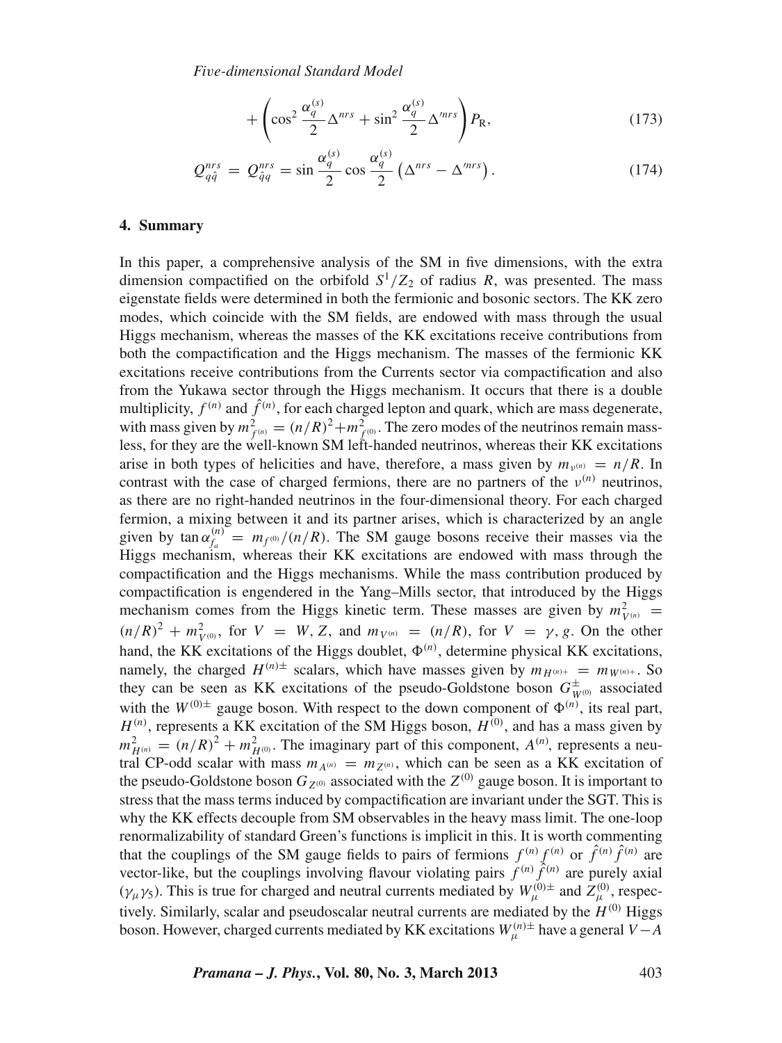$$+\left(\cos^2\frac{\alpha_q^{(s)}}{2}\Delta^{nrs}+\sin^2\frac{\alpha_q^{(s)}}{2}\Delta'^{nrs}\right)P_{\rm R}, \tag{173}$$

$$Q_{q\hat{q}}^{nrs} = Q_{\hat{q}q}^{nrs} = \sin\frac{\alpha_q^{(s)}}{2}\cos\frac{\alpha_q^{(s)}}{2}\left(\Delta^{nrs}-\Delta'^{nrs}\right). \tag{174}$$

## 4. Summary

In this paper, a comprehensive analysis of the SM in five dimensions, with the extra dimension compactified on the orbifold $S^1/Z_2$ of radius $R$, was presented. The mass eigenstate fields were determined in both the fermionic and bosonic sectors. The KK zero modes, which coincide with the SM fields, are endowed with mass through the usual Higgs mechanism, whereas the masses of the KK excitations receive contributions from both the compactification and the Higgs mechanism. The masses of the fermionic KK excitations receive contributions from the Currents sector via compactification and also from the Yukawa sector through the Higgs mechanism. It occurs that there is a double multiplicity, $f^{(n)}$ and $\hat{f}^{(n)}$, for each charged lepton and quark, which are mass degenerate, with mass given by $m^2_{f^{(n)}} = (n/R)^2 + m^2_{f^{(0)}}$. The zero modes of the neutrinos remain massless, for they are the well-known SM left-handed neutrinos, whereas their KK excitations arise in both types of helicities and have, therefore, a mass given by $m_{\nu^{(n)}} = n/R$. In contrast with the case of charged fermions, there are no partners of the $\nu^{(n)}$ neutrinos, as there are no right-handed neutrinos in the four-dimensional theory. For each charged fermion, a mixing between it and its partner arises, which is characterized by an angle given by $\tan\alpha^{(n)}_{f_a} = m_{f^{(0)}}/(n/R)$. The SM gauge bosons receive their masses via the Higgs mechanism, whereas their KK excitations are endowed with mass through the compactification and the Higgs mechanisms. While the mass contribution produced by compactification is engendered in the Yang–Mills sector, that introduced by the Higgs mechanism comes from the Higgs kinetic term. These masses are given by $m^2_{V^{(n)}} = (n/R)^2 + m^2_{V^{(0)}}$, for $V = W, Z$, and $m_{V^{(n)}} = (n/R)$, for $V = \gamma, g$. On the other hand, the KK excitations of the Higgs doublet, $\Phi^{(n)}$, determine physical KK excitations, namely, the charged $H^{(n)\pm}$ scalars, which have masses given by $m_{H^{(n)+}} = m_{W^{(n)+}}$. So they can be seen as KK excitations of the pseudo-Goldstone boson $G^{\pm}_{W^{(0)}}$ associated with the $W^{(0)\pm}$ gauge boson. With respect to the down component of $\Phi^{(n)}$, its real part, $H^{(n)}$, represents a KK excitation of the SM Higgs boson, $H^{(0)}$, and has a mass given by $m^2_{H^{(n)}} = (n/R)^2 + m^2_{H^{(0)}}$. The imaginary part of this component, $A^{(n)}$, represents a neutral CP-odd scalar with mass $m_{A^{(n)}} = m_{Z^{(n)}}$, which can be seen as a KK excitation of the pseudo-Goldstone boson $G_{Z^{(0)}}$ associated with the $Z^{(0)}$ gauge boson. It is important to stress that the mass terms induced by compactification are invariant under the SGT. This is why the KK effects decouple from SM observables in the heavy mass limit. The one-loop renormalizability of standard Green's functions is implicit in this. It is worth commenting that the couplings of the SM gauge fields to pairs of fermions $f^{(n)}f^{(n)}$ or $\hat{f}^{(n)}\hat{f}^{(n)}$ are vector-like, but the couplings involving flavour violating pairs $f^{(n)}\hat{f}^{(n)}$ are purely axial ($\gamma_\mu\gamma_5$). This is true for charged and neutral currents mediated by $W^{(0)\pm}_\mu$ and $Z^{(0)}_\mu$, respectively. Similarly, scalar and pseudoscalar neutral currents are mediated by the $H^{(0)}$ Higgs boson. However, charged currents mediated by KK excitations $W^{(n)\pm}_\mu$ have a general $V-A$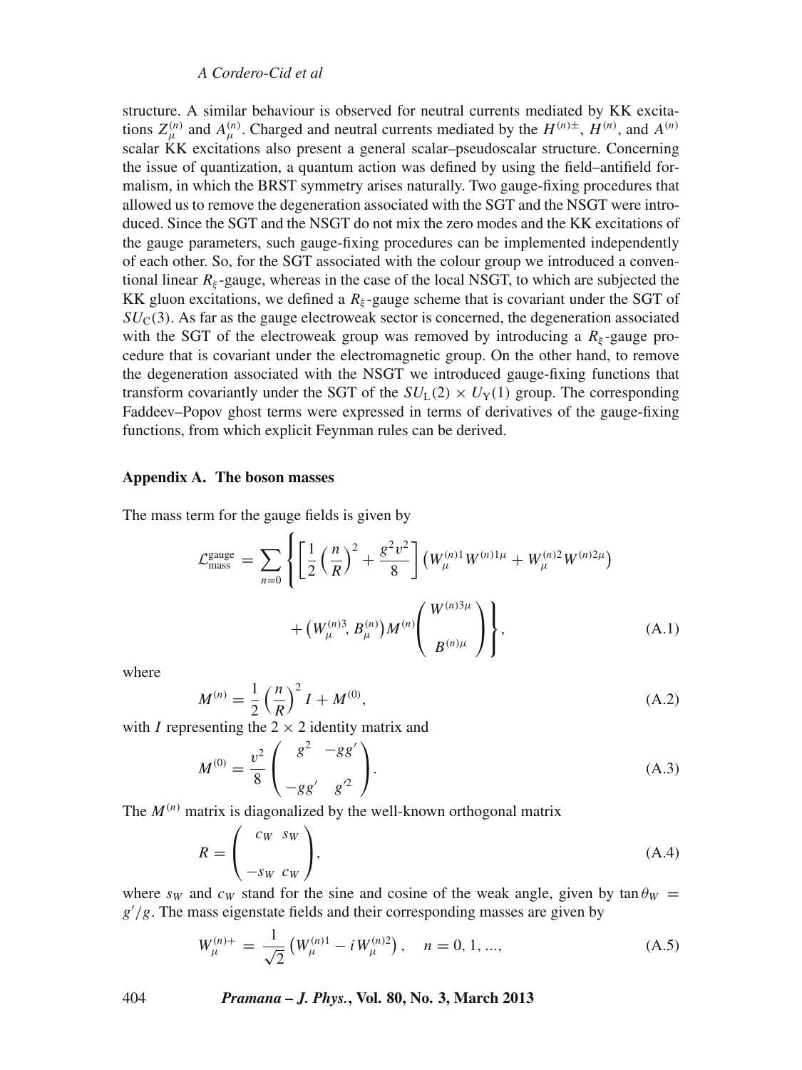structure. A similar behaviour is observed for neutral currents mediated by KK excitations $Z_{\mu}^{(n)}$ and $A_{\mu}^{(n)}$. Charged and neutral currents mediated by the $H^{(n)\pm}$, $H^{(n)}$, and $A^{(n)}$ scalar KK excitations also present a general scalar–pseudoscalar structure. Concerning the issue of quantization, a quantum action was defined by using the field–antifield formalism, in which the BRST symmetry arises naturally. Two gauge-fixing procedures that allowed us to remove the degeneration associated with the SGT and the NSGT were introduced. Since the SGT and the NSGT do not mix the zero modes and the KK excitations of the gauge parameters, such gauge-fixing procedures can be implemented independently of each other. So, for the SGT associated with the colour group we introduced a conventional linear $R_{\xi}$-gauge, whereas in the case of the local NSGT, to which are subjected the KK gluon excitations, we defined a $R_{\xi}$-gauge scheme that is covariant under the SGT of $SU_{\rm C}(3)$. As far as the gauge electroweak sector is concerned, the degeneration associated with the SGT of the electroweak group was removed by introducing a $R_{\xi}$-gauge procedure that is covariant under the electromagnetic group. On the other hand, to remove the degeneration associated with the NSGT we introduced gauge-fixing functions that transform covariantly under the SGT of the $SU_{\rm L}(2) \times U_{\rm Y}(1)$ group. The corresponding Faddeev–Popov ghost terms were expressed in terms of derivatives of the gauge-fixing functions, from which explicit Feynman rules can be derived.

## Appendix A. The boson masses

The mass term for the gauge fields is given by

$$\mathcal{L}_{\rm mass}^{\rm gauge} = \sum_{n=0} \left\{ \left[ \frac{1}{2} \left( \frac{n}{R} \right)^2 + \frac{g^2 v^2}{8} \right] \left( W_{\mu}^{(n)1} W^{(n)1\mu} + W_{\mu}^{(n)2} W^{(n)2\mu} \right) + \left( W_{\mu}^{(n)3}, B_{\mu}^{(n)} \right) M^{(n)} \begin{pmatrix} W^{(n)3\mu} \\ B^{(n)\mu} \end{pmatrix} \right\}, \tag{A.1}$$

where

$$M^{(n)} = \frac{1}{2} \left( \frac{n}{R} \right)^2 I + M^{(0)}, \tag{A.2}$$

with $I$ representing the $2 \times 2$ identity matrix and

$$M^{(0)} = \frac{v^2}{8} \begin{pmatrix} g^2 & -gg' \\ -gg' & g'^2 \end{pmatrix}. \tag{A.3}$$

The $M^{(n)}$ matrix is diagonalized by the well-known orthogonal matrix

$$R = \begin{pmatrix} c_W & s_W \\ -s_W & c_W \end{pmatrix}, \tag{A.4}$$

where $s_W$ and $c_W$ stand for the sine and cosine of the weak angle, given by $\tan\theta_W = g'/g$. The mass eigenstate fields and their corresponding masses are given by

$$W_{\mu}^{(n)+} = \frac{1}{\sqrt{2}} \left( W_{\mu}^{(n)1} - i W_{\mu}^{(n)2} \right), \quad n = 0, 1, ..., \tag{A.5}$$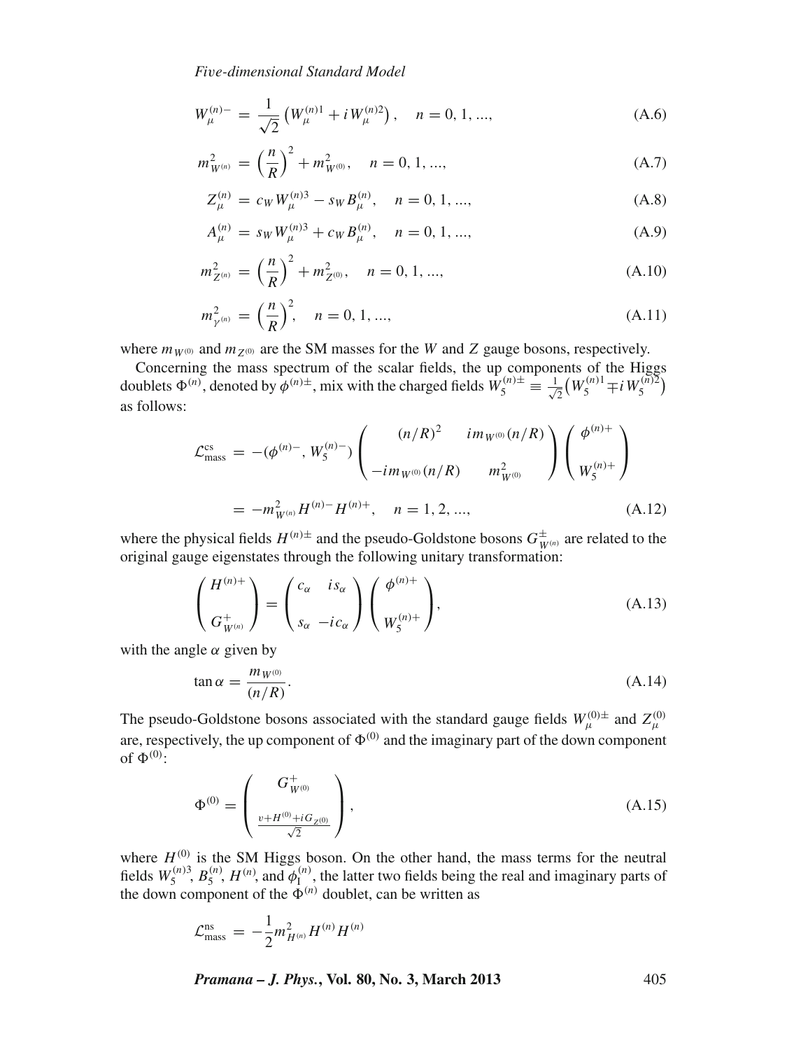$$W_{\mu}^{(n)-} = \frac{1}{\sqrt{2}}\left(W_{\mu}^{(n)1} + iW_{\mu}^{(n)2}\right), \quad n = 0, 1, ..., \tag{A.6}$$

$$m_{W^{(n)}}^2 = \left(\frac{n}{R}\right)^2 + m_{W^{(0)}}^2, \quad n = 0, 1, ..., \tag{A.7}$$

$$Z_{\mu}^{(n)} = c_W W_{\mu}^{(n)3} - s_W B_{\mu}^{(n)}, \quad n = 0, 1, ..., \tag{A.8}$$

$$A_{\mu}^{(n)} = s_W W_{\mu}^{(n)3} + c_W B_{\mu}^{(n)}, \quad n = 0, 1, ..., \tag{A.9}$$

$$m_{Z^{(n)}}^2 = \left(\frac{n}{R}\right)^2 + m_{Z^{(0)}}^2, \quad n = 0, 1, ..., \tag{A.10}$$

$$m_{\gamma^{(n)}}^2 = \left(\frac{n}{R}\right)^2, \quad n = 0, 1, ..., \tag{A.11}$$

where $m_{W^{(0)}}$ and $m_{Z^{(0)}}$ are the SM masses for the $W$ and $Z$ gauge bosons, respectively.

Concerning the mass spectrum of the scalar fields, the up components of the Higgs doublets $\Phi^{(n)}$, denoted by $\phi^{(n)\pm}$, mix with the charged fields $W_5^{(n)\pm} \equiv \frac{1}{\sqrt{2}}\left(W_5^{(n)1} \mp iW_5^{(n)2}\right)$ as follows:

$$\begin{aligned}
\mathcal{L}_{\text{mass}}^{\text{cs}} &= -(\phi^{(n)-}, W_5^{(n)-}) \begin{pmatrix} (n/R)^2 & im_{W^{(0)}}(n/R) \\ -im_{W^{(0)}}(n/R) & m_{W^{(0)}}^2 \end{pmatrix} \begin{pmatrix} \phi^{(n)+} \\ W_5^{(n)+} \end{pmatrix} \\
&= -m_{W^{(n)}}^2 H^{(n)-} H^{(n)+}, \quad n = 1, 2, ...,
\end{aligned} \tag{A.12}$$

where the physical fields $H^{(n)\pm}$ and the pseudo-Goldstone bosons $G_{W^{(n)}}^{\pm}$ are related to the original gauge eigenstates through the following unitary transformation:

$$\begin{pmatrix} H^{(n)+} \\ G_{W^{(n)}}^{+} \end{pmatrix} = \begin{pmatrix} c_\alpha & is_\alpha \\ s_\alpha & -ic_\alpha \end{pmatrix} \begin{pmatrix} \phi^{(n)+} \\ W_5^{(n)+} \end{pmatrix}, \tag{A.13}$$

with the angle $\alpha$ given by

$$\tan\alpha = \frac{m_{W^{(0)}}}{(n/R)}. \tag{A.14}$$

The pseudo-Goldstone bosons associated with the standard gauge fields $W_{\mu}^{(0)\pm}$ and $Z_{\mu}^{(0)}$ are, respectively, the up component of $\Phi^{(0)}$ and the imaginary part of the down component of $\Phi^{(0)}$:

$$\Phi^{(0)} = \begin{pmatrix} G_{W^{(0)}}^{+} \\ \frac{v + H^{(0)} + iG_{Z^{(0)}}}{\sqrt{2}} \end{pmatrix}, \tag{A.15}$$

where $H^{(0)}$ is the SM Higgs boson. On the other hand, the mass terms for the neutral fields $W_5^{(n)3}$, $B_5^{(n)}$, $H^{(n)}$, and $\phi_1^{(n)}$, the latter two fields being the real and imaginary parts of the down component of the $\Phi^{(n)}$ doublet, can be written as

$$\mathcal{L}_{\text{mass}}^{\text{ns}} = -\frac{1}{2}m_{H^{(n)}}^2 H^{(n)} H^{(n)}$$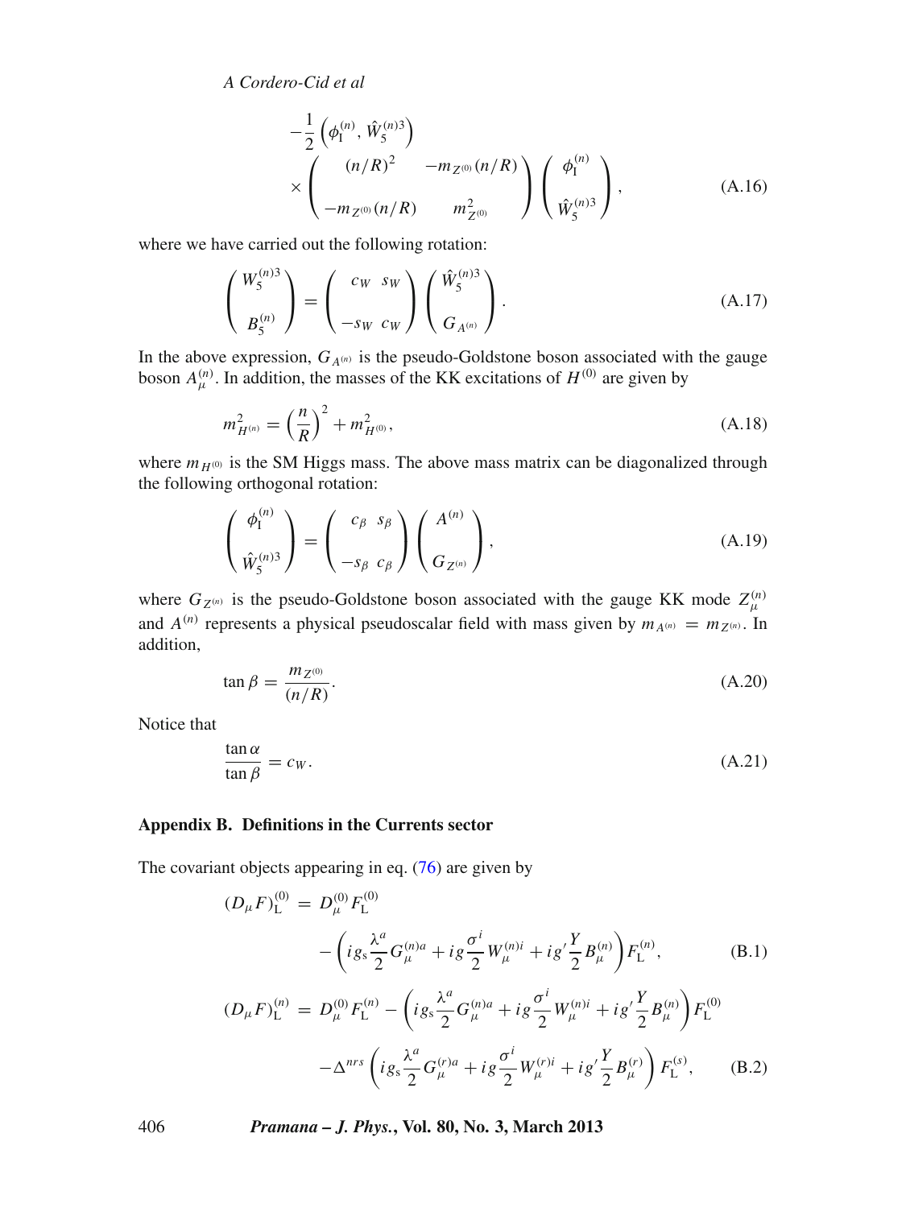$$
-\frac{1}{2}\left(\phi_{\rm I}^{(n)}, \hat{W}_5^{(n)3}\right) \times \begin{pmatrix} (n/R)^2 & -m_{Z^{(0)}}(n/R) \\ -m_{Z^{(0)}}(n/R) & m_{Z^{(0)}}^2 \end{pmatrix} \begin{pmatrix} \phi_{\rm I}^{(n)} \\ \hat{W}_5^{(n)3} \end{pmatrix}, \tag{A.16}
$$

where we have carried out the following rotation:

$$
\begin{pmatrix} W_5^{(n)3} \\ B_5^{(n)} \end{pmatrix} = \begin{pmatrix} c_W & s_W \\ -s_W & c_W \end{pmatrix} \begin{pmatrix} \hat{W}_5^{(n)3} \\ G_{A^{(n)}} \end{pmatrix}. \tag{A.17}
$$

In the above expression, $G_{A^{(n)}}$ is the pseudo-Goldstone boson associated with the gauge boson $A_\mu^{(n)}$. In addition, the masses of the KK excitations of $H^{(0)}$ are given by

$$
m_{H^{(n)}}^2 = \left(\frac{n}{R}\right)^2 + m_{H^{(0)}}^2, \tag{A.18}
$$

where $m_{H^{(0)}}$ is the SM Higgs mass. The above mass matrix can be diagonalized through the following orthogonal rotation:

$$
\begin{pmatrix} \phi_{\rm I}^{(n)} \\ \hat{W}_5^{(n)3} \end{pmatrix} = \begin{pmatrix} c_\beta & s_\beta \\ -s_\beta & c_\beta \end{pmatrix} \begin{pmatrix} A^{(n)} \\ G_{Z^{(n)}} \end{pmatrix}, \tag{A.19}
$$

where $G_{Z^{(n)}}$ is the pseudo-Goldstone boson associated with the gauge KK mode $Z_\mu^{(n)}$ and $A^{(n)}$ represents a physical pseudoscalar field with mass given by $m_{A^{(n)}} = m_{Z^{(n)}}$. In addition,

$$
\tan\beta = \frac{m_{Z^{(0)}}}{(n/R)}. \tag{A.20}
$$

Notice that

$$
\frac{\tan\alpha}{\tan\beta} = c_W. \tag{A.21}
$$

## Appendix B. Definitions in the Currents sector

The covariant objects appearing in eq. (76) are given by

$$
\begin{aligned}
(D_\mu F)_{\rm L}^{(0)} &= D_\mu^{(0)} F_{\rm L}^{(0)} \\
&\quad - \left( i g_{\rm s} \frac{\lambda^a}{2} G_\mu^{(n)a} + i g \frac{\sigma^i}{2} W_\mu^{(n)i} + i g' \frac{Y}{2} B_\mu^{(n)} \right) F_{\rm L}^{(n)},
\end{aligned} \tag{B.1}
$$

$$
\begin{aligned}
(D_\mu F)_{\rm L}^{(n)} &= D_\mu^{(0)} F_{\rm L}^{(n)} - \left( i g_{\rm s} \frac{\lambda^a}{2} G_\mu^{(n)a} + i g \frac{\sigma^i}{2} W_\mu^{(n)i} + i g' \frac{Y}{2} B_\mu^{(n)} \right) F_{\rm L}^{(0)} \\
&\quad - \Delta^{nrs} \left( i g_{\rm s} \frac{\lambda^a}{2} G_\mu^{(r)a} + i g \frac{\sigma^i}{2} W_\mu^{(r)i} + i g' \frac{Y}{2} B_\mu^{(r)} \right) F_{\rm L}^{(s)},
\end{aligned} \tag{B.2}
$$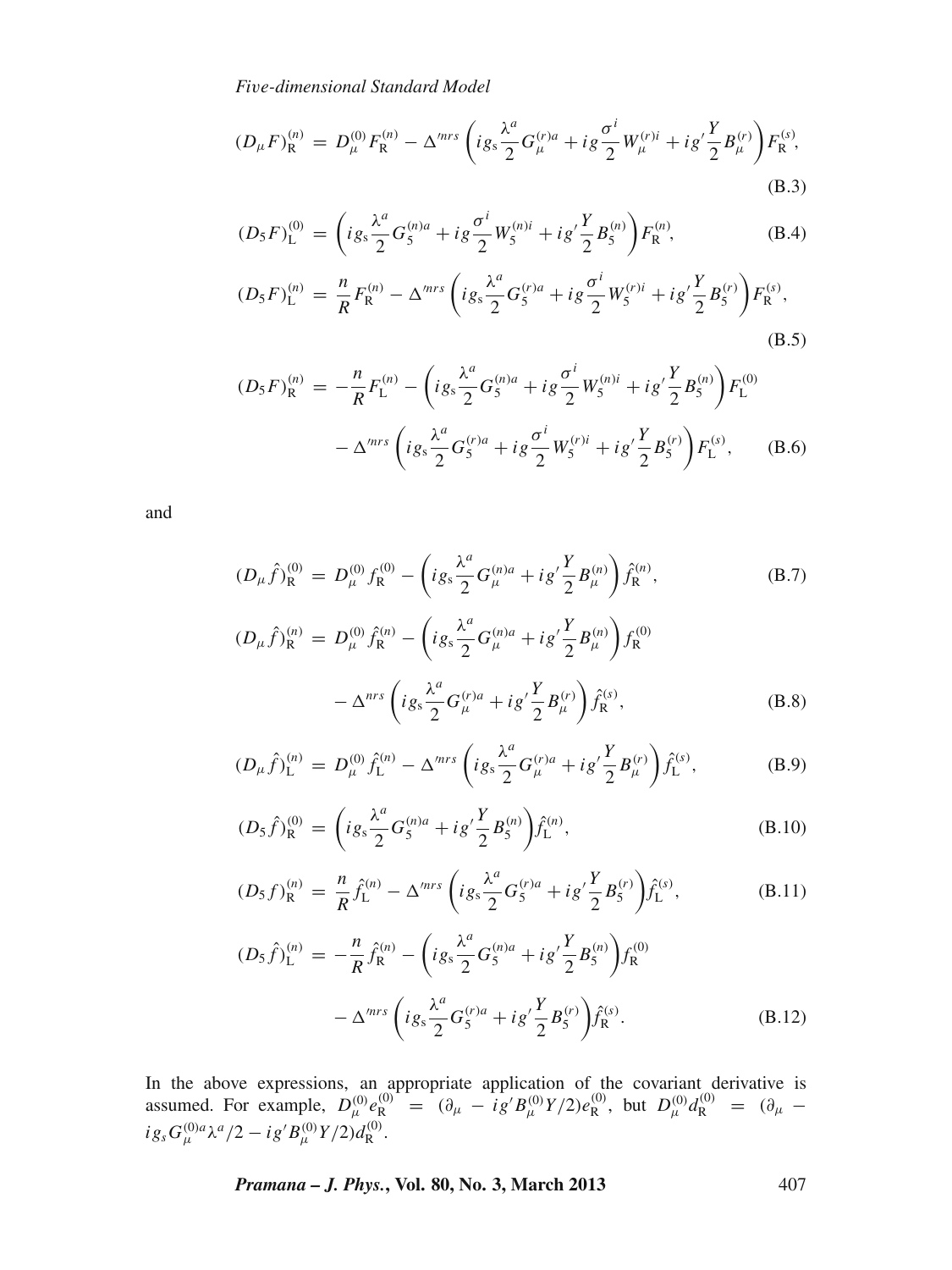$$(D_\mu F)_{\mathrm{R}}^{(n)} = D_\mu^{(0)} F_{\mathrm{R}}^{(n)} - \Delta'^{nrs} \left( i g_s \frac{\lambda^a}{2} G_\mu^{(r)a} + i g \frac{\sigma^i}{2} W_\mu^{(r)i} + i g' \frac{Y}{2} B_\mu^{(r)} \right) F_{\mathrm{R}}^{(s)}, \tag{B.3}$$

$$(D_5 F)_{\mathrm{L}}^{(0)} = \left( i g_s \frac{\lambda^a}{2} G_5^{(n)a} + i g \frac{\sigma^i}{2} W_5^{(n)i} + i g' \frac{Y}{2} B_5^{(n)} \right) F_{\mathrm{R}}^{(n)}, \tag{B.4}$$

$$(D_5 F)_{\mathrm{L}}^{(n)} = \frac{n}{R} F_{\mathrm{R}}^{(n)} - \Delta'^{nrs} \left( i g_s \frac{\lambda^a}{2} G_5^{(r)a} + i g \frac{\sigma^i}{2} W_5^{(r)i} + i g' \frac{Y}{2} B_5^{(r)} \right) F_{\mathrm{R}}^{(s)}, \tag{B.5}$$

$$\begin{aligned}(D_5 F)_{\mathrm{R}}^{(n)} = & -\frac{n}{R} F_{\mathrm{L}}^{(n)} - \left( i g_s \frac{\lambda^a}{2} G_5^{(n)a} + i g \frac{\sigma^i}{2} W_5^{(n)i} + i g' \frac{Y}{2} B_5^{(n)} \right) F_{\mathrm{L}}^{(0)} \\ & - \Delta'^{nrs} \left( i g_s \frac{\lambda^a}{2} G_5^{(r)a} + i g \frac{\sigma^i}{2} W_5^{(r)i} + i g' \frac{Y}{2} B_5^{(r)} \right) F_{\mathrm{L}}^{(s)},\end{aligned} \tag{B.6}$$

and

$$(D_\mu \hat{f})_{\mathrm{R}}^{(0)} = D_\mu^{(0)} f_{\mathrm{R}}^{(0)} - \left( i g_s \frac{\lambda^a}{2} G_\mu^{(n)a} + i g' \frac{Y}{2} B_\mu^{(n)} \right) \hat{f}_{\mathrm{R}}^{(n)}, \tag{B.7}$$

$$\begin{aligned}(D_\mu \hat{f})_{\mathrm{R}}^{(n)} = & D_\mu^{(0)} \hat{f}_{\mathrm{R}}^{(n)} - \left( i g_s \frac{\lambda^a}{2} G_\mu^{(n)a} + i g' \frac{Y}{2} B_\mu^{(n)} \right) f_{\mathrm{R}}^{(0)} \\ & - \Delta^{nrs} \left( i g_s \frac{\lambda^a}{2} G_\mu^{(r)a} + i g' \frac{Y}{2} B_\mu^{(r)} \right) \hat{f}_{\mathrm{R}}^{(s)},\end{aligned} \tag{B.8}$$

$$(D_\mu \hat{f})_{\mathrm{L}}^{(n)} = D_\mu^{(0)} \hat{f}_{\mathrm{L}}^{(n)} - \Delta'^{nrs} \left( i g_s \frac{\lambda^a}{2} G_\mu^{(r)a} + i g' \frac{Y}{2} B_\mu^{(r)} \right) \hat{f}_{\mathrm{L}}^{(s)}, \tag{B.9}$$

$$(D_5 \hat{f})_{\mathrm{R}}^{(0)} = \left( i g_s \frac{\lambda^a}{2} G_5^{(n)a} + i g' \frac{Y}{2} B_5^{(n)} \right) \hat{f}_{\mathrm{L}}^{(n)}, \tag{B.10}$$

$$(D_5 f)_{\mathrm{R}}^{(n)} = \frac{n}{R} \hat{f}_{\mathrm{L}}^{(n)} - \Delta'^{nrs} \left( i g_s \frac{\lambda^a}{2} G_5^{(r)a} + i g' \frac{Y}{2} B_5^{(r)} \right) \hat{f}_{\mathrm{L}}^{(s)}, \tag{B.11}$$

$$\begin{aligned}(D_5 \hat{f})_{\mathrm{L}}^{(n)} = & -\frac{n}{R} \hat{f}_{\mathrm{R}}^{(n)} - \left( i g_s \frac{\lambda^a}{2} G_5^{(n)a} + i g' \frac{Y}{2} B_5^{(n)} \right) f_{\mathrm{R}}^{(0)} \\ & - \Delta'^{nrs} \left( i g_s \frac{\lambda^a}{2} G_5^{(r)a} + i g' \frac{Y}{2} B_5^{(r)} \right) \hat{f}_{\mathrm{R}}^{(s)}.\end{aligned} \tag{B.12}$$

In the above expressions, an appropriate application of the covariant derivative is assumed. For example, $D_\mu^{(0)} e_{\mathrm{R}}^{(0)} = (\partial_\mu - i g' B_\mu^{(0)} Y/2) e_{\mathrm{R}}^{(0)}$, but $D_\mu^{(0)} d_{\mathrm{R}}^{(0)} = (\partial_\mu - i g_s G_\mu^{(0)a} \lambda^a/2 - i g' B_\mu^{(0)} Y/2) d_{\mathrm{R}}^{(0)}$.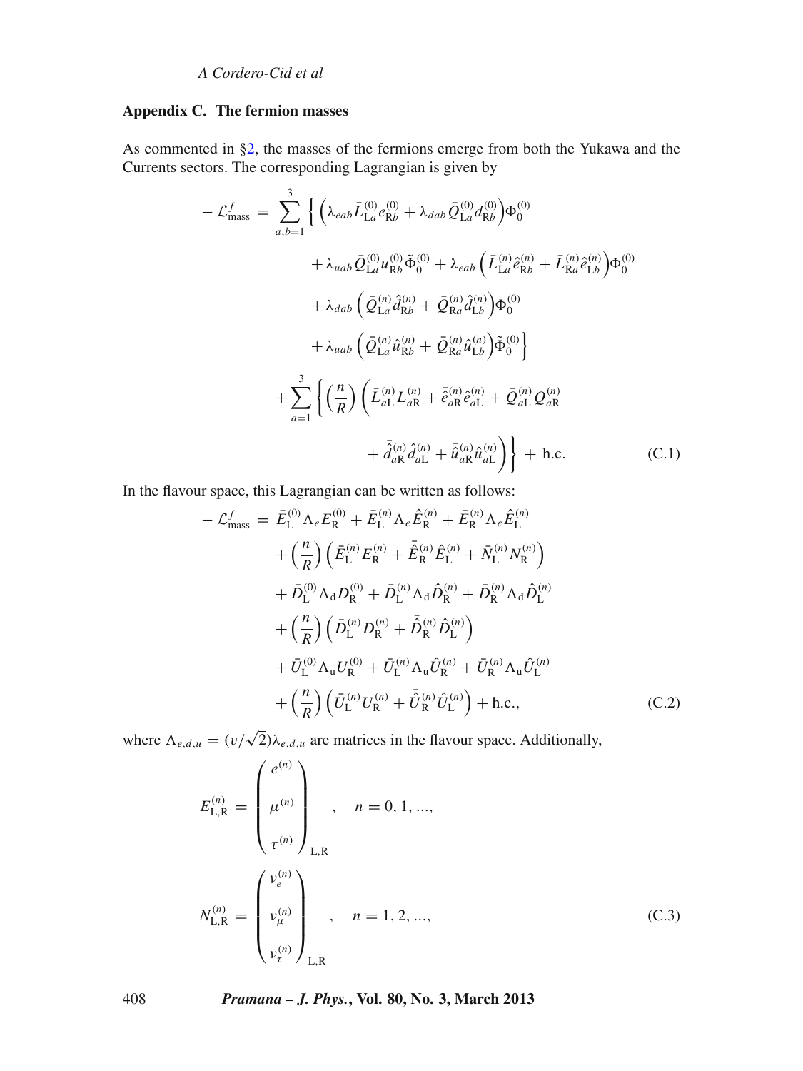## Appendix C. The fermion masses

As commented in §2, the masses of the fermions emerge from both the Yukawa and the Currents sectors. The corresponding Lagrangian is given by

$$
\begin{aligned}
-\mathcal{L}^{f}_{\text{mass}} = \sum_{a,b=1}^{3} \Big\{ & \Big(\lambda_{eab}\bar{L}^{(0)}_{\text{L}a} e^{(0)}_{\text{R}b} + \lambda_{dab}\bar{Q}^{(0)}_{\text{L}a} d^{(0)}_{\text{R}b}\Big)\Phi^{(0)}_0 \\
& + \lambda_{uab}\bar{Q}^{(0)}_{\text{L}a} u^{(0)}_{\text{R}b}\tilde{\Phi}^{(0)}_0 + \lambda_{eab}\Big(\bar{L}^{(n)}_{\text{L}a}\hat{e}^{(n)}_{\text{R}b} + \bar{L}^{(n)}_{\text{R}a}\hat{e}^{(n)}_{\text{L}b}\Big)\Phi^{(0)}_0 \\
& + \lambda_{dab}\Big(\bar{Q}^{(n)}_{\text{L}a}\hat{d}^{(n)}_{\text{R}b} + \bar{Q}^{(n)}_{\text{R}a}\hat{d}^{(n)}_{\text{L}b}\Big)\Phi^{(0)}_0 \\
& + \lambda_{uab}\Big(\bar{Q}^{(n)}_{\text{L}a}\hat{u}^{(n)}_{\text{R}b} + \bar{Q}^{(n)}_{\text{R}a}\hat{u}^{(n)}_{\text{L}b}\Big)\tilde{\Phi}^{(0)}_0 \Big\} \\
+ \sum_{a=1}^{3} \Big\{ \Big(\frac{n}{R}\Big) & \Big(\bar{L}^{(n)}_{a\text{L}} L^{(n)}_{a\text{R}} + \bar{\hat{e}}^{(n)}_{a\text{R}}\hat{e}^{(n)}_{a\text{L}} + \bar{Q}^{(n)}_{a\text{L}} Q^{(n)}_{a\text{R}} \\
& + \bar{\hat{d}}^{(n)}_{a\text{R}}\hat{d}^{(n)}_{a\text{L}} + \bar{\hat{u}}^{(n)}_{a\text{R}}\hat{u}^{(n)}_{a\text{L}}\Big)\Big\} + \text{h.c.} \qquad \text{(C.1)}
\end{aligned}
$$

In the flavour space, this Lagrangian can be written as follows:

$$
\begin{aligned}
-\mathcal{L}^{f}_{\text{mass}} = {} & \bar{E}^{(0)}_{\text{L}}\Lambda_e E^{(0)}_{\text{R}} + \bar{E}^{(n)}_{\text{L}}\Lambda_e \hat{E}^{(n)}_{\text{R}} + \bar{E}^{(n)}_{\text{R}}\Lambda_e \hat{E}^{(n)}_{\text{L}} \\
& + \Big(\frac{n}{R}\Big)\Big(\bar{E}^{(n)}_{\text{L}} E^{(n)}_{\text{R}} + \bar{\hat{E}}^{(n)}_{\text{R}}\hat{E}^{(n)}_{\text{L}} + \bar{N}^{(n)}_{\text{L}} N^{(n)}_{\text{R}}\Big) \\
& + \bar{D}^{(0)}_{\text{L}}\Lambda_{\text{d}} D^{(0)}_{\text{R}} + \bar{D}^{(n)}_{\text{L}}\Lambda_{\text{d}}\hat{D}^{(n)}_{\text{R}} + \bar{D}^{(n)}_{\text{R}}\Lambda_{\text{d}}\hat{D}^{(n)}_{\text{L}} \\
& + \Big(\frac{n}{R}\Big)\Big(\bar{D}^{(n)}_{\text{L}} D^{(n)}_{\text{R}} + \bar{\hat{D}}^{(n)}_{\text{R}}\hat{D}^{(n)}_{\text{L}}\Big) \\
& + \bar{U}^{(0)}_{\text{L}}\Lambda_{\text{u}} U^{(0)}_{\text{R}} + \bar{U}^{(n)}_{\text{L}}\Lambda_{\text{u}}\hat{U}^{(n)}_{\text{R}} + \bar{U}^{(n)}_{\text{R}}\Lambda_{\text{u}}\hat{U}^{(n)}_{\text{L}} \\
& + \Big(\frac{n}{R}\Big)\Big(\bar{U}^{(n)}_{\text{L}} U^{(n)}_{\text{R}} + \bar{\hat{U}}^{(n)}_{\text{R}}\hat{U}^{(n)}_{\text{L}}\Big) + \text{h.c.}, \qquad \text{(C.2)}
\end{aligned}
$$

where $\Lambda_{e,d,u} = (v/\sqrt{2})\lambda_{e,d,u}$ are matrices in the flavour space. Additionally,

$$
E^{(n)}_{\text{L,R}} = \begin{pmatrix} e^{(n)} \\ \mu^{(n)} \\ \tau^{(n)} \end{pmatrix}_{\text{L,R}}, \quad n = 0, 1, ...,
$$

$$
N^{(n)}_{\text{L,R}} = \begin{pmatrix} \nu^{(n)}_e \\ \nu^{(n)}_\mu \\ \nu^{(n)}_\tau \end{pmatrix}_{\text{L,R}}, \quad n = 1, 2, ..., \qquad \text{(C.3)}
$$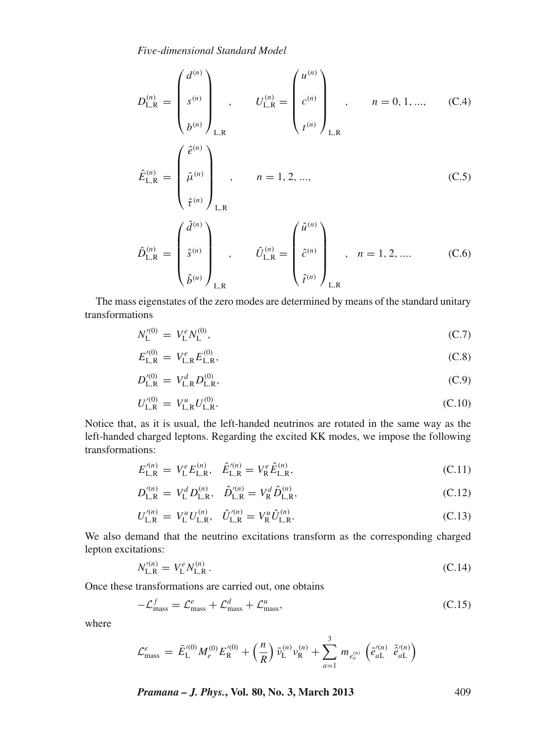$$D_{\rm L,R}^{(n)} = \begin{pmatrix} d^{(n)} \\ s^{(n)} \\ b^{(n)} \end{pmatrix}_{\rm L,R}, \qquad U_{\rm L,R}^{(n)} = \begin{pmatrix} u^{(n)} \\ c^{(n)} \\ t^{(n)} \end{pmatrix}_{\rm L,R}, \qquad n = 0, 1, ..., \tag{C.4}$$

$$\hat{E}_{\rm L,R}^{(n)} = \begin{pmatrix} \hat{e}^{(n)} \\ \hat{\mu}^{(n)} \\ \hat{\tau}^{(n)} \end{pmatrix}_{\rm L,R}, \qquad n = 1, 2, ..., \tag{C.5}$$

$$\hat{D}_{\rm L,R}^{(n)} = \begin{pmatrix} \hat{d}^{(n)} \\ \hat{s}^{(n)} \\ \hat{b}^{(n)} \end{pmatrix}_{\rm L,R}, \qquad \hat{U}_{\rm L,R}^{(n)} = \begin{pmatrix} \hat{u}^{(n)} \\ \hat{c}^{(n)} \\ \hat{t}^{(n)} \end{pmatrix}_{\rm L,R}, \quad n = 1, 2, .... \tag{C.6}$$

The mass eigenstates of the zero modes are determined by means of the standard unitary transformations

$$N_{\rm L}^{\prime(0)} = V_{\rm L}^e N_{\rm L}^{(0)}, \tag{C.7}$$

$$E_{\rm L,R}^{\prime(0)} = V_{\rm L,R}^e E_{\rm L,R}^{(0)}, \tag{C.8}$$

$$D_{\rm L,R}^{\prime(0)} = V_{\rm L,R}^d D_{\rm L,R}^{(0)}, \tag{C.9}$$

$$U_{\rm L,R}^{\prime(0)} = V_{\rm L,R}^u U_{\rm L,R}^{(0)}. \tag{C.10}$$

Notice that, as it is usual, the left-handed neutrinos are rotated in the same way as the left-handed charged leptons. Regarding the excited KK modes, we impose the following transformations:

$$E_{\rm L,R}^{\prime(n)} = V_{\rm L}^e E_{\rm L,R}^{(n)}, \quad \hat{E}_{\rm L,R}^{\prime(n)} = V_{\rm R}^e \hat{E}_{\rm L,R}^{(n)}, \tag{C.11}$$

$$D_{\rm L,R}^{\prime(n)} = V_{\rm L}^d D_{\rm L,R}^{(n)}, \quad \hat{D}_{\rm L,R}^{\prime(n)} = V_{\rm R}^d \hat{D}_{\rm L,R}^{(n)}, \tag{C.12}$$

$$U_{\rm L,R}^{\prime(n)} = V_{\rm L}^u U_{\rm L,R}^{(n)}, \quad \hat{U}_{\rm L,R}^{\prime(n)} = V_{\rm R}^u \hat{U}_{\rm L,R}^{(n)}. \tag{C.13}$$

We also demand that the neutrino excitations transform as the corresponding charged lepton excitations:

$$N_{\rm L,R}^{\prime(n)} = V_{\rm L}^e N_{\rm L,R}^{(n)}. \tag{C.14}$$

Once these transformations are carried out, one obtains

$$-\mathcal{L}_{\rm mass}^f = \mathcal{L}_{\rm mass}^e + \mathcal{L}_{\rm mass}^d + \mathcal{L}_{\rm mass}^u, \tag{C.15}$$

where

$$\mathcal{L}_{\rm mass}^e = \bar{E}_{\rm L}^{\prime(0)} M_e^{(0)} E_{\rm R}^{\prime(0)} + \left(\frac{n}{R}\right) \bar{\nu}_{\rm L}^{(n)} \nu_{\rm R}^{(n)} + \sum_{a=1}^{3} m_{e_a^{(n)}} \begin{pmatrix} \bar{e}_{a{\rm L}}^{\prime(n)} & \bar{\hat{e}}_{a{\rm L}}^{\prime(n)} \end{pmatrix}$$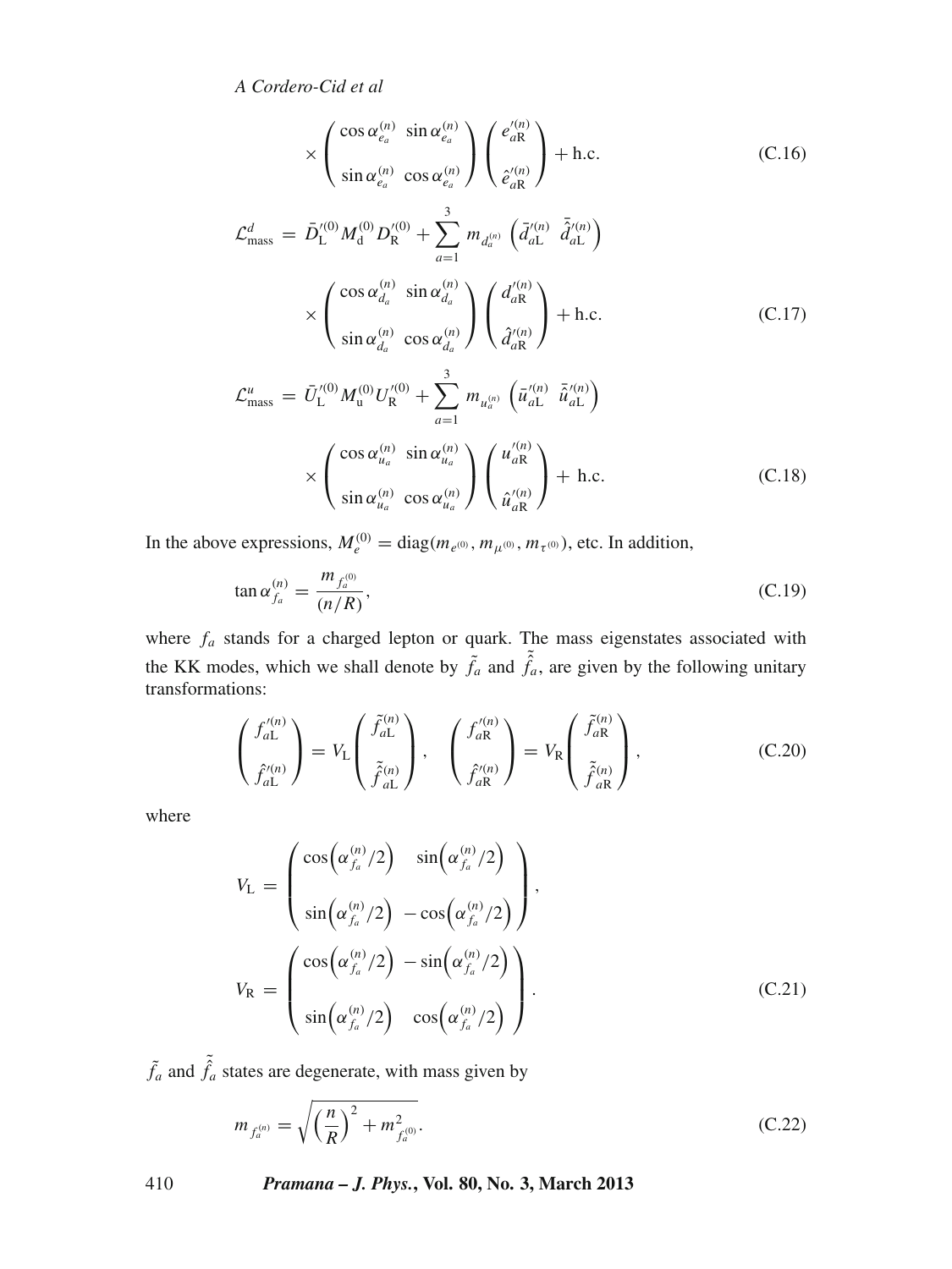$$\times \begin{pmatrix} \cos\alpha_{e_a}^{(n)} & \sin\alpha_{e_a}^{(n)} \\ \sin\alpha_{e_a}^{(n)} & \cos\alpha_{e_a}^{(n)} \end{pmatrix} \begin{pmatrix} e_{a\mathrm{R}}^{\prime(n)} \\ \hat{e}_{a\mathrm{R}}^{\prime(n)} \end{pmatrix} + \text{h.c.} \tag{C.16}$$

$$\mathcal{L}_{\text{mass}}^{d} = \bar{D}_{\mathrm{L}}^{\prime(0)} M_{\mathrm{d}}^{(0)} D_{\mathrm{R}}^{\prime(0)} + \sum_{a=1}^{3} m_{d_a^{(n)}} \left( \bar{d}_{a\mathrm{L}}^{\prime(n)} \;\; \bar{\hat{d}}_{a\mathrm{L}}^{\prime(n)} \right)$$

$$\times \begin{pmatrix} \cos\alpha_{d_a}^{(n)} & \sin\alpha_{d_a}^{(n)} \\ \sin\alpha_{d_a}^{(n)} & \cos\alpha_{d_a}^{(n)} \end{pmatrix} \begin{pmatrix} d_{a\mathrm{R}}^{\prime(n)} \\ \hat{d}_{a\mathrm{R}}^{\prime(n)} \end{pmatrix} + \text{h.c.} \tag{C.17}$$

$$\mathcal{L}_{\text{mass}}^{u} = \bar{U}_{\mathrm{L}}^{\prime(0)} M_{\mathrm{u}}^{(0)} U_{\mathrm{R}}^{\prime(0)} + \sum_{a=1}^{3} m_{u_a^{(n)}} \left( \bar{u}_{a\mathrm{L}}^{\prime(n)} \;\; \bar{\hat{u}}_{a\mathrm{L}}^{\prime(n)} \right)$$

$$\times \begin{pmatrix} \cos\alpha_{u_a}^{(n)} & \sin\alpha_{u_a}^{(n)} \\ \sin\alpha_{u_a}^{(n)} & \cos\alpha_{u_a}^{(n)} \end{pmatrix} \begin{pmatrix} u_{a\mathrm{R}}^{\prime(n)} \\ \hat{u}_{a\mathrm{R}}^{\prime(n)} \end{pmatrix} + \text{h.c.} \tag{C.18}$$

In the above expressions, $M_e^{(0)} = \text{diag}(m_{e^{(0)}}, m_{\mu^{(0)}}, m_{\tau^{(0)}})$, etc. In addition,

$$\tan\alpha_{f_a}^{(n)} = \frac{m_{f_a^{(0)}}}{(n/R)}, \tag{C.19}$$

where $f_a$ stands for a charged lepton or quark. The mass eigenstates associated with the KK modes, which we shall denote by $\tilde{f}_a$ and $\tilde{\hat{f}}_a$, are given by the following unitary transformations:

$$\begin{pmatrix} f_{a\mathrm{L}}^{\prime(n)} \\ \hat{f}_{a\mathrm{L}}^{\prime(n)} \end{pmatrix} = V_{\mathrm{L}} \begin{pmatrix} \tilde{f}_{a\mathrm{L}}^{(n)} \\ \tilde{\hat{f}}_{a\mathrm{L}}^{(n)} \end{pmatrix}, \quad \begin{pmatrix} f_{a\mathrm{R}}^{\prime(n)} \\ \hat{f}_{a\mathrm{R}}^{\prime(n)} \end{pmatrix} = V_{\mathrm{R}} \begin{pmatrix} \tilde{f}_{a\mathrm{R}}^{(n)} \\ \tilde{\hat{f}}_{a\mathrm{R}}^{(n)} \end{pmatrix}, \tag{C.20}$$

where

$$V_{\mathrm{L}} = \begin{pmatrix} \cos\left(\alpha_{f_a}^{(n)}/2\right) & \sin\left(\alpha_{f_a}^{(n)}/2\right) \\ \sin\left(\alpha_{f_a}^{(n)}/2\right) & -\cos\left(\alpha_{f_a}^{(n)}/2\right) \end{pmatrix},$$

$$V_{\mathrm{R}} = \begin{pmatrix} \cos\left(\alpha_{f_a}^{(n)}/2\right) & -\sin\left(\alpha_{f_a}^{(n)}/2\right) \\ \sin\left(\alpha_{f_a}^{(n)}/2\right) & \cos\left(\alpha_{f_a}^{(n)}/2\right) \end{pmatrix}. \tag{C.21}$$

$\tilde{f}_a$ and $\tilde{\hat{f}}_a$ states are degenerate, with mass given by

$$m_{f_a^{(n)}} = \sqrt{\left(\frac{n}{R}\right)^2 + m_{f_a^{(0)}}^2}. \tag{C.22}$$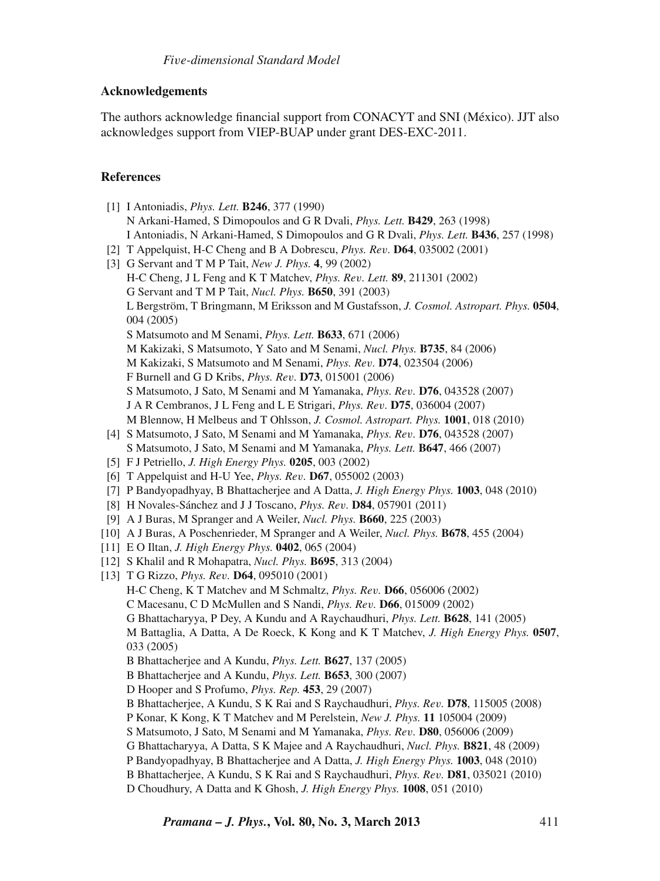## Acknowledgements

The authors acknowledge financial support from CONACYT and SNI (México). JJT also acknowledges support from VIEP-BUAP under grant DES-EXC-2011.

## References

[1] I Antoniadis, *Phys. Lett.* **B246**, 377 (1990)
N Arkani-Hamed, S Dimopoulos and G R Dvali, *Phys. Lett.* **B429**, 263 (1998)
I Antoniadis, N Arkani-Hamed, S Dimopoulos and G R Dvali, *Phys. Lett.* **B436**, 257 (1998)

[2] T Appelquist, H-C Cheng and B A Dobrescu, *Phys. Rev.* **D64**, 035002 (2001)

[3] G Servant and T M P Tait, *New J. Phys.* **4**, 99 (2002)
H-C Cheng, J L Feng and K T Matchev, *Phys. Rev. Lett.* **89**, 211301 (2002)
G Servant and T M P Tait, *Nucl. Phys.* **B650**, 391 (2003)
L Bergström, T Bringmann, M Eriksson and M Gustafsson, *J. Cosmol. Astropart. Phys.* **0504**, 004 (2005)
S Matsumoto and M Senami, *Phys. Lett.* **B633**, 671 (2006)
M Kakizaki, S Matsumoto, Y Sato and M Senami, *Nucl. Phys.* **B735**, 84 (2006)
M Kakizaki, S Matsumoto and M Senami, *Phys. Rev.* **D74**, 023504 (2006)
F Burnell and G D Kribs, *Phys. Rev.* **D73**, 015001 (2006)
S Matsumoto, J Sato, M Senami and M Yamanaka, *Phys. Rev.* **D76**, 043528 (2007)
J A R Cembranos, J L Feng and L E Strigari, *Phys. Rev.* **D75**, 036004 (2007)
M Blennow, H Melbeus and T Ohlsson, *J. Cosmol. Astropart. Phys.* **1001**, 018 (2010)

[4] S Matsumoto, J Sato, M Senami and M Yamanaka, *Phys. Rev.* **D76**, 043528 (2007)
S Matsumoto, J Sato, M Senami and M Yamanaka, *Phys. Lett.* **B647**, 466 (2007)

[5] F J Petriello, *J. High Energy Phys.* **0205**, 003 (2002)

[6] T Appelquist and H-U Yee, *Phys. Rev.* **D67**, 055002 (2003)

[7] P Bandyopadhyay, B Bhattacherjee and A Datta, *J. High Energy Phys.* **1003**, 048 (2010)

[8] H Novales-Sánchez and J J Toscano, *Phys. Rev.* **D84**, 057901 (2011)

[9] A J Buras, M Spranger and A Weiler, *Nucl. Phys.* **B660**, 225 (2003)

[10] A J Buras, A Poschenrieder, M Spranger and A Weiler, *Nucl. Phys.* **B678**, 455 (2004)

[11] E O Iltan, *J. High Energy Phys.* **0402**, 065 (2004)

[12] S Khalil and R Mohapatra, *Nucl. Phys.* **B695**, 313 (2004)

[13] T G Rizzo, *Phys. Rev.* **D64**, 095010 (2001)
H-C Cheng, K T Matchev and M Schmaltz, *Phys. Rev.* **D66**, 056006 (2002)
C Macesanu, C D McMullen and S Nandi, *Phys. Rev.* **D66**, 015009 (2002)
G Bhattacharyya, P Dey, A Kundu and A Raychaudhuri, *Phys. Lett.* **B628**, 141 (2005)
M Battaglia, A Datta, A De Roeck, K Kong and K T Matchev, *J. High Energy Phys.* **0507**, 033 (2005)
B Bhattacherjee and A Kundu, *Phys. Lett.* **B627**, 137 (2005)
B Bhattacherjee and A Kundu, *Phys. Lett.* **B653**, 300 (2007)
D Hooper and S Profumo, *Phys. Rep.* **453**, 29 (2007)
B Bhattacherjee, A Kundu, S K Rai and S Raychaudhuri, *Phys. Rev.* **D78**, 115005 (2008)
P Konar, K Kong, K T Matchev and M Perelstein, *New J. Phys.* **11** 105004 (2009)
S Matsumoto, J Sato, M Senami and M Yamanaka, *Phys. Rev.* **D80**, 056006 (2009)
G Bhattacharyya, A Datta, S K Majee and A Raychaudhuri, *Nucl. Phys.* **B821**, 48 (2009)
P Bandyopadhyay, B Bhattacherjee and A Datta, *J. High Energy Phys.* **1003**, 048 (2010)
B Bhattacherjee, A Kundu, S K Rai and S Raychaudhuri, *Phys. Rev.* **D81**, 035021 (2010)
D Choudhury, A Datta and K Ghosh, *J. High Energy Phys.* **1008**, 051 (2010)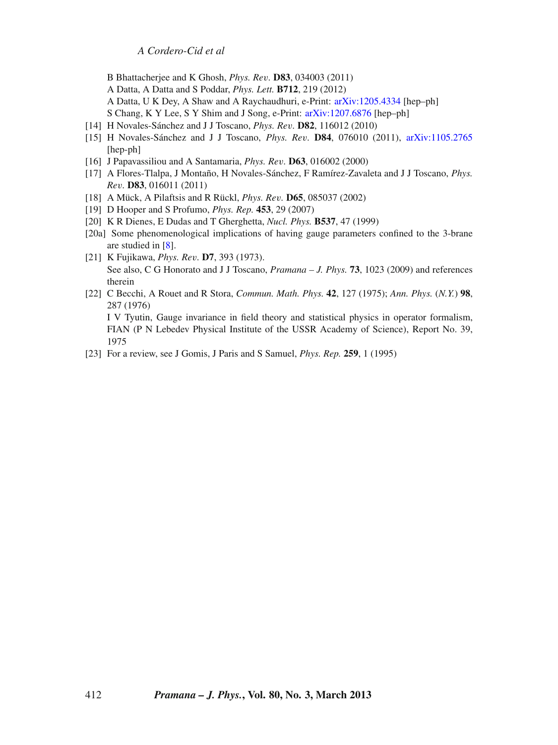B Bhattacherjee and K Ghosh, *Phys. Rev.* **D83**, 034003 (2011)
A Datta, A Datta and S Poddar, *Phys. Lett.* **B712**, 219 (2012)
A Datta, U K Dey, A Shaw and A Raychaudhuri, e-Print: arXiv:1205.4334 [hep–ph]
S Chang, K Y Lee, S Y Shim and J Song, e-Print: arXiv:1207.6876 [hep–ph]

[14] H Novales-Sánchez and J J Toscano, *Phys. Rev.* **D82**, 116012 (2010)

[15] H Novales-Sánchez and J J Toscano, *Phys. Rev.* **D84**, 076010 (2011), arXiv:1105.2765 [hep-ph]

[16] J Papavassiliou and A Santamaria, *Phys. Rev.* **D63**, 016002 (2000)

[17] A Flores-Tlalpa, J Montaño, H Novales-Sánchez, F Ramírez-Zavaleta and J J Toscano, *Phys. Rev.* **D83**, 016011 (2011)

[18] A Mück, A Pilaftsis and R Rückl, *Phys. Rev.* **D65**, 085037 (2002)

[19] D Hooper and S Profumo, *Phys. Rep.* **453**, 29 (2007)

[20] K R Dienes, E Dudas and T Gherghetta, *Nucl. Phys.* **B537**, 47 (1999)

[20a] Some phenomenological implications of having gauge parameters confined to the 3-brane are studied in [8].

[21] K Fujikawa, *Phys. Rev.* **D7**, 393 (1973).
See also, C G Honorato and J J Toscano, *Pramana – J. Phys.* **73**, 1023 (2009) and references therein

[22] C Becchi, A Rouet and R Stora, *Commun. Math. Phys.* **42**, 127 (1975); *Ann. Phys. (N.Y.)* **98**, 287 (1976)
I V Tyutin, Gauge invariance in field theory and statistical physics in operator formalism, FIAN (P N Lebedev Physical Institute of the USSR Academy of Science), Report No. 39, 1975

[23] For a review, see J Gomis, J Paris and S Samuel, *Phys. Rep.* **259**, 1 (1995)